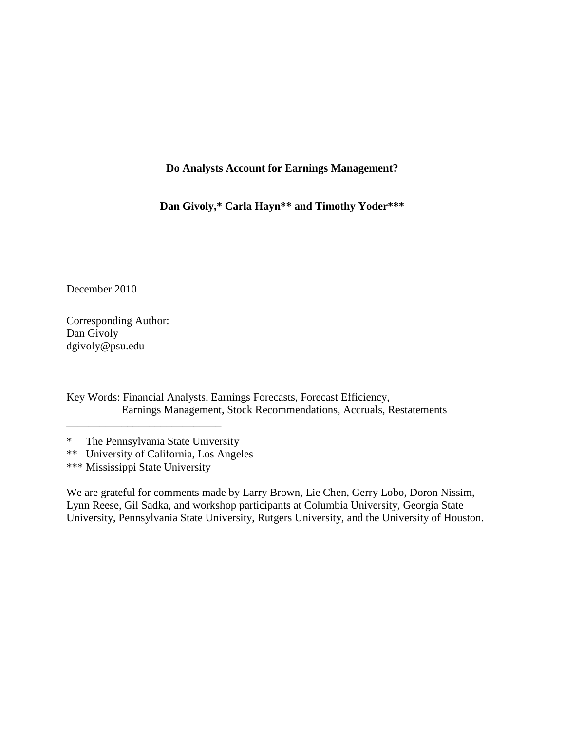**Do Analysts Account for Earnings Management?**

**Dan Givoly,* Carla Hayn** and Timothy Yoder*****

December 2010

Corresponding Author:
Dan Givoly
dgivoly@psu.edu

Key Words: Financial Analysts, Earnings Forecasts, Forecast Efficiency, Earnings Management, Stock Recommendations, Accruals, Restatements

___________________________

\* The Pennsylvania State University

\** University of California, Los Angeles

\*** Mississippi State University

We are grateful for comments made by Larry Brown, Lie Chen, Gerry Lobo, Doron Nissim, Lynn Reese, Gil Sadka, and workshop participants at Columbia University, Georgia State University, Pennsylvania State University, Rutgers University, and the University of Houston.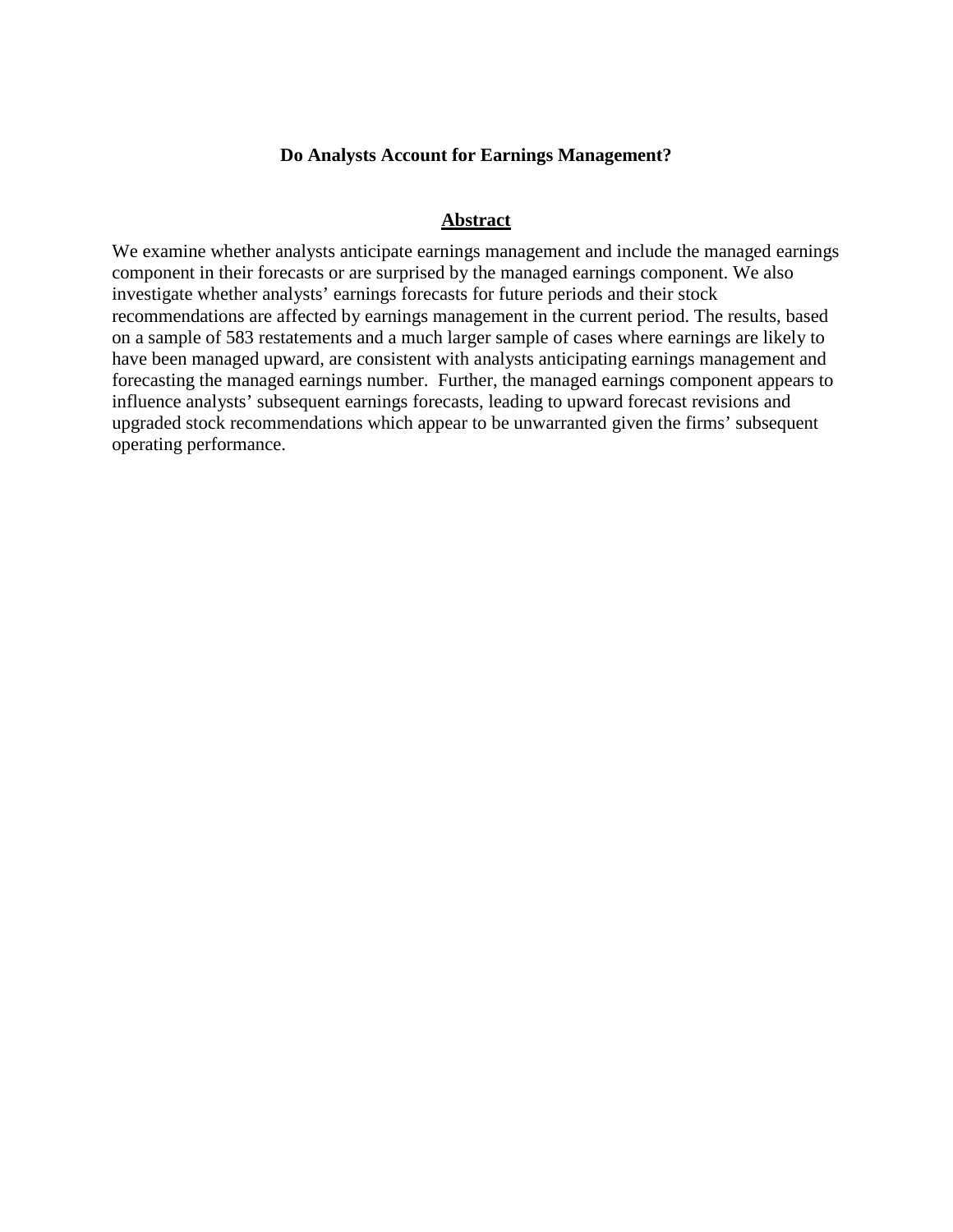# Do Analysts Account for Earnings Management?

## Abstract

We examine whether analysts anticipate earnings management and include the managed earnings component in their forecasts or are surprised by the managed earnings component. We also investigate whether analysts' earnings forecasts for future periods and their stock recommendations are affected by earnings management in the current period. The results, based on a sample of 583 restatements and a much larger sample of cases where earnings are likely to have been managed upward, are consistent with analysts anticipating earnings management and forecasting the managed earnings number. Further, the managed earnings component appears to influence analysts' subsequent earnings forecasts, leading to upward forecast revisions and upgraded stock recommendations which appear to be unwarranted given the firms' subsequent operating performance.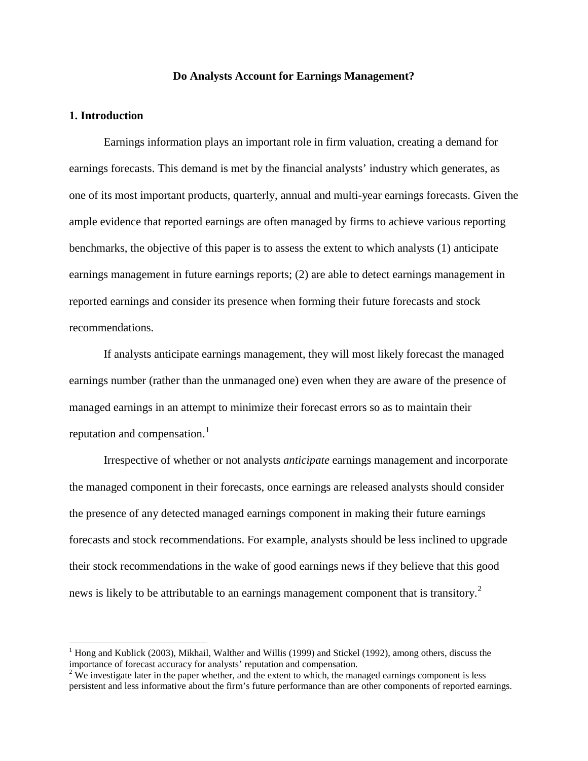# Do Analysts Account for Earnings Management?

## 1. Introduction

Earnings information plays an important role in firm valuation, creating a demand for earnings forecasts. This demand is met by the financial analysts' industry which generates, as one of its most important products, quarterly, annual and multi-year earnings forecasts. Given the ample evidence that reported earnings are often managed by firms to achieve various reporting benchmarks, the objective of this paper is to assess the extent to which analysts (1) anticipate earnings management in future earnings reports; (2) are able to detect earnings management in reported earnings and consider its presence when forming their future forecasts and stock recommendations.

If analysts anticipate earnings management, they will most likely forecast the managed earnings number (rather than the unmanaged one) even when they are aware of the presence of managed earnings in an attempt to minimize their forecast errors so as to maintain their reputation and compensation.[1]

Irrespective of whether or not analysts *anticipate* earnings management and incorporate the managed component in their forecasts, once earnings are released analysts should consider the presence of any detected managed earnings component in making their future earnings forecasts and stock recommendations. For example, analysts should be less inclined to upgrade their stock recommendations in the wake of good earnings news if they believe that this good news is likely to be attributable to an earnings management component that is transitory.[2]

---

[1] Hong and Kublick (2003), Mikhail, Walther and Willis (1999) and Stickel (1992), among others, discuss the importance of forecast accuracy for analysts' reputation and compensation.

[2] We investigate later in the paper whether, and the extent to which, the managed earnings component is less persistent and less informative about the firm's future performance than are other components of reported earnings.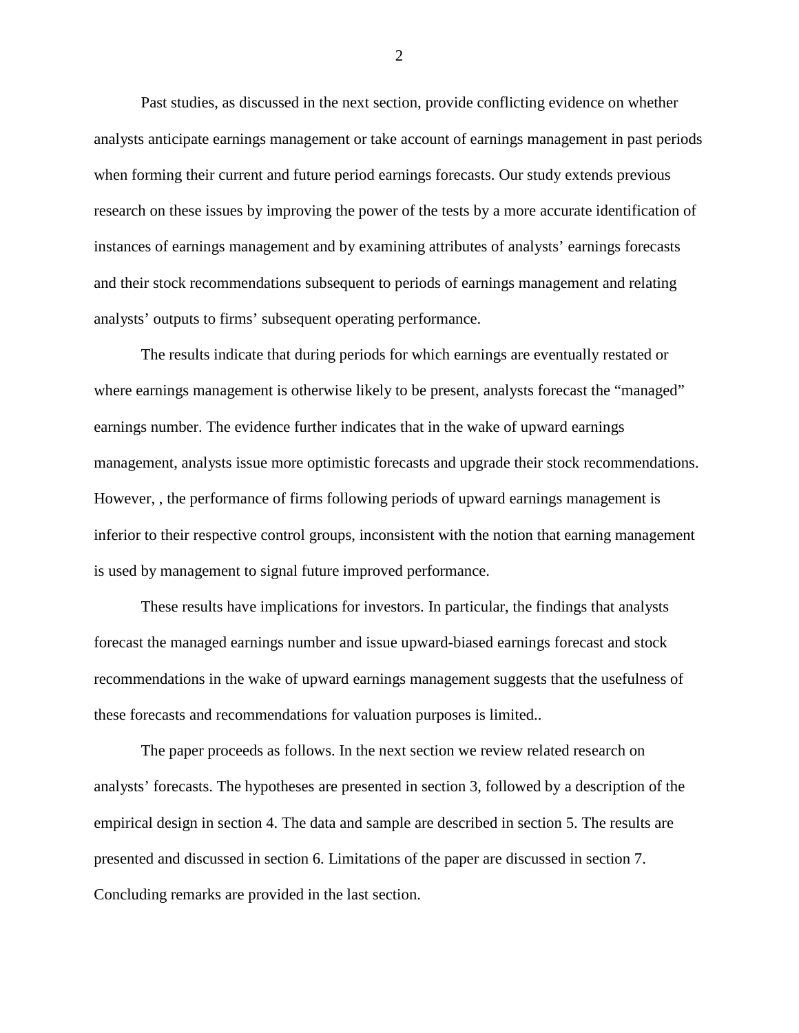Past studies, as discussed in the next section, provide conflicting evidence on whether analysts anticipate earnings management or take account of earnings management in past periods when forming their current and future period earnings forecasts. Our study extends previous research on these issues by improving the power of the tests by a more accurate identification of instances of earnings management and by examining attributes of analysts' earnings forecasts and their stock recommendations subsequent to periods of earnings management and relating analysts' outputs to firms' subsequent operating performance.

The results indicate that during periods for which earnings are eventually restated or where earnings management is otherwise likely to be present, analysts forecast the "managed" earnings number. The evidence further indicates that in the wake of upward earnings management, analysts issue more optimistic forecasts and upgrade their stock recommendations. However, , the performance of firms following periods of upward earnings management is inferior to their respective control groups, inconsistent with the notion that earning management is used by management to signal future improved performance.

These results have implications for investors. In particular, the findings that analysts forecast the managed earnings number and issue upward-biased earnings forecast and stock recommendations in the wake of upward earnings management suggests that the usefulness of these forecasts and recommendations for valuation purposes is limited..

The paper proceeds as follows. In the next section we review related research on analysts' forecasts. The hypotheses are presented in section 3, followed by a description of the empirical design in section 4. The data and sample are described in section 5. The results are presented and discussed in section 6. Limitations of the paper are discussed in section 7. Concluding remarks are provided in the last section.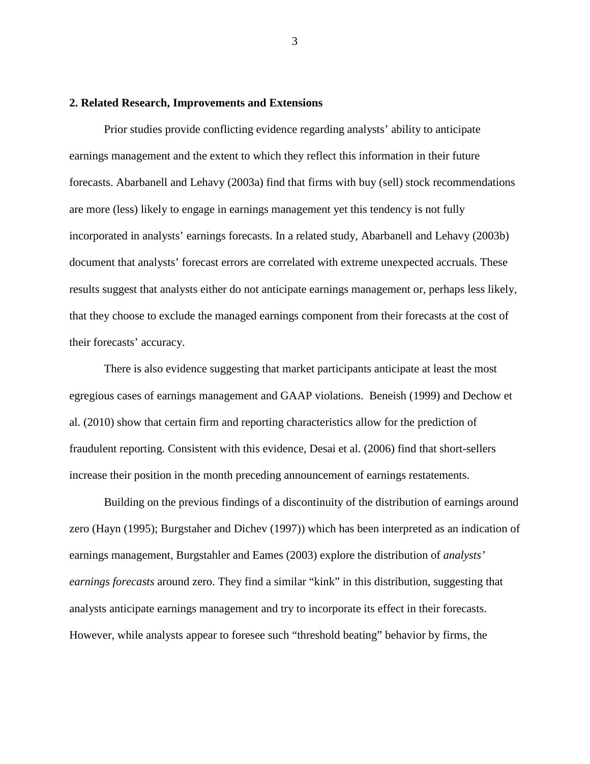## 2. Related Research, Improvements and Extensions

Prior studies provide conflicting evidence regarding analysts' ability to anticipate earnings management and the extent to which they reflect this information in their future forecasts. Abarbanell and Lehavy (2003a) find that firms with buy (sell) stock recommendations are more (less) likely to engage in earnings management yet this tendency is not fully incorporated in analysts' earnings forecasts. In a related study, Abarbanell and Lehavy (2003b) document that analysts' forecast errors are correlated with extreme unexpected accruals. These results suggest that analysts either do not anticipate earnings management or, perhaps less likely, that they choose to exclude the managed earnings component from their forecasts at the cost of their forecasts' accuracy.

There is also evidence suggesting that market participants anticipate at least the most egregious cases of earnings management and GAAP violations. Beneish (1999) and Dechow et al. (2010) show that certain firm and reporting characteristics allow for the prediction of fraudulent reporting. Consistent with this evidence, Desai et al. (2006) find that short-sellers increase their position in the month preceding announcement of earnings restatements.

Building on the previous findings of a discontinuity of the distribution of earnings around zero (Hayn (1995); Burgstaher and Dichev (1997)) which has been interpreted as an indication of earnings management, Burgstahler and Eames (2003) explore the distribution of *analysts' earnings forecasts* around zero. They find a similar "kink" in this distribution, suggesting that analysts anticipate earnings management and try to incorporate its effect in their forecasts. However, while analysts appear to foresee such "threshold beating" behavior by firms, the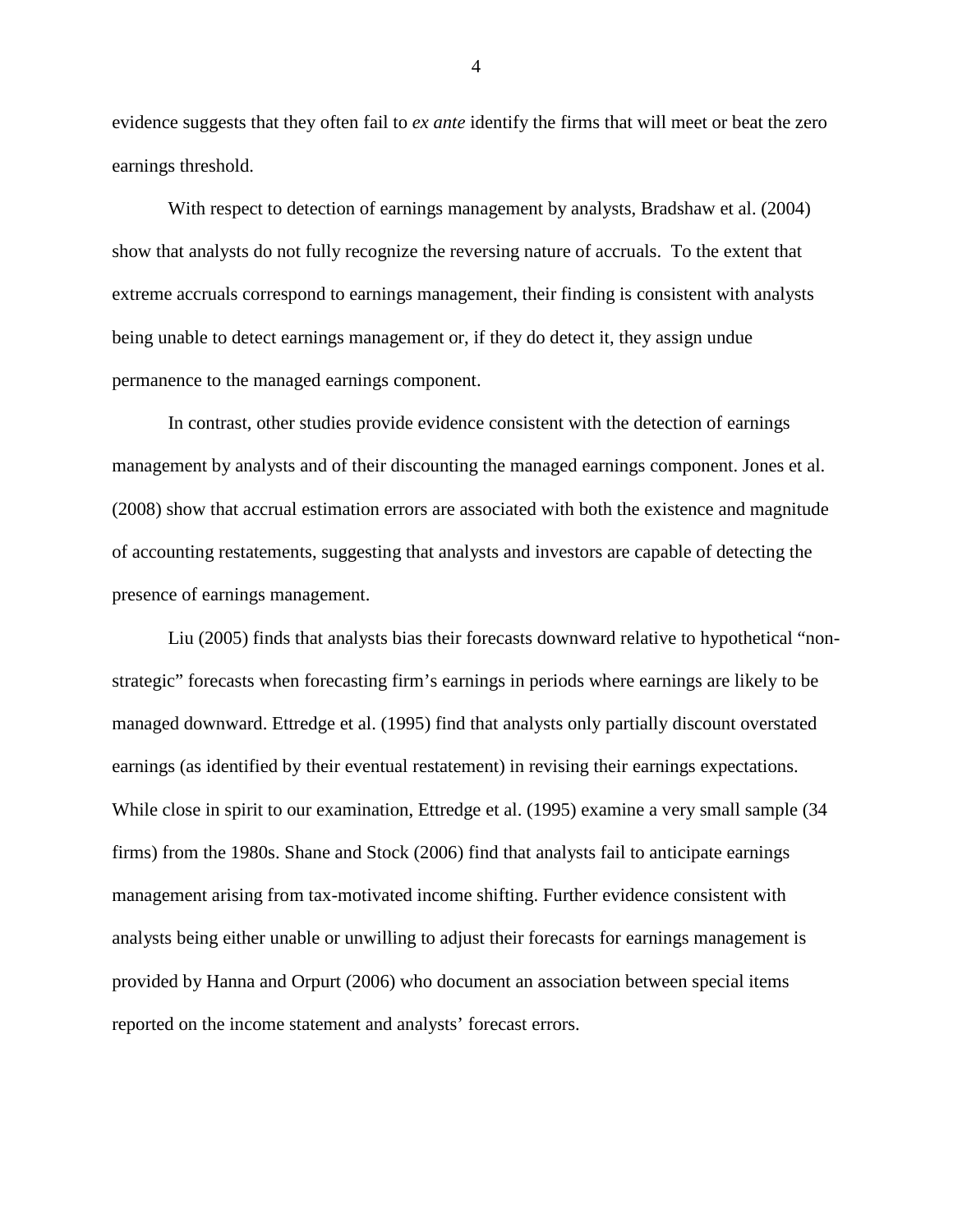evidence suggests that they often fail to *ex ante* identify the firms that will meet or beat the zero earnings threshold.

With respect to detection of earnings management by analysts, Bradshaw et al. (2004) show that analysts do not fully recognize the reversing nature of accruals. To the extent that extreme accruals correspond to earnings management, their finding is consistent with analysts being unable to detect earnings management or, if they do detect it, they assign undue permanence to the managed earnings component.

In contrast, other studies provide evidence consistent with the detection of earnings management by analysts and of their discounting the managed earnings component. Jones et al. (2008) show that accrual estimation errors are associated with both the existence and magnitude of accounting restatements, suggesting that analysts and investors are capable of detecting the presence of earnings management.

Liu (2005) finds that analysts bias their forecasts downward relative to hypothetical "non-strategic" forecasts when forecasting firm's earnings in periods where earnings are likely to be managed downward. Ettredge et al. (1995) find that analysts only partially discount overstated earnings (as identified by their eventual restatement) in revising their earnings expectations. While close in spirit to our examination, Ettredge et al. (1995) examine a very small sample (34 firms) from the 1980s. Shane and Stock (2006) find that analysts fail to anticipate earnings management arising from tax-motivated income shifting. Further evidence consistent with analysts being either unable or unwilling to adjust their forecasts for earnings management is provided by Hanna and Orpurt (2006) who document an association between special items reported on the income statement and analysts' forecast errors.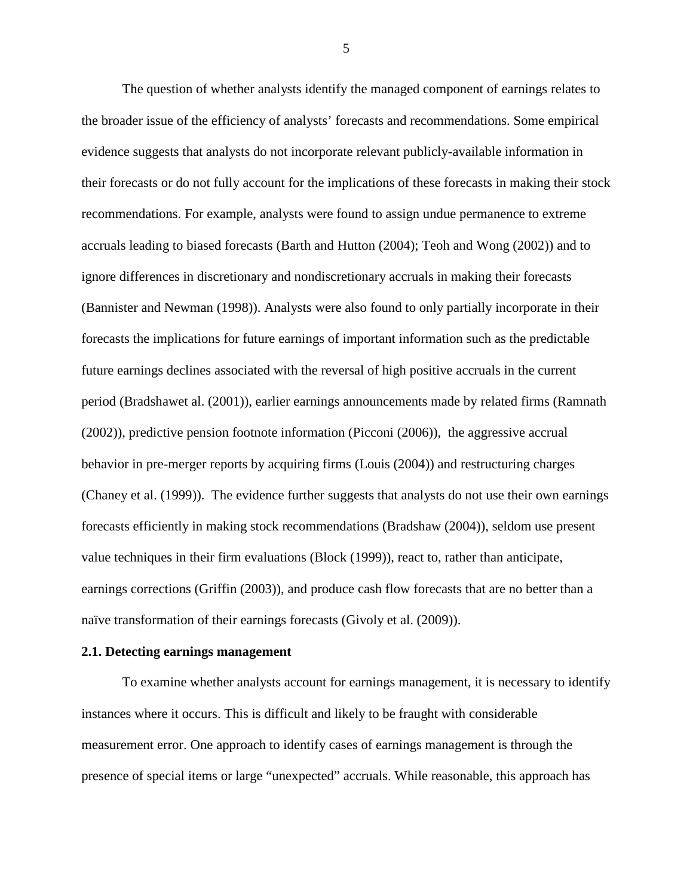The question of whether analysts identify the managed component of earnings relates to the broader issue of the efficiency of analysts' forecasts and recommendations. Some empirical evidence suggests that analysts do not incorporate relevant publicly-available information in their forecasts or do not fully account for the implications of these forecasts in making their stock recommendations. For example, analysts were found to assign undue permanence to extreme accruals leading to biased forecasts (Barth and Hutton (2004); Teoh and Wong (2002)) and to ignore differences in discretionary and nondiscretionary accruals in making their forecasts (Bannister and Newman (1998)). Analysts were also found to only partially incorporate in their forecasts the implications for future earnings of important information such as the predictable future earnings declines associated with the reversal of high positive accruals in the current period (Bradshawet al. (2001)), earlier earnings announcements made by related firms (Ramnath (2002)), predictive pension footnote information (Picconi (2006)), the aggressive accrual behavior in pre-merger reports by acquiring firms (Louis (2004)) and restructuring charges (Chaney et al. (1999)). The evidence further suggests that analysts do not use their own earnings forecasts efficiently in making stock recommendations (Bradshaw (2004)), seldom use present value techniques in their firm evaluations (Block (1999)), react to, rather than anticipate, earnings corrections (Griffin (2003)), and produce cash flow forecasts that are no better than a naïve transformation of their earnings forecasts (Givoly et al. (2009)).

### 2.1. Detecting earnings management

To examine whether analysts account for earnings management, it is necessary to identify instances where it occurs. This is difficult and likely to be fraught with considerable measurement error. One approach to identify cases of earnings management is through the presence of special items or large "unexpected" accruals. While reasonable, this approach has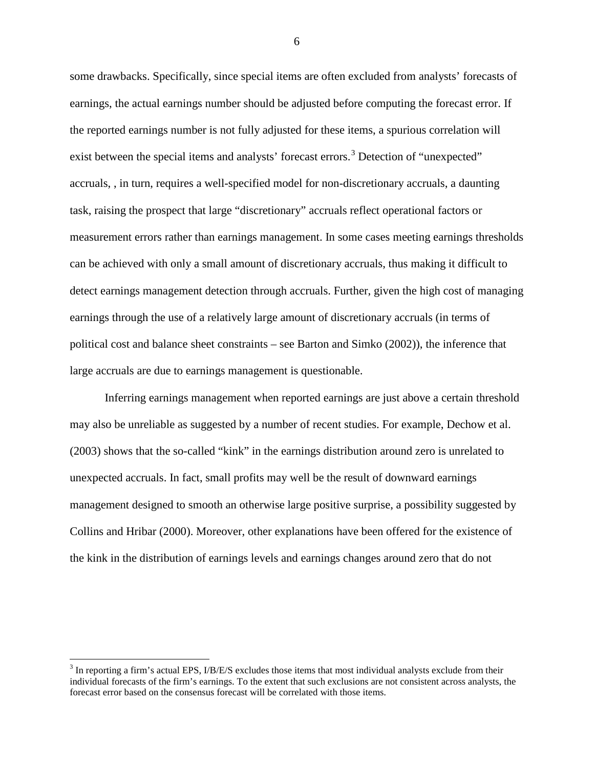some drawbacks. Specifically, since special items are often excluded from analysts' forecasts of earnings, the actual earnings number should be adjusted before computing the forecast error. If the reported earnings number is not fully adjusted for these items, a spurious correlation will exist between the special items and analysts' forecast errors.[3] Detection of "unexpected" accruals, , in turn, requires a well-specified model for non-discretionary accruals, a daunting task, raising the prospect that large "discretionary" accruals reflect operational factors or measurement errors rather than earnings management. In some cases meeting earnings thresholds can be achieved with only a small amount of discretionary accruals, thus making it difficult to detect earnings management detection through accruals. Further, given the high cost of managing earnings through the use of a relatively large amount of discretionary accruals (in terms of political cost and balance sheet constraints – see Barton and Simko (2002)), the inference that large accruals are due to earnings management is questionable.

Inferring earnings management when reported earnings are just above a certain threshold may also be unreliable as suggested by a number of recent studies. For example, Dechow et al. (2003) shows that the so-called "kink" in the earnings distribution around zero is unrelated to unexpected accruals. In fact, small profits may well be the result of downward earnings management designed to smooth an otherwise large positive surprise, a possibility suggested by Collins and Hribar (2000). Moreover, other explanations have been offered for the existence of the kink in the distribution of earnings levels and earnings changes around zero that do not

[3] In reporting a firm's actual EPS, I/B/E/S excludes those items that most individual analysts exclude from their individual forecasts of the firm's earnings. To the extent that such exclusions are not consistent across analysts, the forecast error based on the consensus forecast will be correlated with those items.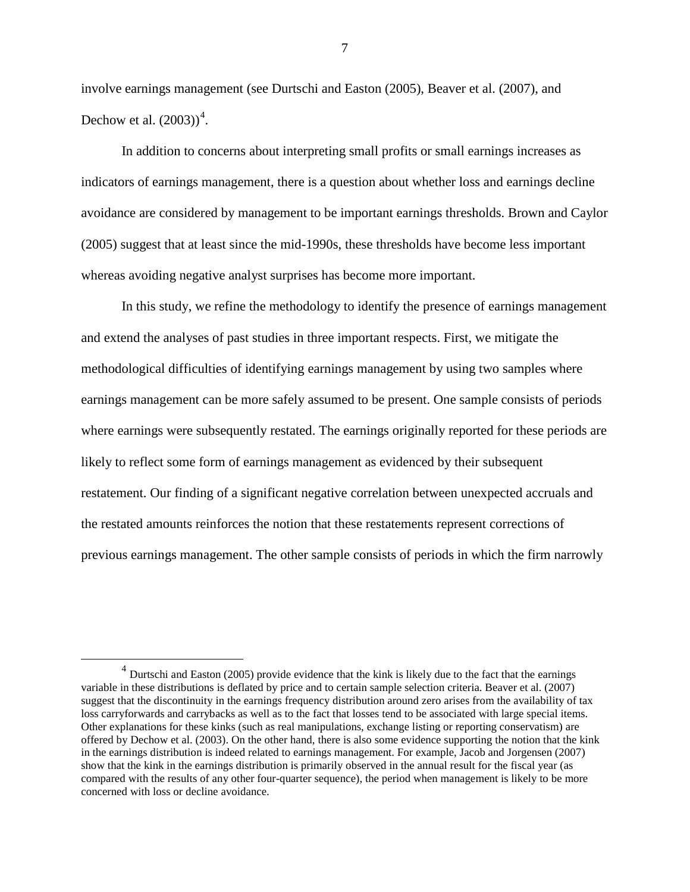involve earnings management (see Durtschi and Easton (2005), Beaver et al. (2007), and Dechow et al. (2003))[4].

In addition to concerns about interpreting small profits or small earnings increases as indicators of earnings management, there is a question about whether loss and earnings decline avoidance are considered by management to be important earnings thresholds. Brown and Caylor (2005) suggest that at least since the mid-1990s, these thresholds have become less important whereas avoiding negative analyst surprises has become more important.

In this study, we refine the methodology to identify the presence of earnings management and extend the analyses of past studies in three important respects. First, we mitigate the methodological difficulties of identifying earnings management by using two samples where earnings management can be more safely assumed to be present. One sample consists of periods where earnings were subsequently restated. The earnings originally reported for these periods are likely to reflect some form of earnings management as evidenced by their subsequent restatement. Our finding of a significant negative correlation between unexpected accruals and the restated amounts reinforces the notion that these restatements represent corrections of previous earnings management. The other sample consists of periods in which the firm narrowly

[4] Durtschi and Easton (2005) provide evidence that the kink is likely due to the fact that the earnings variable in these distributions is deflated by price and to certain sample selection criteria. Beaver et al. (2007) suggest that the discontinuity in the earnings frequency distribution around zero arises from the availability of tax loss carryforwards and carrybacks as well as to the fact that losses tend to be associated with large special items. Other explanations for these kinks (such as real manipulations, exchange listing or reporting conservatism) are offered by Dechow et al. (2003). On the other hand, there is also some evidence supporting the notion that the kink in the earnings distribution is indeed related to earnings management. For example, Jacob and Jorgensen (2007) show that the kink in the earnings distribution is primarily observed in the annual result for the fiscal year (as compared with the results of any other four-quarter sequence), the period when management is likely to be more concerned with loss or decline avoidance.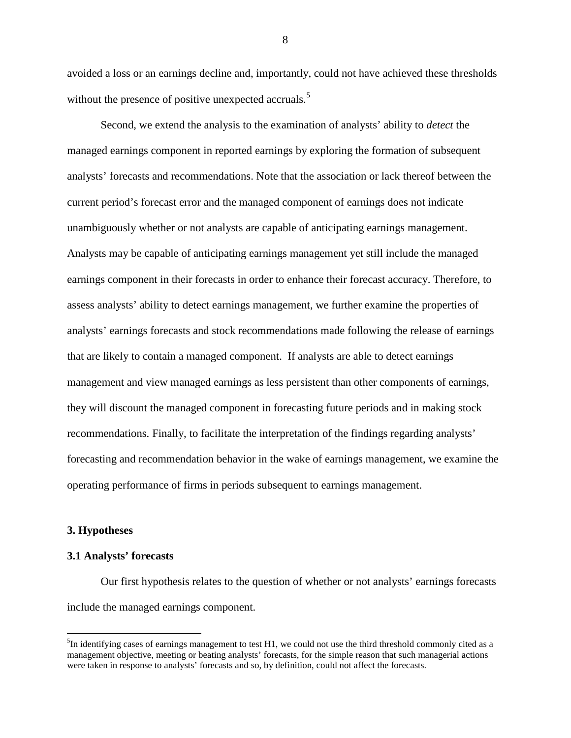avoided a loss or an earnings decline and, importantly, could not have achieved these thresholds without the presence of positive unexpected accruals.[5]

Second, we extend the analysis to the examination of analysts' ability to *detect* the managed earnings component in reported earnings by exploring the formation of subsequent analysts' forecasts and recommendations. Note that the association or lack thereof between the current period's forecast error and the managed component of earnings does not indicate unambiguously whether or not analysts are capable of anticipating earnings management. Analysts may be capable of anticipating earnings management yet still include the managed earnings component in their forecasts in order to enhance their forecast accuracy. Therefore, to assess analysts' ability to detect earnings management, we further examine the properties of analysts' earnings forecasts and stock recommendations made following the release of earnings that are likely to contain a managed component. If analysts are able to detect earnings management and view managed earnings as less persistent than other components of earnings, they will discount the managed component in forecasting future periods and in making stock recommendations. Finally, to facilitate the interpretation of the findings regarding analysts' forecasting and recommendation behavior in the wake of earnings management, we examine the operating performance of firms in periods subsequent to earnings management.

## 3. Hypotheses

### 3.1 Analysts' forecasts

Our first hypothesis relates to the question of whether or not analysts' earnings forecasts include the managed earnings component.

---

[5] In identifying cases of earnings management to test H1, we could not use the third threshold commonly cited as a management objective, meeting or beating analysts' forecasts, for the simple reason that such managerial actions were taken in response to analysts' forecasts and so, by definition, could not affect the forecasts.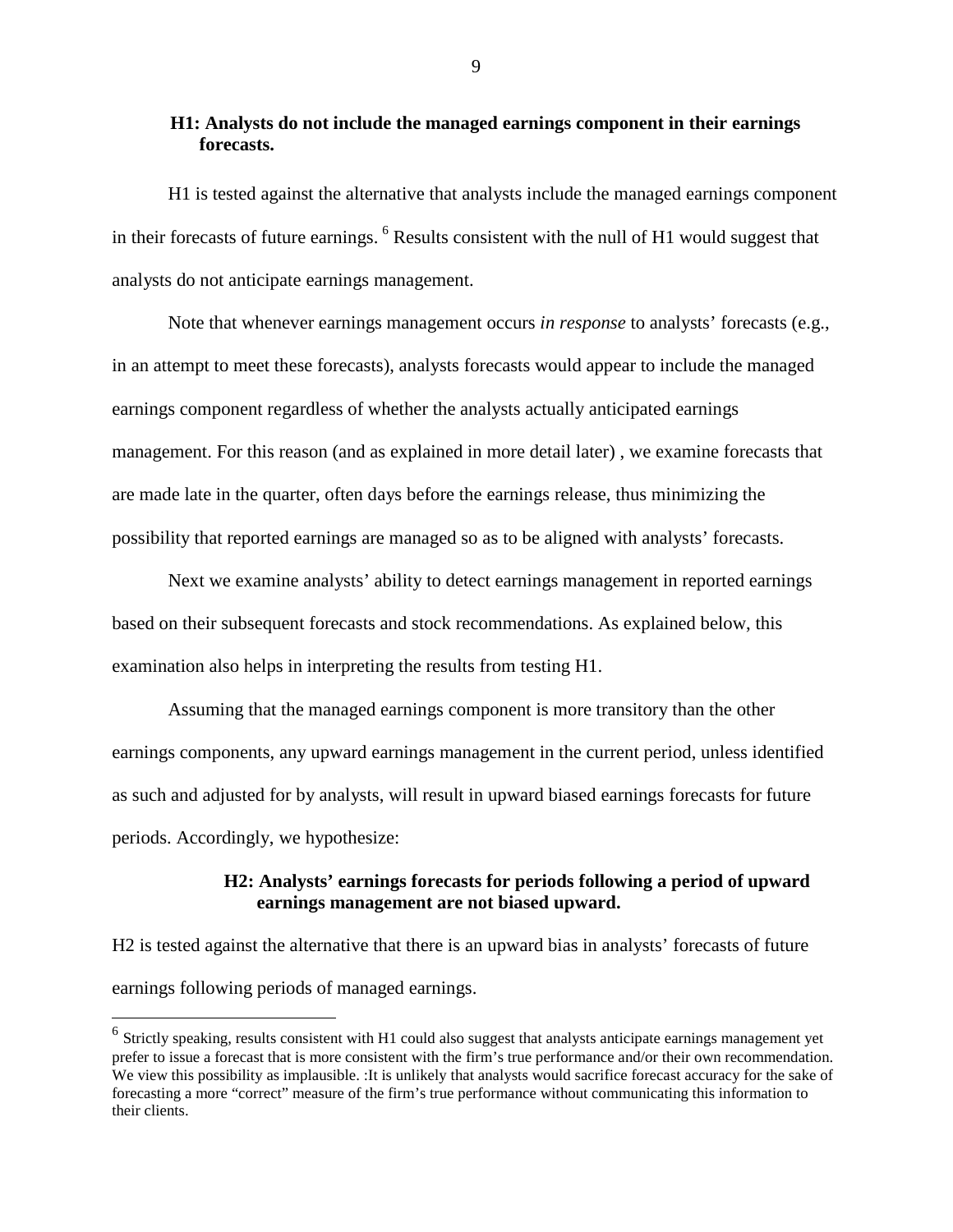**H1: Analysts do not include the managed earnings component in their earnings forecasts.**

H1 is tested against the alternative that analysts include the managed earnings component in their forecasts of future earnings. [6] Results consistent with the null of H1 would suggest that analysts do not anticipate earnings management.

Note that whenever earnings management occurs *in response* to analysts' forecasts (e.g., in an attempt to meet these forecasts), analysts forecasts would appear to include the managed earnings component regardless of whether the analysts actually anticipated earnings management. For this reason (and as explained in more detail later) , we examine forecasts that are made late in the quarter, often days before the earnings release, thus minimizing the possibility that reported earnings are managed so as to be aligned with analysts' forecasts.

Next we examine analysts' ability to detect earnings management in reported earnings based on their subsequent forecasts and stock recommendations. As explained below, this examination also helps in interpreting the results from testing H1.

Assuming that the managed earnings component is more transitory than the other earnings components, any upward earnings management in the current period, unless identified as such and adjusted for by analysts, will result in upward biased earnings forecasts for future periods. Accordingly, we hypothesize:

**H2: Analysts' earnings forecasts for periods following a period of upward earnings management are not biased upward.**

H2 is tested against the alternative that there is an upward bias in analysts' forecasts of future earnings following periods of managed earnings.

---

[6] Strictly speaking, results consistent with H1 could also suggest that analysts anticipate earnings management yet prefer to issue a forecast that is more consistent with the firm's true performance and/or their own recommendation. We view this possibility as implausible. :It is unlikely that analysts would sacrifice forecast accuracy for the sake of forecasting a more "correct" measure of the firm's true performance without communicating this information to their clients.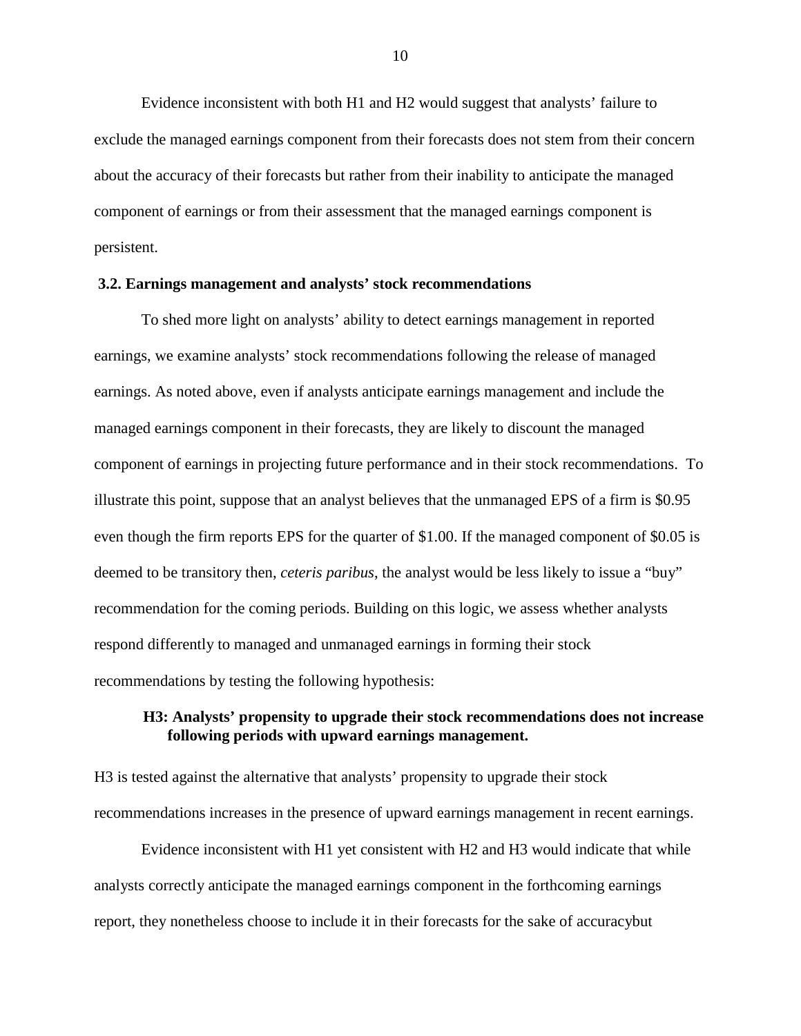Evidence inconsistent with both H1 and H2 would suggest that analysts' failure to exclude the managed earnings component from their forecasts does not stem from their concern about the accuracy of their forecasts but rather from their inability to anticipate the managed component of earnings or from their assessment that the managed earnings component is persistent.

### 3.2. Earnings management and analysts' stock recommendations

To shed more light on analysts' ability to detect earnings management in reported earnings, we examine analysts' stock recommendations following the release of managed earnings. As noted above, even if analysts anticipate earnings management and include the managed earnings component in their forecasts, they are likely to discount the managed component of earnings in projecting future performance and in their stock recommendations. To illustrate this point, suppose that an analyst believes that the unmanaged EPS of a firm is $0.95 even though the firm reports EPS for the quarter of $1.00. If the managed component of $0.05 is deemed to be transitory then, *ceteris paribus*, the analyst would be less likely to issue a "buy" recommendation for the coming periods. Building on this logic, we assess whether analysts respond differently to managed and unmanaged earnings in forming their stock recommendations by testing the following hypothesis:

> **H3: Analysts' propensity to upgrade their stock recommendations does not increase following periods with upward earnings management.**

H3 is tested against the alternative that analysts' propensity to upgrade their stock recommendations increases in the presence of upward earnings management in recent earnings.

Evidence inconsistent with H1 yet consistent with H2 and H3 would indicate that while analysts correctly anticipate the managed earnings component in the forthcoming earnings report, they nonetheless choose to include it in their forecasts for the sake of accuracybut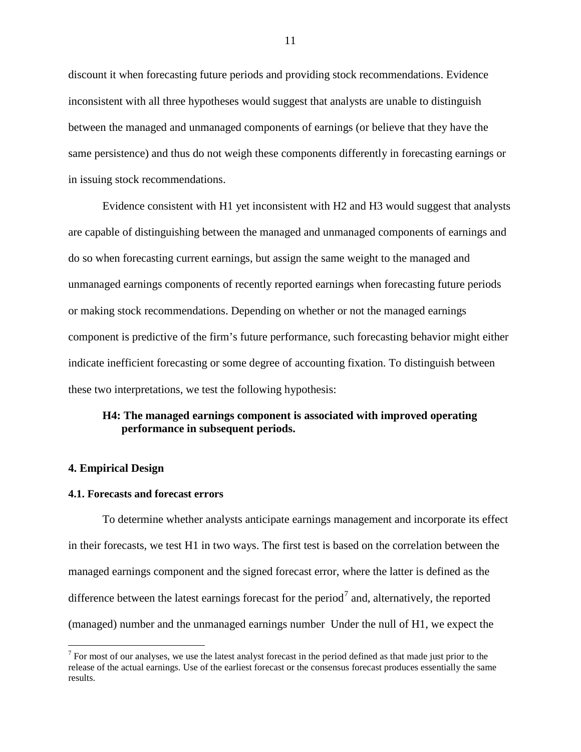discount it when forecasting future periods and providing stock recommendations. Evidence inconsistent with all three hypotheses would suggest that analysts are unable to distinguish between the managed and unmanaged components of earnings (or believe that they have the same persistence) and thus do not weigh these components differently in forecasting earnings or in issuing stock recommendations.

Evidence consistent with H1 yet inconsistent with H2 and H3 would suggest that analysts are capable of distinguishing between the managed and unmanaged components of earnings and do so when forecasting current earnings, but assign the same weight to the managed and unmanaged earnings components of recently reported earnings when forecasting future periods or making stock recommendations. Depending on whether or not the managed earnings component is predictive of the firm's future performance, such forecasting behavior might either indicate inefficient forecasting or some degree of accounting fixation. To distinguish between these two interpretations, we test the following hypothesis:

> **H4: The managed earnings component is associated with improved operating performance in subsequent periods.**

## 4. Empirical Design

### 4.1. Forecasts and forecast errors

To determine whether analysts anticipate earnings management and incorporate its effect in their forecasts, we test H1 in two ways. The first test is based on the correlation between the managed earnings component and the signed forecast error, where the latter is defined as the difference between the latest earnings forecast for the period[7] and, alternatively, the reported (managed) number and the unmanaged earnings number Under the null of H1, we expect the

[7] For most of our analyses, we use the latest analyst forecast in the period defined as that made just prior to the release of the actual earnings. Use of the earliest forecast or the consensus forecast produces essentially the same results.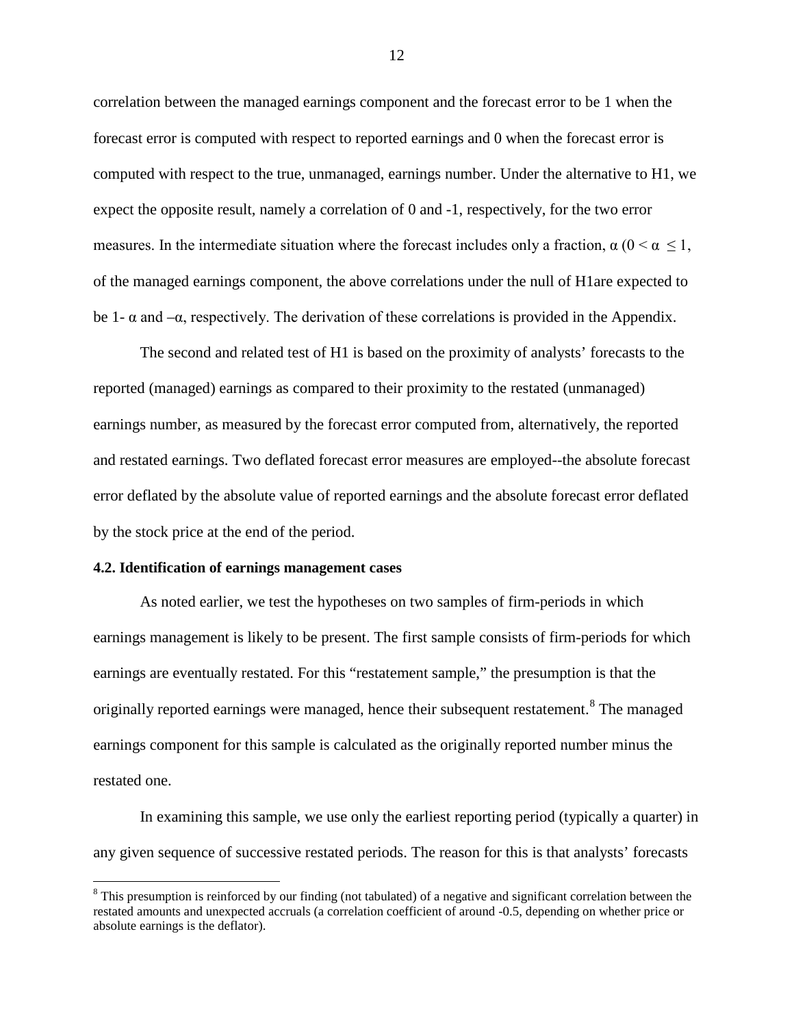correlation between the managed earnings component and the forecast error to be 1 when the forecast error is computed with respect to reported earnings and 0 when the forecast error is computed with respect to the true, unmanaged, earnings number. Under the alternative to H1, we expect the opposite result, namely a correlation of 0 and -1, respectively, for the two error measures. In the intermediate situation where the forecast includes only a fraction, $\alpha$ ($0 < \alpha \leq 1$, of the managed earnings component, the above correlations under the null of H1are expected to be 1- $\alpha$ and $-\alpha$, respectively. The derivation of these correlations is provided in the Appendix.

The second and related test of H1 is based on the proximity of analysts' forecasts to the reported (managed) earnings as compared to their proximity to the restated (unmanaged) earnings number, as measured by the forecast error computed from, alternatively, the reported and restated earnings. Two deflated forecast error measures are employed--the absolute forecast error deflated by the absolute value of reported earnings and the absolute forecast error deflated by the stock price at the end of the period.

**4.2. Identification of earnings management cases**

As noted earlier, we test the hypotheses on two samples of firm-periods in which earnings management is likely to be present. The first sample consists of firm-periods for which earnings are eventually restated. For this "restatement sample," the presumption is that the originally reported earnings were managed, hence their subsequent restatement.[8] The managed earnings component for this sample is calculated as the originally reported number minus the restated one.

In examining this sample, we use only the earliest reporting period (typically a quarter) in any given sequence of successive restated periods. The reason for this is that analysts' forecasts

[8] This presumption is reinforced by our finding (not tabulated) of a negative and significant correlation between the restated amounts and unexpected accruals (a correlation coefficient of around -0.5, depending on whether price or absolute earnings is the deflator).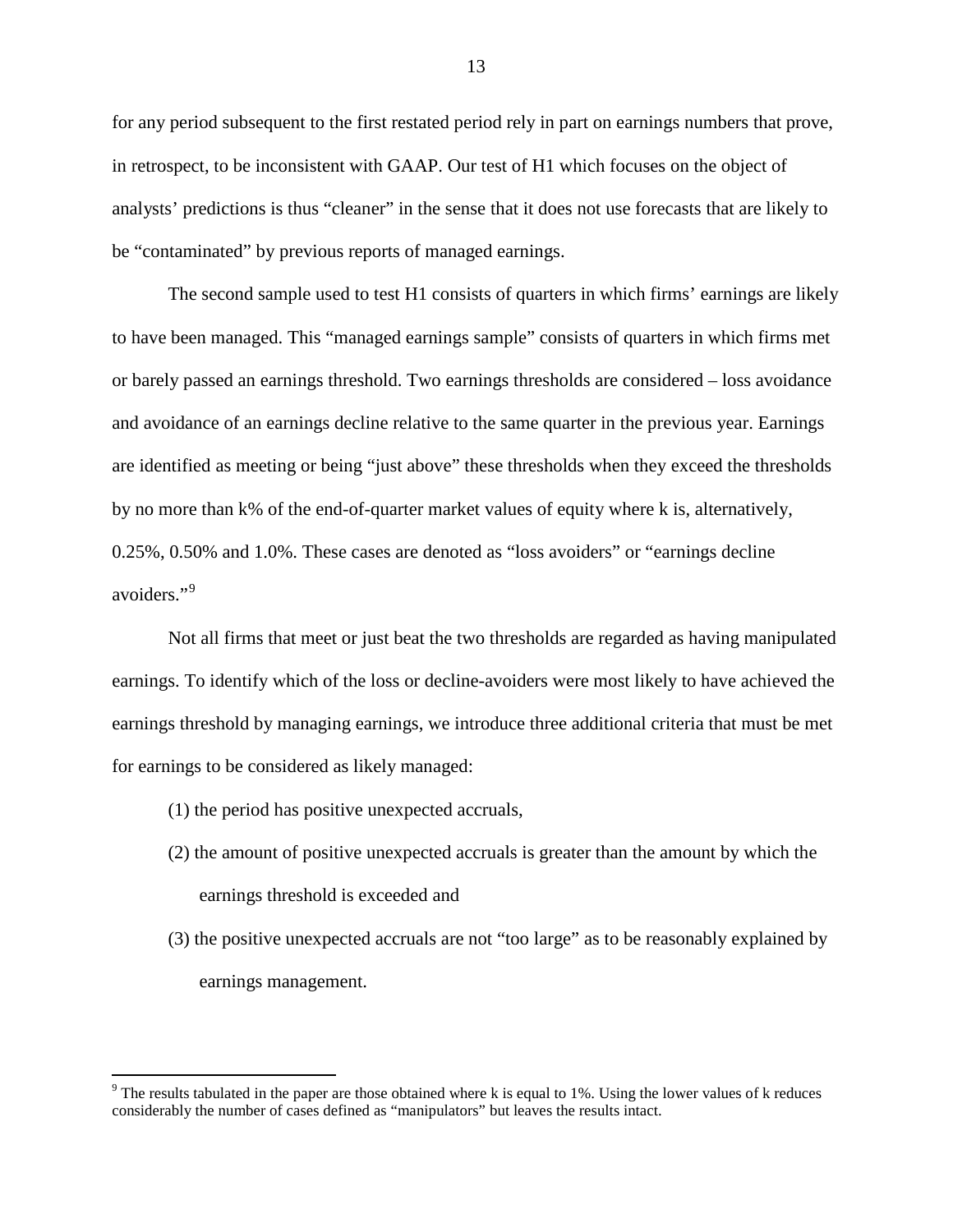for any period subsequent to the first restated period rely in part on earnings numbers that prove, in retrospect, to be inconsistent with GAAP. Our test of H1 which focuses on the object of analysts' predictions is thus "cleaner" in the sense that it does not use forecasts that are likely to be "contaminated" by previous reports of managed earnings.

The second sample used to test H1 consists of quarters in which firms' earnings are likely to have been managed. This "managed earnings sample" consists of quarters in which firms met or barely passed an earnings threshold. Two earnings thresholds are considered – loss avoidance and avoidance of an earnings decline relative to the same quarter in the previous year. Earnings are identified as meeting or being "just above" these thresholds when they exceed the thresholds by no more than k% of the end-of-quarter market values of equity where k is, alternatively, 0.25%, 0.50% and 1.0%. These cases are denoted as "loss avoiders" or "earnings decline avoiders."[9]

Not all firms that meet or just beat the two thresholds are regarded as having manipulated earnings. To identify which of the loss or decline-avoiders were most likely to have achieved the earnings threshold by managing earnings, we introduce three additional criteria that must be met for earnings to be considered as likely managed:

(1) the period has positive unexpected accruals,

(2) the amount of positive unexpected accruals is greater than the amount by which the earnings threshold is exceeded and

(3) the positive unexpected accruals are not "too large" as to be reasonably explained by earnings management.

---

[9] The results tabulated in the paper are those obtained where k is equal to 1%. Using the lower values of k reduces considerably the number of cases defined as "manipulators" but leaves the results intact.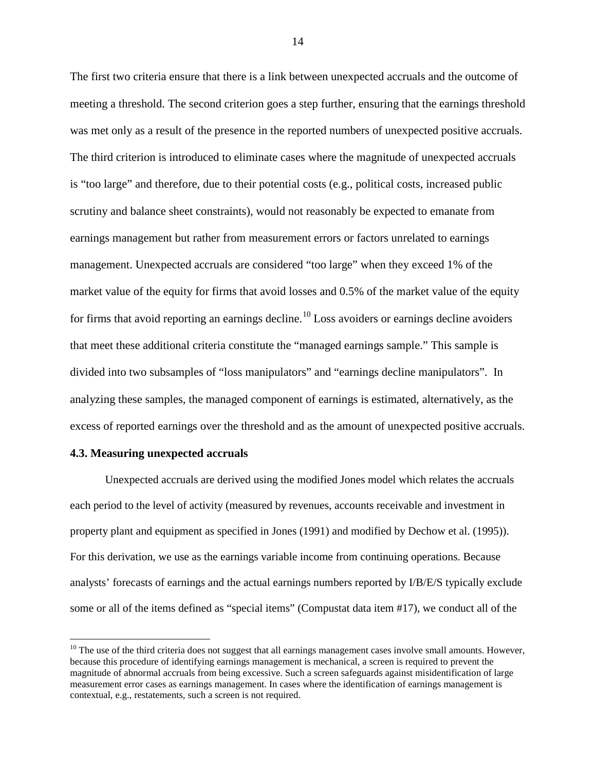The first two criteria ensure that there is a link between unexpected accruals and the outcome of meeting a threshold. The second criterion goes a step further, ensuring that the earnings threshold was met only as a result of the presence in the reported numbers of unexpected positive accruals. The third criterion is introduced to eliminate cases where the magnitude of unexpected accruals is "too large" and therefore, due to their potential costs (e.g., political costs, increased public scrutiny and balance sheet constraints), would not reasonably be expected to emanate from earnings management but rather from measurement errors or factors unrelated to earnings management. Unexpected accruals are considered "too large" when they exceed 1% of the market value of the equity for firms that avoid losses and 0.5% of the market value of the equity for firms that avoid reporting an earnings decline.[10] Loss avoiders or earnings decline avoiders that meet these additional criteria constitute the "managed earnings sample." This sample is divided into two subsamples of "loss manipulators" and "earnings decline manipulators". In analyzing these samples, the managed component of earnings is estimated, alternatively, as the excess of reported earnings over the threshold and as the amount of unexpected positive accruals.

### 4.3. Measuring unexpected accruals

Unexpected accruals are derived using the modified Jones model which relates the accruals each period to the level of activity (measured by revenues, accounts receivable and investment in property plant and equipment as specified in Jones (1991) and modified by Dechow et al. (1995)). For this derivation, we use as the earnings variable income from continuing operations. Because analysts' forecasts of earnings and the actual earnings numbers reported by I/B/E/S typically exclude some or all of the items defined as "special items" (Compustat data item #17), we conduct all of the

[10] The use of the third criteria does not suggest that all earnings management cases involve small amounts. However, because this procedure of identifying earnings management is mechanical, a screen is required to prevent the magnitude of abnormal accruals from being excessive. Such a screen safeguards against misidentification of large measurement error cases as earnings management. In cases where the identification of earnings management is contextual, e.g., restatements, such a screen is not required.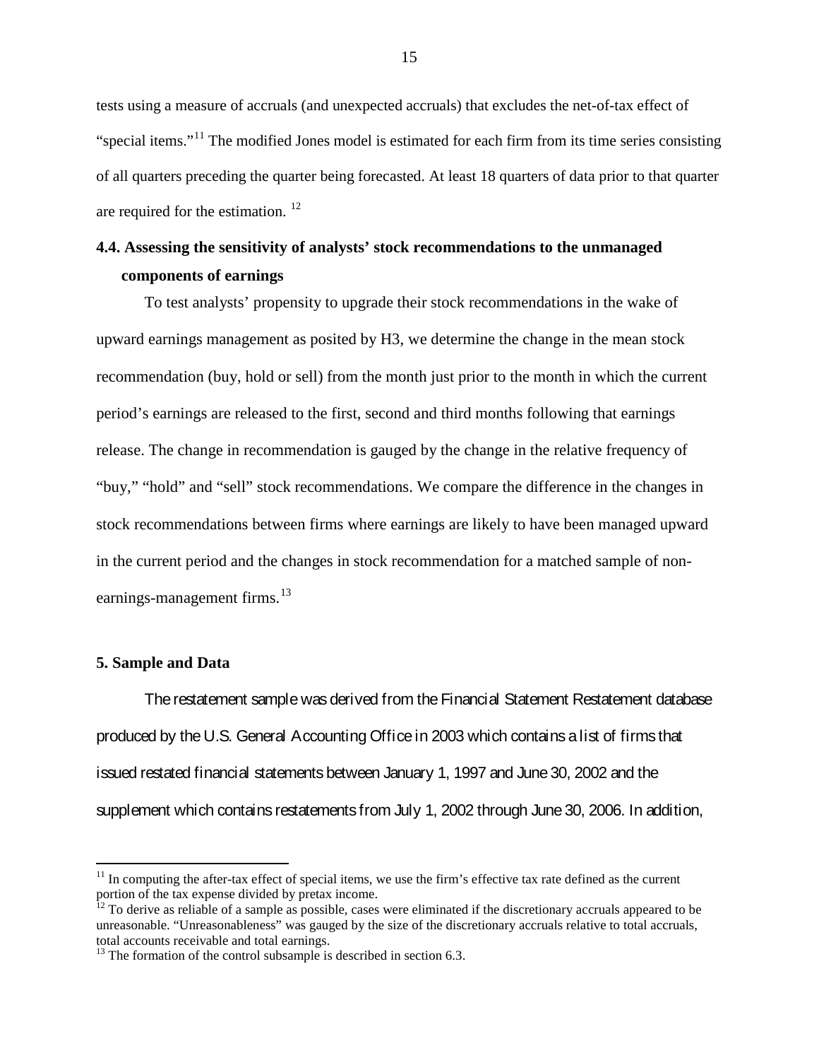tests using a measure of accruals (and unexpected accruals) that excludes the net-of-tax effect of "special items."[11] The modified Jones model is estimated for each firm from its time series consisting of all quarters preceding the quarter being forecasted. At least 18 quarters of data prior to that quarter are required for the estimation. [12]

### 4.4. Assessing the sensitivity of analysts' stock recommendations to the unmanaged components of earnings

To test analysts' propensity to upgrade their stock recommendations in the wake of upward earnings management as posited by H3, we determine the change in the mean stock recommendation (buy, hold or sell) from the month just prior to the month in which the current period's earnings are released to the first, second and third months following that earnings release. The change in recommendation is gauged by the change in the relative frequency of "buy," "hold" and "sell" stock recommendations. We compare the difference in the changes in stock recommendations between firms where earnings are likely to have been managed upward in the current period and the changes in stock recommendation for a matched sample of non-earnings-management firms.[13]

## 5. Sample and Data

The restatement sample was derived from the Financial Statement Restatement database produced by the U.S. General Accounting Office in 2003 which contains a list of firms that issued restated financial statements between January 1, 1997 and June 30, 2002 and the supplement which contains restatements from July 1, 2002 through June 30, 2006. In addition,

---

[11] In computing the after-tax effect of special items, we use the firm's effective tax rate defined as the current portion of the tax expense divided by pretax income.

[12] To derive as reliable of a sample as possible, cases were eliminated if the discretionary accruals appeared to be unreasonable. "Unreasonableness" was gauged by the size of the discretionary accruals relative to total accruals, total accounts receivable and total earnings.

[13] The formation of the control subsample is described in section 6.3.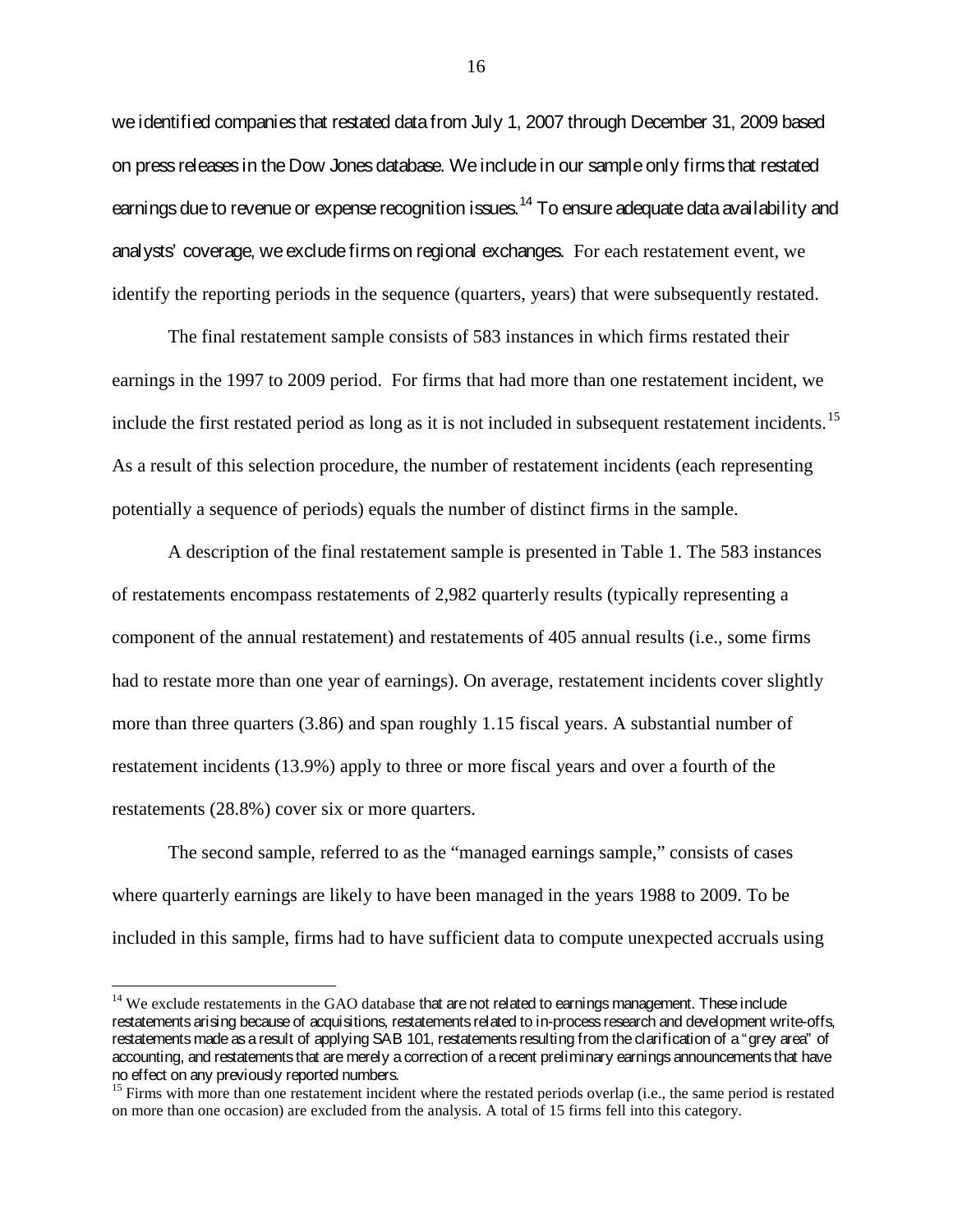we identified companies that restated data from July 1, 2007 through December 31, 2009 based on press releases in the Dow Jones database. We include in our sample only firms that restated earnings due to revenue or expense recognition issues.[14] To ensure adequate data availability and analysts' coverage, we exclude firms on regional exchanges. For each restatement event, we identify the reporting periods in the sequence (quarters, years) that were subsequently restated.

The final restatement sample consists of 583 instances in which firms restated their earnings in the 1997 to 2009 period. For firms that had more than one restatement incident, we include the first restated period as long as it is not included in subsequent restatement incidents.[15] As a result of this selection procedure, the number of restatement incidents (each representing potentially a sequence of periods) equals the number of distinct firms in the sample.

A description of the final restatement sample is presented in Table 1. The 583 instances of restatements encompass restatements of 2,982 quarterly results (typically representing a component of the annual restatement) and restatements of 405 annual results (i.e., some firms had to restate more than one year of earnings). On average, restatement incidents cover slightly more than three quarters (3.86) and span roughly 1.15 fiscal years. A substantial number of restatement incidents (13.9%) apply to three or more fiscal years and over a fourth of the restatements (28.8%) cover six or more quarters.

The second sample, referred to as the "managed earnings sample," consists of cases where quarterly earnings are likely to have been managed in the years 1988 to 2009. To be included in this sample, firms had to have sufficient data to compute unexpected accruals using

---

[14] We exclude restatements in the GAO database that are not related to earnings management. These include restatements arising because of acquisitions, restatements related to in-process research and development write-offs, restatements made as a result of applying SAB 101, restatements resulting from the clarification of a "grey area" of accounting, and restatements that are merely a correction of a recent preliminary earnings announcements that have no effect on any previously reported numbers.

[15] Firms with more than one restatement incident where the restated periods overlap (i.e., the same period is restated on more than one occasion) are excluded from the analysis. A total of 15 firms fell into this category.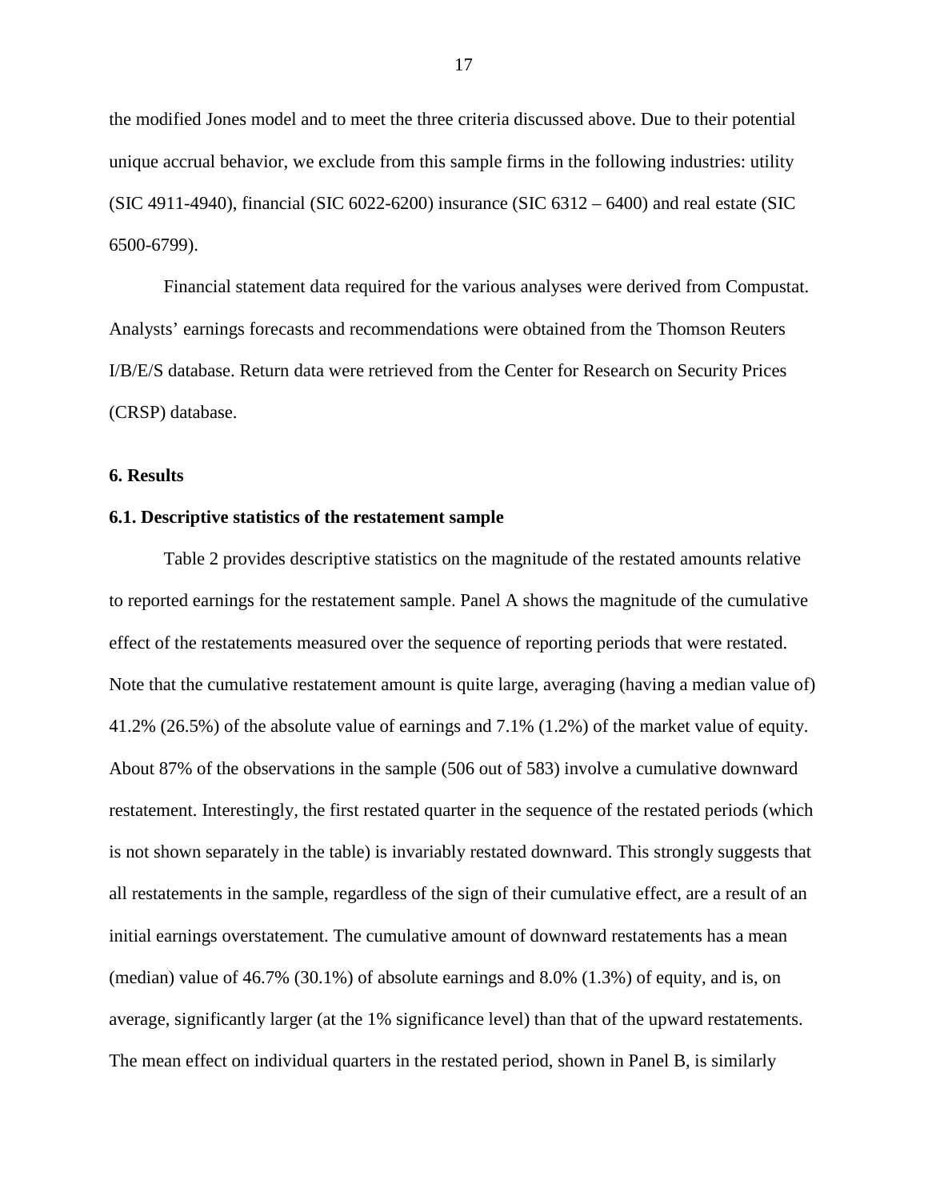the modified Jones model and to meet the three criteria discussed above. Due to their potential unique accrual behavior, we exclude from this sample firms in the following industries: utility (SIC 4911-4940), financial (SIC 6022-6200) insurance (SIC 6312 – 6400) and real estate (SIC 6500-6799).

Financial statement data required for the various analyses were derived from Compustat. Analysts' earnings forecasts and recommendations were obtained from the Thomson Reuters I/B/E/S database. Return data were retrieved from the Center for Research on Security Prices (CRSP) database.

## 6. Results

### 6.1. Descriptive statistics of the restatement sample

Table 2 provides descriptive statistics on the magnitude of the restated amounts relative to reported earnings for the restatement sample. Panel A shows the magnitude of the cumulative effect of the restatements measured over the sequence of reporting periods that were restated. Note that the cumulative restatement amount is quite large, averaging (having a median value of) 41.2% (26.5%) of the absolute value of earnings and 7.1% (1.2%) of the market value of equity. About 87% of the observations in the sample (506 out of 583) involve a cumulative downward restatement. Interestingly, the first restated quarter in the sequence of the restated periods (which is not shown separately in the table) is invariably restated downward. This strongly suggests that all restatements in the sample, regardless of the sign of their cumulative effect, are a result of an initial earnings overstatement. The cumulative amount of downward restatements has a mean (median) value of 46.7% (30.1%) of absolute earnings and 8.0% (1.3%) of equity, and is, on average, significantly larger (at the 1% significance level) than that of the upward restatements. The mean effect on individual quarters in the restated period, shown in Panel B, is similarly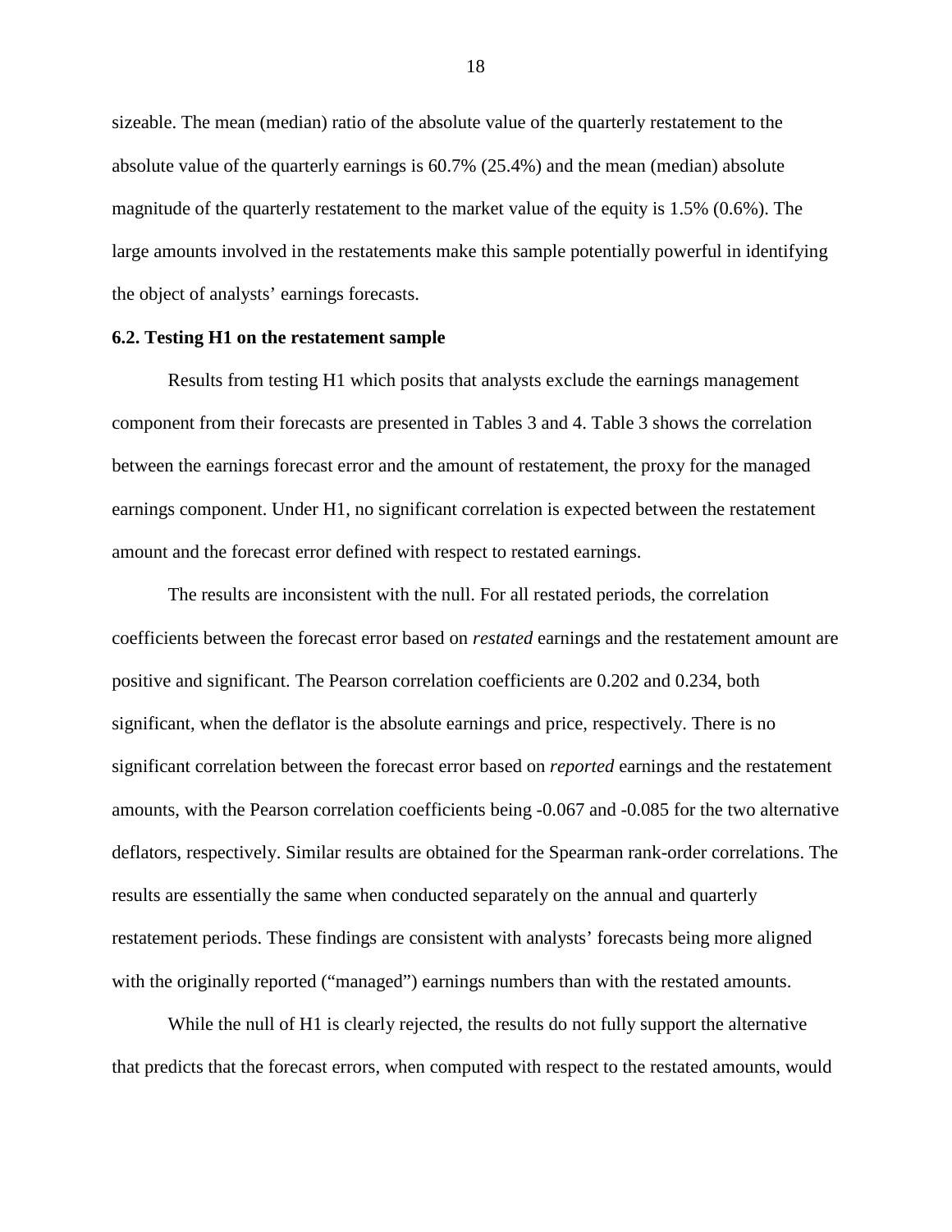sizeable. The mean (median) ratio of the absolute value of the quarterly restatement to the absolute value of the quarterly earnings is 60.7% (25.4%) and the mean (median) absolute magnitude of the quarterly restatement to the market value of the equity is 1.5% (0.6%). The large amounts involved in the restatements make this sample potentially powerful in identifying the object of analysts' earnings forecasts.

### 6.2. Testing H1 on the restatement sample

Results from testing H1 which posits that analysts exclude the earnings management component from their forecasts are presented in Tables 3 and 4. Table 3 shows the correlation between the earnings forecast error and the amount of restatement, the proxy for the managed earnings component. Under H1, no significant correlation is expected between the restatement amount and the forecast error defined with respect to restated earnings.

The results are inconsistent with the null. For all restated periods, the correlation coefficients between the forecast error based on *restated* earnings and the restatement amount are positive and significant. The Pearson correlation coefficients are 0.202 and 0.234, both significant, when the deflator is the absolute earnings and price, respectively. There is no significant correlation between the forecast error based on *reported* earnings and the restatement amounts, with the Pearson correlation coefficients being -0.067 and -0.085 for the two alternative deflators, respectively. Similar results are obtained for the Spearman rank-order correlations. The results are essentially the same when conducted separately on the annual and quarterly restatement periods. These findings are consistent with analysts' forecasts being more aligned with the originally reported ("managed") earnings numbers than with the restated amounts.

While the null of H1 is clearly rejected, the results do not fully support the alternative that predicts that the forecast errors, when computed with respect to the restated amounts, would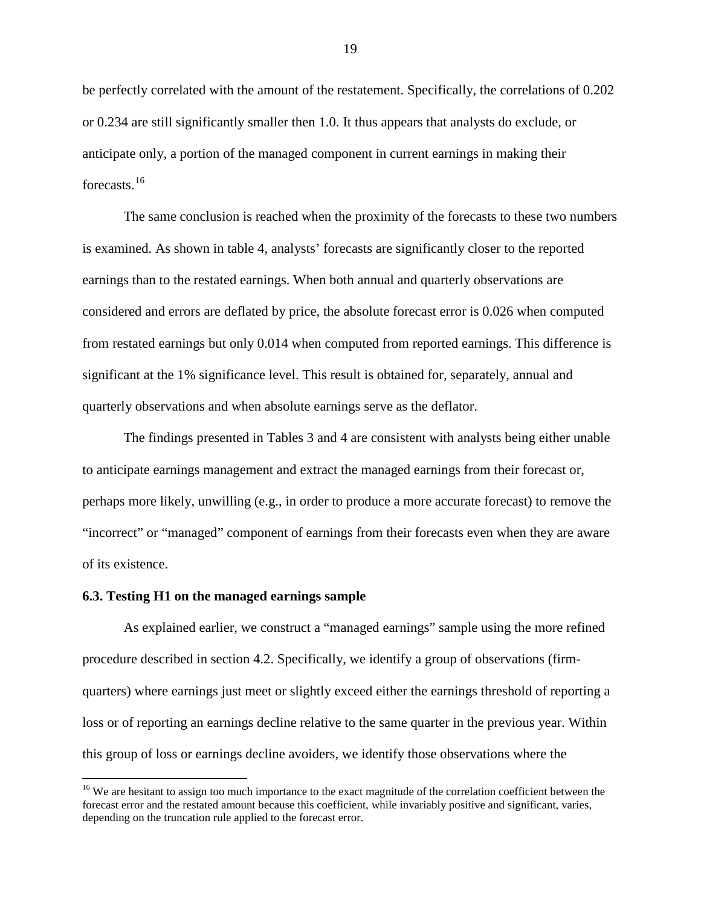be perfectly correlated with the amount of the restatement. Specifically, the correlations of 0.202 or 0.234 are still significantly smaller then 1.0. It thus appears that analysts do exclude, or anticipate only, a portion of the managed component in current earnings in making their forecasts.[16]

The same conclusion is reached when the proximity of the forecasts to these two numbers is examined. As shown in table 4, analysts' forecasts are significantly closer to the reported earnings than to the restated earnings. When both annual and quarterly observations are considered and errors are deflated by price, the absolute forecast error is 0.026 when computed from restated earnings but only 0.014 when computed from reported earnings. This difference is significant at the 1% significance level. This result is obtained for, separately, annual and quarterly observations and when absolute earnings serve as the deflator.

The findings presented in Tables 3 and 4 are consistent with analysts being either unable to anticipate earnings management and extract the managed earnings from their forecast or, perhaps more likely, unwilling (e.g., in order to produce a more accurate forecast) to remove the "incorrect" or "managed" component of earnings from their forecasts even when they are aware of its existence.

### 6.3. Testing H1 on the managed earnings sample

As explained earlier, we construct a "managed earnings" sample using the more refined procedure described in section 4.2. Specifically, we identify a group of observations (firm-quarters) where earnings just meet or slightly exceed either the earnings threshold of reporting a loss or of reporting an earnings decline relative to the same quarter in the previous year. Within this group of loss or earnings decline avoiders, we identify those observations where the

[16] We are hesitant to assign too much importance to the exact magnitude of the correlation coefficient between the forecast error and the restated amount because this coefficient, while invariably positive and significant, varies, depending on the truncation rule applied to the forecast error.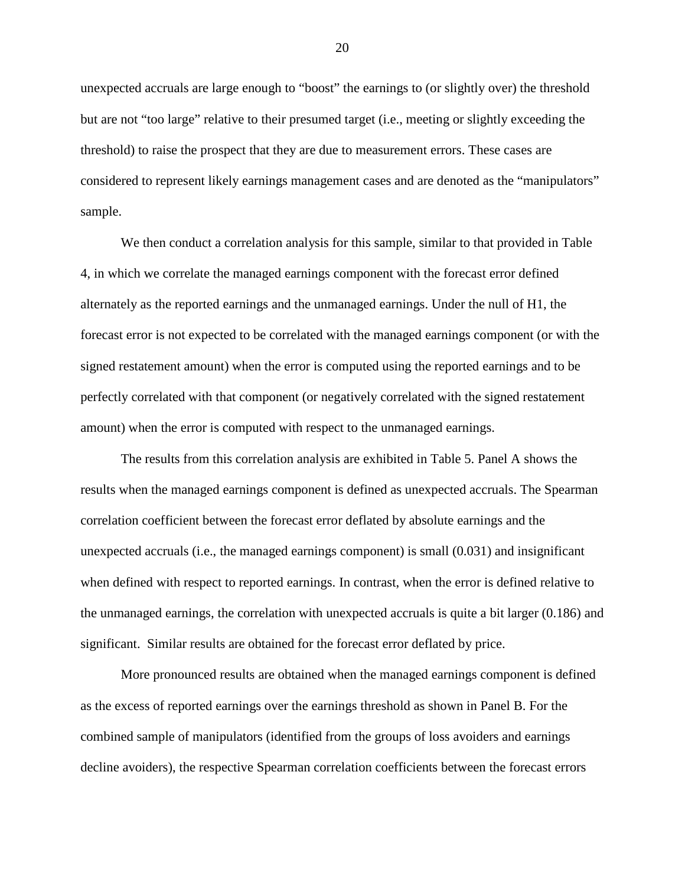unexpected accruals are large enough to "boost" the earnings to (or slightly over) the threshold but are not "too large" relative to their presumed target (i.e., meeting or slightly exceeding the threshold) to raise the prospect that they are due to measurement errors. These cases are considered to represent likely earnings management cases and are denoted as the "manipulators" sample.

We then conduct a correlation analysis for this sample, similar to that provided in Table 4, in which we correlate the managed earnings component with the forecast error defined alternately as the reported earnings and the unmanaged earnings. Under the null of H1, the forecast error is not expected to be correlated with the managed earnings component (or with the signed restatement amount) when the error is computed using the reported earnings and to be perfectly correlated with that component (or negatively correlated with the signed restatement amount) when the error is computed with respect to the unmanaged earnings.

The results from this correlation analysis are exhibited in Table 5. Panel A shows the results when the managed earnings component is defined as unexpected accruals. The Spearman correlation coefficient between the forecast error deflated by absolute earnings and the unexpected accruals (i.e., the managed earnings component) is small (0.031) and insignificant when defined with respect to reported earnings. In contrast, when the error is defined relative to the unmanaged earnings, the correlation with unexpected accruals is quite a bit larger (0.186) and significant. Similar results are obtained for the forecast error deflated by price.

More pronounced results are obtained when the managed earnings component is defined as the excess of reported earnings over the earnings threshold as shown in Panel B. For the combined sample of manipulators (identified from the groups of loss avoiders and earnings decline avoiders), the respective Spearman correlation coefficients between the forecast errors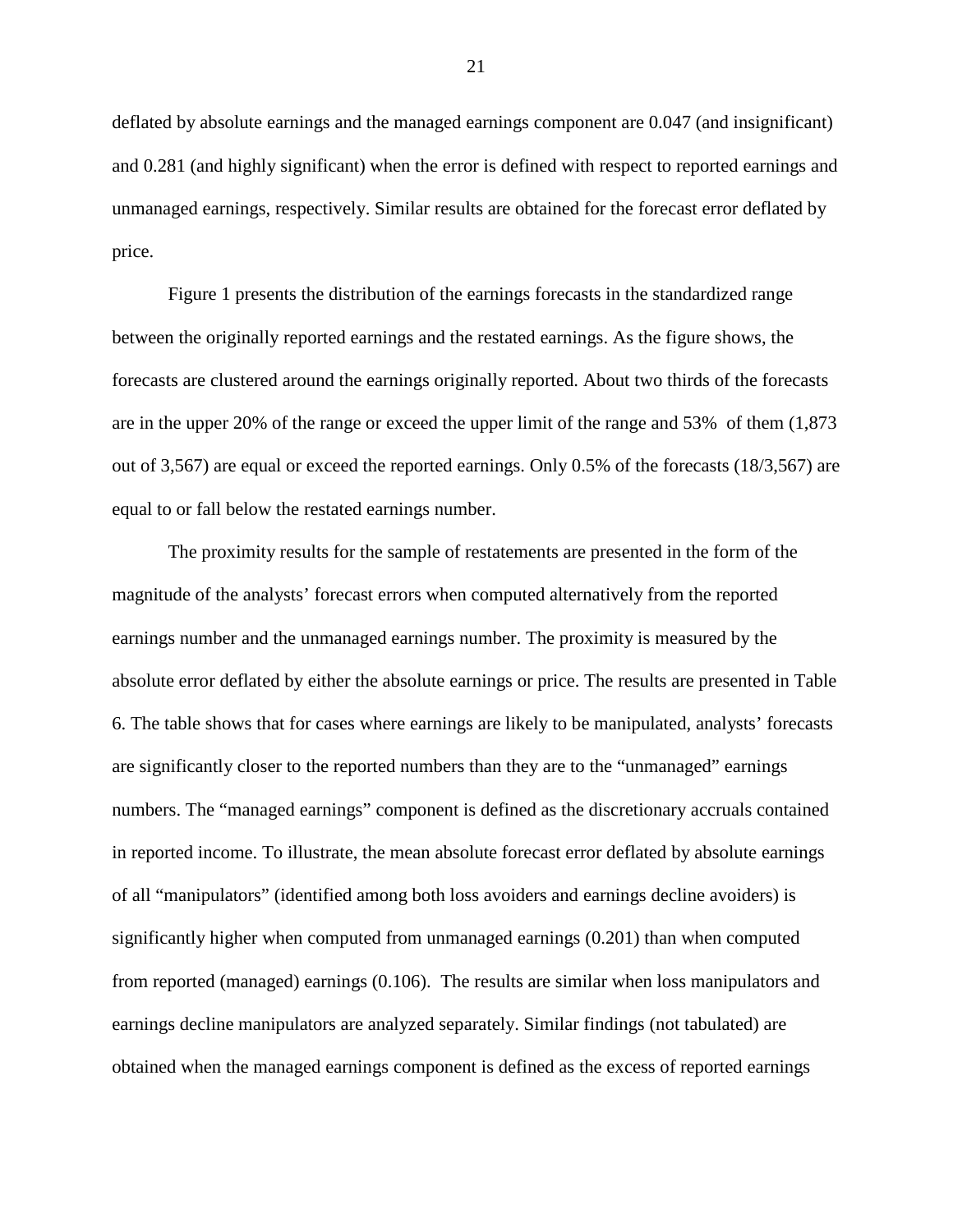deflated by absolute earnings and the managed earnings component are 0.047 (and insignificant) and 0.281 (and highly significant) when the error is defined with respect to reported earnings and unmanaged earnings, respectively. Similar results are obtained for the forecast error deflated by price.

Figure 1 presents the distribution of the earnings forecasts in the standardized range between the originally reported earnings and the restated earnings. As the figure shows, the forecasts are clustered around the earnings originally reported. About two thirds of the forecasts are in the upper 20% of the range or exceed the upper limit of the range and 53% of them (1,873 out of 3,567) are equal or exceed the reported earnings. Only 0.5% of the forecasts (18/3,567) are equal to or fall below the restated earnings number.

The proximity results for the sample of restatements are presented in the form of the magnitude of the analysts' forecast errors when computed alternatively from the reported earnings number and the unmanaged earnings number. The proximity is measured by the absolute error deflated by either the absolute earnings or price. The results are presented in Table 6. The table shows that for cases where earnings are likely to be manipulated, analysts' forecasts are significantly closer to the reported numbers than they are to the "unmanaged" earnings numbers. The "managed earnings" component is defined as the discretionary accruals contained in reported income. To illustrate, the mean absolute forecast error deflated by absolute earnings of all "manipulators" (identified among both loss avoiders and earnings decline avoiders) is significantly higher when computed from unmanaged earnings (0.201) than when computed from reported (managed) earnings (0.106). The results are similar when loss manipulators and earnings decline manipulators are analyzed separately. Similar findings (not tabulated) are obtained when the managed earnings component is defined as the excess of reported earnings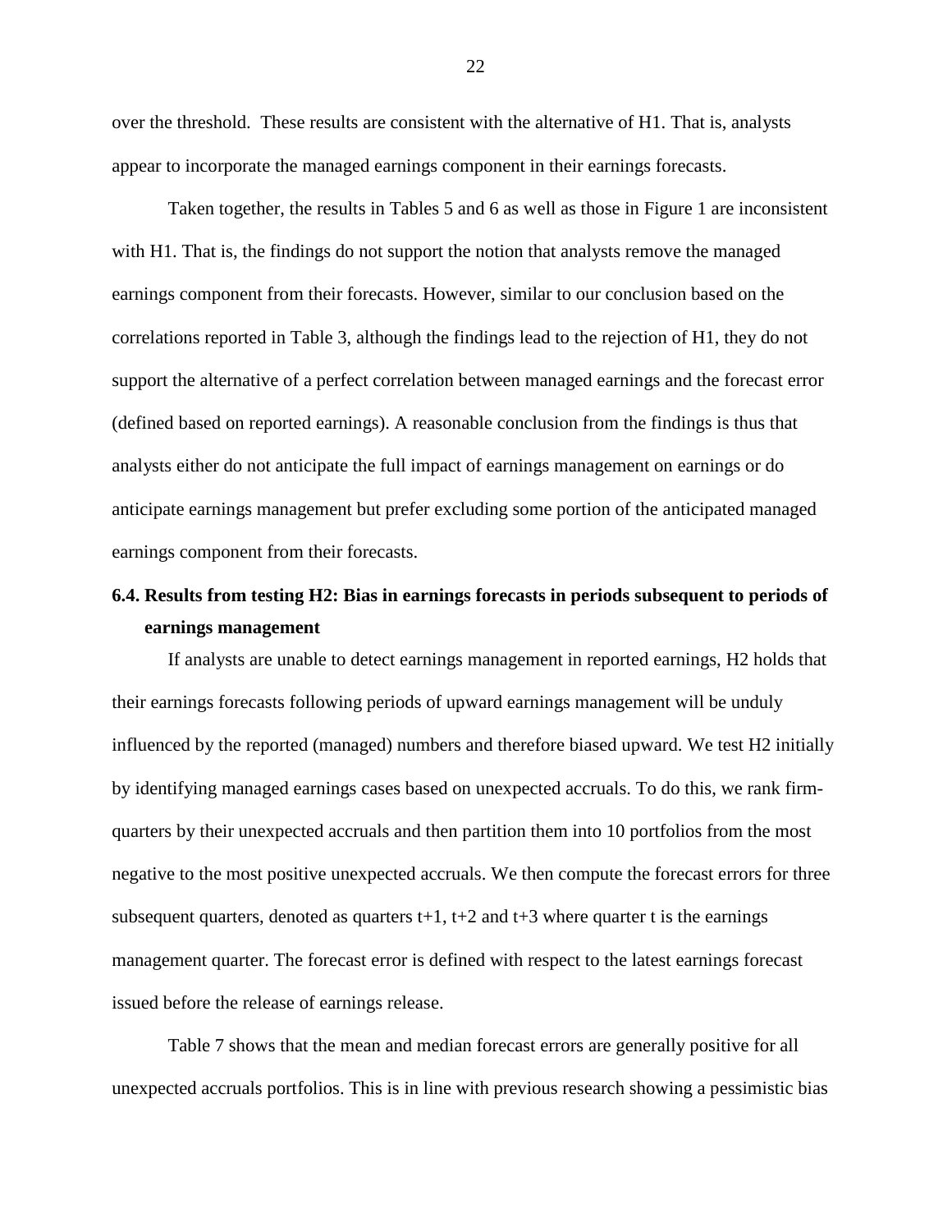over the threshold. These results are consistent with the alternative of H1. That is, analysts appear to incorporate the managed earnings component in their earnings forecasts.

Taken together, the results in Tables 5 and 6 as well as those in Figure 1 are inconsistent with H1. That is, the findings do not support the notion that analysts remove the managed earnings component from their forecasts. However, similar to our conclusion based on the correlations reported in Table 3, although the findings lead to the rejection of H1, they do not support the alternative of a perfect correlation between managed earnings and the forecast error (defined based on reported earnings). A reasonable conclusion from the findings is thus that analysts either do not anticipate the full impact of earnings management on earnings or do anticipate earnings management but prefer excluding some portion of the anticipated managed earnings component from their forecasts.

### 6.4. Results from testing H2: Bias in earnings forecasts in periods subsequent to periods of earnings management

If analysts are unable to detect earnings management in reported earnings, H2 holds that their earnings forecasts following periods of upward earnings management will be unduly influenced by the reported (managed) numbers and therefore biased upward. We test H2 initially by identifying managed earnings cases based on unexpected accruals. To do this, we rank firm-quarters by their unexpected accruals and then partition them into 10 portfolios from the most negative to the most positive unexpected accruals. We then compute the forecast errors for three subsequent quarters, denoted as quarters t+1, t+2 and t+3 where quarter t is the earnings management quarter. The forecast error is defined with respect to the latest earnings forecast issued before the release of earnings release.

Table 7 shows that the mean and median forecast errors are generally positive for all unexpected accruals portfolios. This is in line with previous research showing a pessimistic bias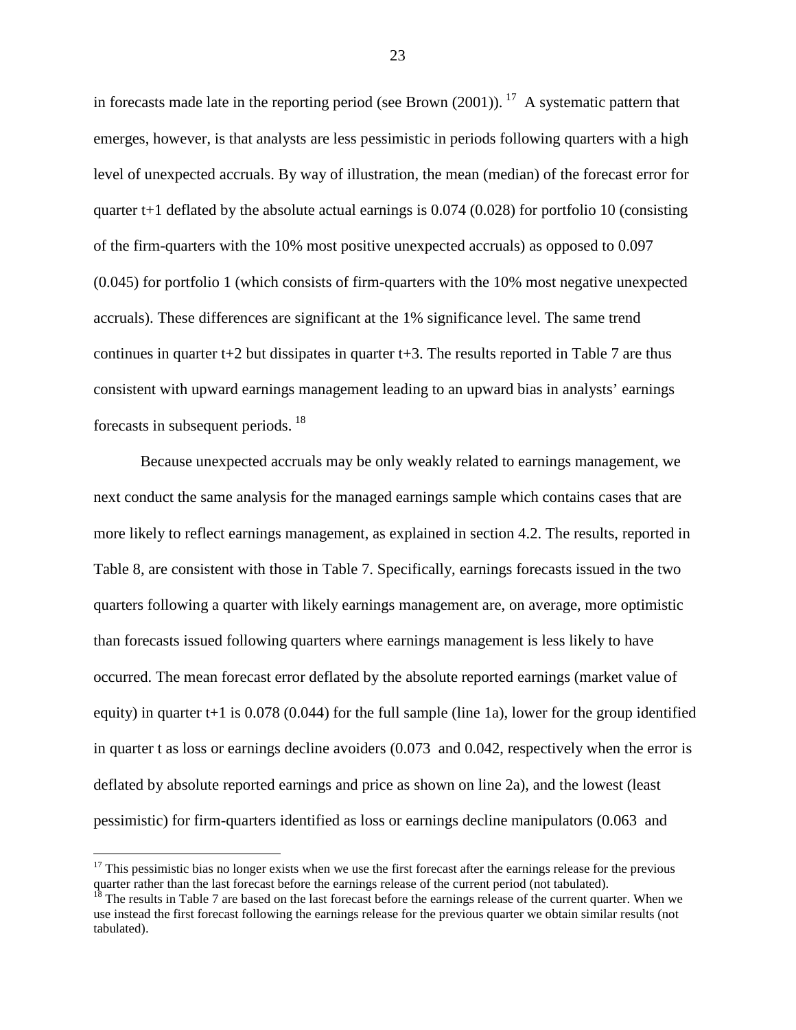in forecasts made late in the reporting period (see Brown (2001)).[17] A systematic pattern that emerges, however, is that analysts are less pessimistic in periods following quarters with a high level of unexpected accruals. By way of illustration, the mean (median) of the forecast error for quarter t+1 deflated by the absolute actual earnings is 0.074 (0.028) for portfolio 10 (consisting of the firm-quarters with the 10% most positive unexpected accruals) as opposed to 0.097 (0.045) for portfolio 1 (which consists of firm-quarters with the 10% most negative unexpected accruals). These differences are significant at the 1% significance level. The same trend continues in quarter t+2 but dissipates in quarter t+3. The results reported in Table 7 are thus consistent with upward earnings management leading to an upward bias in analysts' earnings forecasts in subsequent periods.[18]

Because unexpected accruals may be only weakly related to earnings management, we next conduct the same analysis for the managed earnings sample which contains cases that are more likely to reflect earnings management, as explained in section 4.2. The results, reported in Table 8, are consistent with those in Table 7. Specifically, earnings forecasts issued in the two quarters following a quarter with likely earnings management are, on average, more optimistic than forecasts issued following quarters where earnings management is less likely to have occurred. The mean forecast error deflated by the absolute reported earnings (market value of equity) in quarter t+1 is 0.078 (0.044) for the full sample (line 1a), lower for the group identified in quarter t as loss or earnings decline avoiders (0.073 and 0.042, respectively when the error is deflated by absolute reported earnings and price as shown on line 2a), and the lowest (least pessimistic) for firm-quarters identified as loss or earnings decline manipulators (0.063 and

---

[17] This pessimistic bias no longer exists when we use the first forecast after the earnings release for the previous quarter rather than the last forecast before the earnings release of the current period (not tabulated).

[18] The results in Table 7 are based on the last forecast before the earnings release of the current quarter. When we use instead the first forecast following the earnings release for the previous quarter we obtain similar results (not tabulated).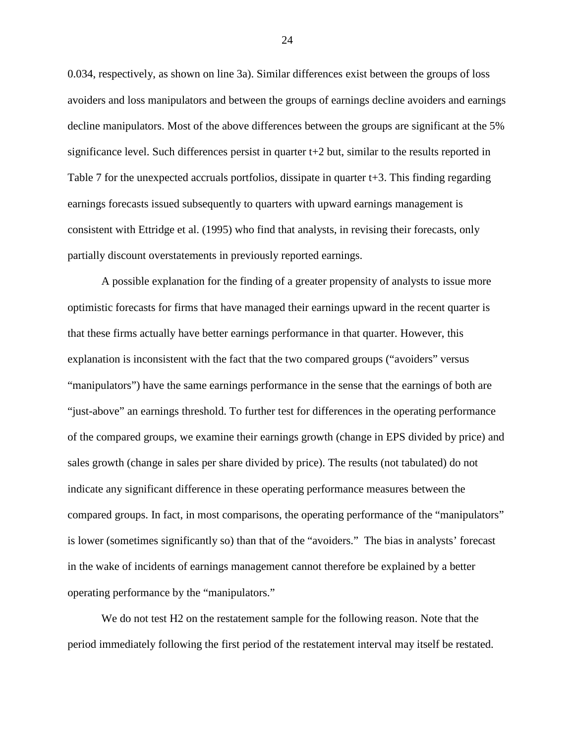0.034, respectively, as shown on line 3a). Similar differences exist between the groups of loss avoiders and loss manipulators and between the groups of earnings decline avoiders and earnings decline manipulators. Most of the above differences between the groups are significant at the 5% significance level. Such differences persist in quarter t+2 but, similar to the results reported in Table 7 for the unexpected accruals portfolios, dissipate in quarter t+3. This finding regarding earnings forecasts issued subsequently to quarters with upward earnings management is consistent with Ettridge et al. (1995) who find that analysts, in revising their forecasts, only partially discount overstatements in previously reported earnings.

A possible explanation for the finding of a greater propensity of analysts to issue more optimistic forecasts for firms that have managed their earnings upward in the recent quarter is that these firms actually have better earnings performance in that quarter. However, this explanation is inconsistent with the fact that the two compared groups ("avoiders" versus "manipulators") have the same earnings performance in the sense that the earnings of both are "just-above" an earnings threshold. To further test for differences in the operating performance of the compared groups, we examine their earnings growth (change in EPS divided by price) and sales growth (change in sales per share divided by price). The results (not tabulated) do not indicate any significant difference in these operating performance measures between the compared groups. In fact, in most comparisons, the operating performance of the "manipulators" is lower (sometimes significantly so) than that of the "avoiders." The bias in analysts' forecast in the wake of incidents of earnings management cannot therefore be explained by a better operating performance by the "manipulators."

We do not test H2 on the restatement sample for the following reason. Note that the period immediately following the first period of the restatement interval may itself be restated.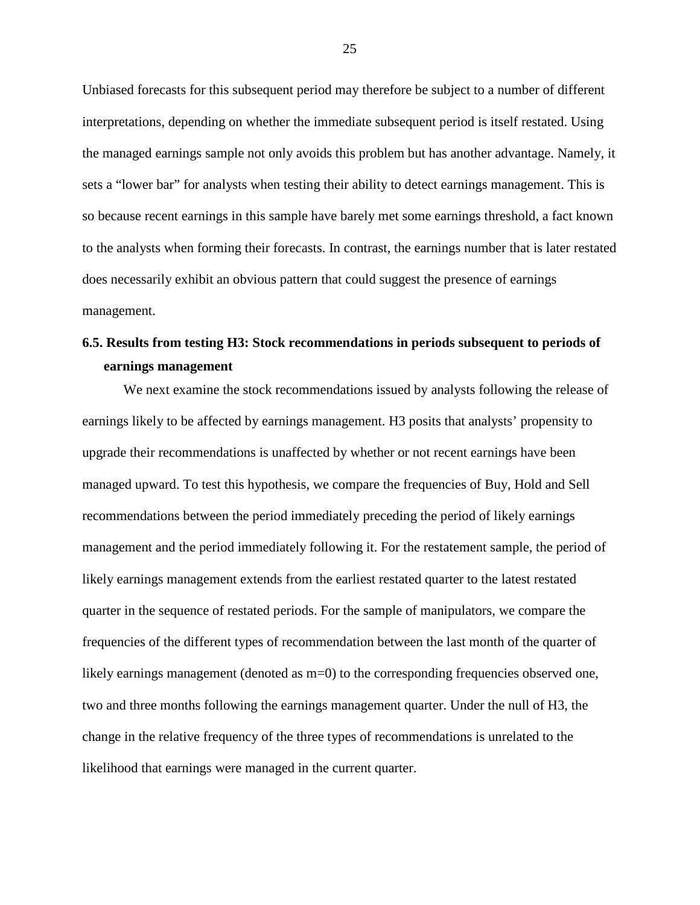Unbiased forecasts for this subsequent period may therefore be subject to a number of different interpretations, depending on whether the immediate subsequent period is itself restated. Using the managed earnings sample not only avoids this problem but has another advantage. Namely, it sets a "lower bar" for analysts when testing their ability to detect earnings management. This is so because recent earnings in this sample have barely met some earnings threshold, a fact known to the analysts when forming their forecasts. In contrast, the earnings number that is later restated does necessarily exhibit an obvious pattern that could suggest the presence of earnings management.

### 6.5. Results from testing H3: Stock recommendations in periods subsequent to periods of earnings management

We next examine the stock recommendations issued by analysts following the release of earnings likely to be affected by earnings management. H3 posits that analysts' propensity to upgrade their recommendations is unaffected by whether or not recent earnings have been managed upward. To test this hypothesis, we compare the frequencies of Buy, Hold and Sell recommendations between the period immediately preceding the period of likely earnings management and the period immediately following it. For the restatement sample, the period of likely earnings management extends from the earliest restated quarter to the latest restated quarter in the sequence of restated periods. For the sample of manipulators, we compare the frequencies of the different types of recommendation between the last month of the quarter of likely earnings management (denoted as m=0) to the corresponding frequencies observed one, two and three months following the earnings management quarter. Under the null of H3, the change in the relative frequency of the three types of recommendations is unrelated to the likelihood that earnings were managed in the current quarter.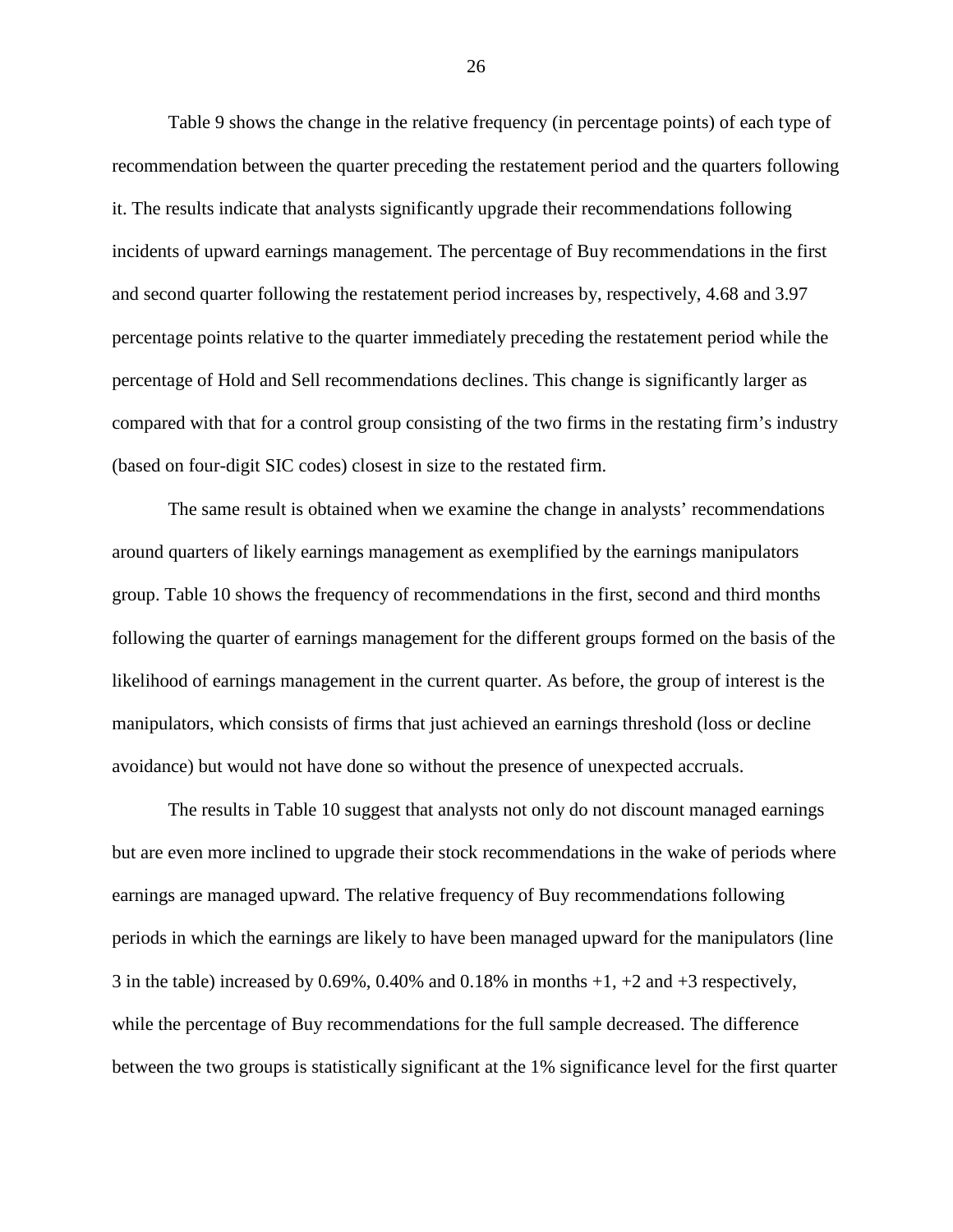Table 9 shows the change in the relative frequency (in percentage points) of each type of recommendation between the quarter preceding the restatement period and the quarters following it. The results indicate that analysts significantly upgrade their recommendations following incidents of upward earnings management. The percentage of Buy recommendations in the first and second quarter following the restatement period increases by, respectively, 4.68 and 3.97 percentage points relative to the quarter immediately preceding the restatement period while the percentage of Hold and Sell recommendations declines. This change is significantly larger as compared with that for a control group consisting of the two firms in the restating firm's industry (based on four-digit SIC codes) closest in size to the restated firm.

The same result is obtained when we examine the change in analysts' recommendations around quarters of likely earnings management as exemplified by the earnings manipulators group. Table 10 shows the frequency of recommendations in the first, second and third months following the quarter of earnings management for the different groups formed on the basis of the likelihood of earnings management in the current quarter. As before, the group of interest is the manipulators, which consists of firms that just achieved an earnings threshold (loss or decline avoidance) but would not have done so without the presence of unexpected accruals.

The results in Table 10 suggest that analysts not only do not discount managed earnings but are even more inclined to upgrade their stock recommendations in the wake of periods where earnings are managed upward. The relative frequency of Buy recommendations following periods in which the earnings are likely to have been managed upward for the manipulators (line 3 in the table) increased by 0.69%, 0.40% and 0.18% in months +1, +2 and +3 respectively, while the percentage of Buy recommendations for the full sample decreased. The difference between the two groups is statistically significant at the 1% significance level for the first quarter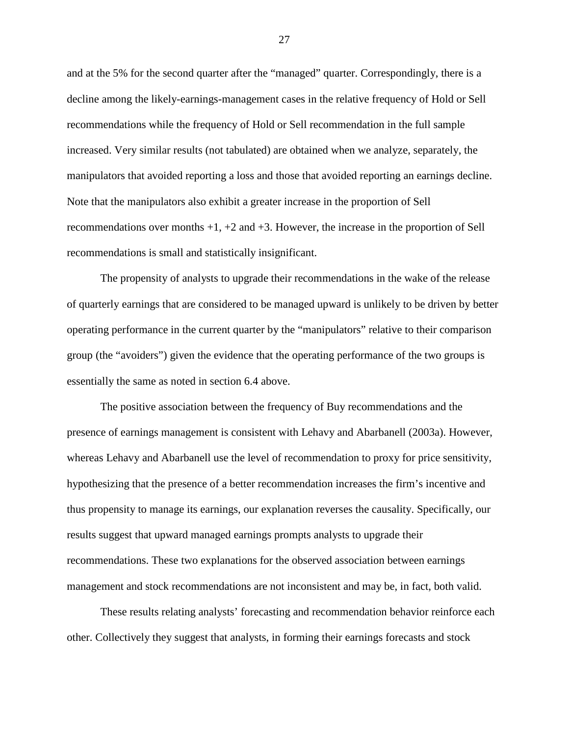and at the 5% for the second quarter after the "managed" quarter. Correspondingly, there is a decline among the likely-earnings-management cases in the relative frequency of Hold or Sell recommendations while the frequency of Hold or Sell recommendation in the full sample increased. Very similar results (not tabulated) are obtained when we analyze, separately, the manipulators that avoided reporting a loss and those that avoided reporting an earnings decline. Note that the manipulators also exhibit a greater increase in the proportion of Sell recommendations over months +1, +2 and +3. However, the increase in the proportion of Sell recommendations is small and statistically insignificant.

The propensity of analysts to upgrade their recommendations in the wake of the release of quarterly earnings that are considered to be managed upward is unlikely to be driven by better operating performance in the current quarter by the "manipulators" relative to their comparison group (the "avoiders") given the evidence that the operating performance of the two groups is essentially the same as noted in section 6.4 above.

The positive association between the frequency of Buy recommendations and the presence of earnings management is consistent with Lehavy and Abarbanell (2003a). However, whereas Lehavy and Abarbanell use the level of recommendation to proxy for price sensitivity, hypothesizing that the presence of a better recommendation increases the firm's incentive and thus propensity to manage its earnings, our explanation reverses the causality. Specifically, our results suggest that upward managed earnings prompts analysts to upgrade their recommendations. These two explanations for the observed association between earnings management and stock recommendations are not inconsistent and may be, in fact, both valid.

These results relating analysts' forecasting and recommendation behavior reinforce each other. Collectively they suggest that analysts, in forming their earnings forecasts and stock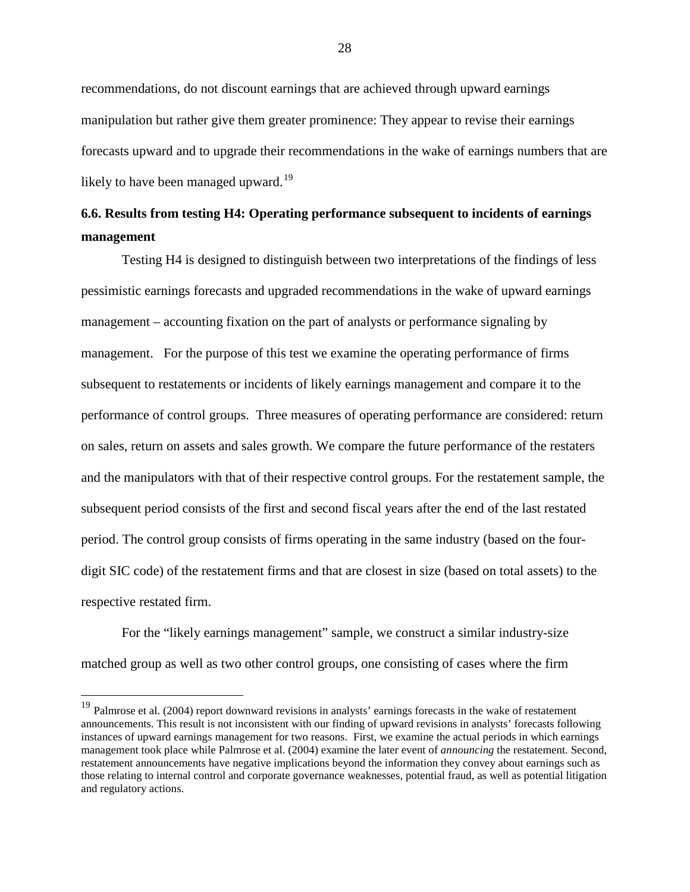recommendations, do not discount earnings that are achieved through upward earnings manipulation but rather give them greater prominence: They appear to revise their earnings forecasts upward and to upgrade their recommendations in the wake of earnings numbers that are likely to have been managed upward.[19]

### 6.6. Results from testing H4: Operating performance subsequent to incidents of earnings management

Testing H4 is designed to distinguish between two interpretations of the findings of less pessimistic earnings forecasts and upgraded recommendations in the wake of upward earnings management – accounting fixation on the part of analysts or performance signaling by management. For the purpose of this test we examine the operating performance of firms subsequent to restatements or incidents of likely earnings management and compare it to the performance of control groups. Three measures of operating performance are considered: return on sales, return on assets and sales growth. We compare the future performance of the restaters and the manipulators with that of their respective control groups. For the restatement sample, the subsequent period consists of the first and second fiscal years after the end of the last restated period. The control group consists of firms operating in the same industry (based on the four-digit SIC code) of the restatement firms and that are closest in size (based on total assets) to the respective restated firm.

For the "likely earnings management" sample, we construct a similar industry-size matched group as well as two other control groups, one consisting of cases where the firm

---

[19] Palmrose et al. (2004) report downward revisions in analysts' earnings forecasts in the wake of restatement announcements. This result is not inconsistent with our finding of upward revisions in analysts' forecasts following instances of upward earnings management for two reasons. First, we examine the actual periods in which earnings management took place while Palmrose et al. (2004) examine the later event of *announcing* the restatement. Second, restatement announcements have negative implications beyond the information they convey about earnings such as those relating to internal control and corporate governance weaknesses, potential fraud, as well as potential litigation and regulatory actions.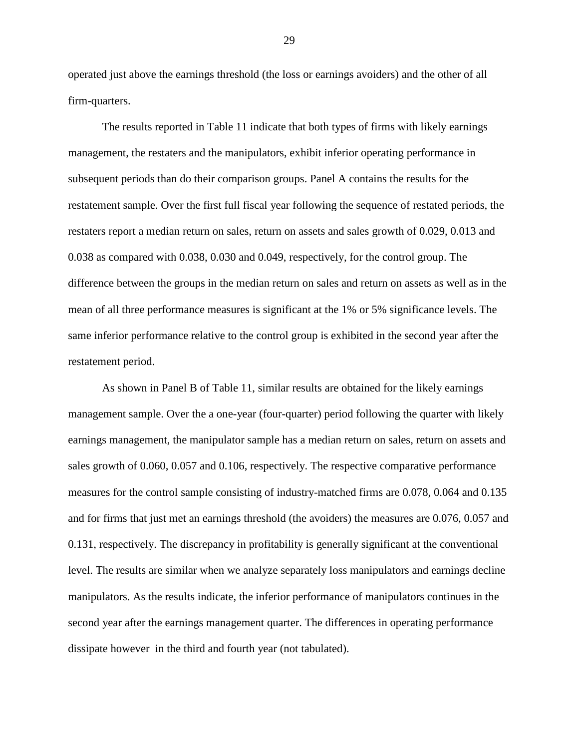operated just above the earnings threshold (the loss or earnings avoiders) and the other of all firm-quarters.

The results reported in Table 11 indicate that both types of firms with likely earnings management, the restaters and the manipulators, exhibit inferior operating performance in subsequent periods than do their comparison groups. Panel A contains the results for the restatement sample. Over the first full fiscal year following the sequence of restated periods, the restaters report a median return on sales, return on assets and sales growth of 0.029, 0.013 and 0.038 as compared with 0.038, 0.030 and 0.049, respectively, for the control group. The difference between the groups in the median return on sales and return on assets as well as in the mean of all three performance measures is significant at the 1% or 5% significance levels. The same inferior performance relative to the control group is exhibited in the second year after the restatement period.

As shown in Panel B of Table 11, similar results are obtained for the likely earnings management sample. Over the a one-year (four-quarter) period following the quarter with likely earnings management, the manipulator sample has a median return on sales, return on assets and sales growth of 0.060, 0.057 and 0.106, respectively. The respective comparative performance measures for the control sample consisting of industry-matched firms are 0.078, 0.064 and 0.135 and for firms that just met an earnings threshold (the avoiders) the measures are 0.076, 0.057 and 0.131, respectively. The discrepancy in profitability is generally significant at the conventional level. The results are similar when we analyze separately loss manipulators and earnings decline manipulators. As the results indicate, the inferior performance of manipulators continues in the second year after the earnings management quarter. The differences in operating performance dissipate however in the third and fourth year (not tabulated).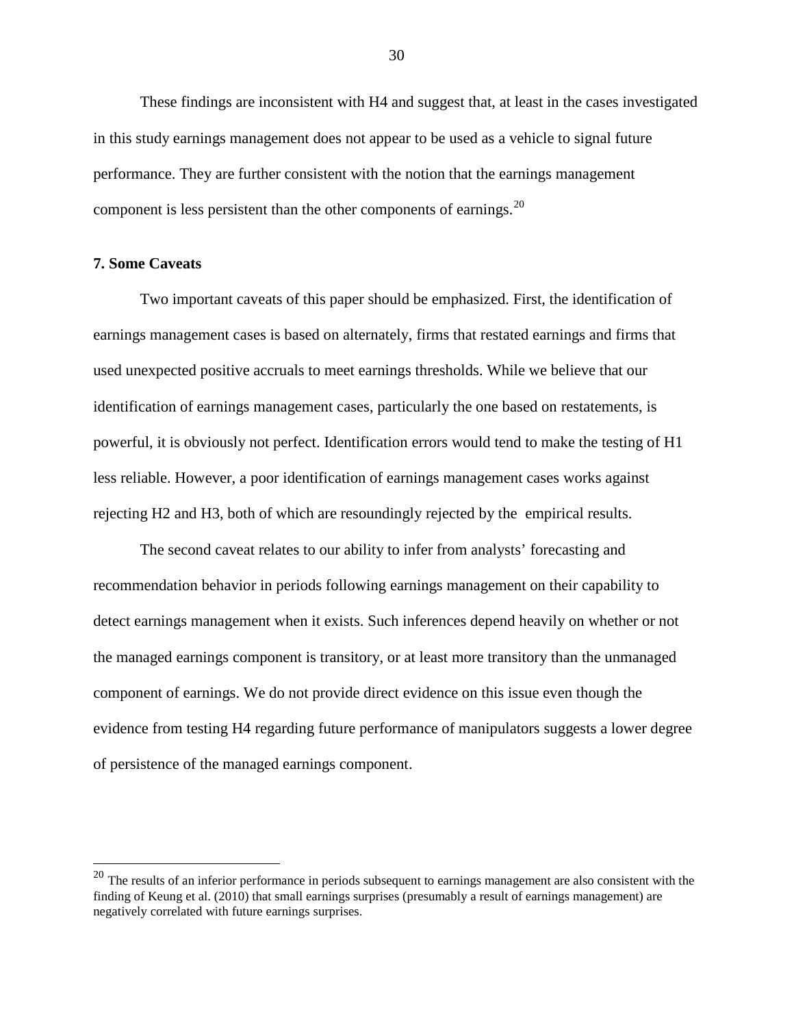These findings are inconsistent with H4 and suggest that, at least in the cases investigated in this study earnings management does not appear to be used as a vehicle to signal future performance. They are further consistent with the notion that the earnings management component is less persistent than the other components of earnings.[20]

**7. Some Caveats**

Two important caveats of this paper should be emphasized. First, the identification of earnings management cases is based on alternately, firms that restated earnings and firms that used unexpected positive accruals to meet earnings thresholds. While we believe that our identification of earnings management cases, particularly the one based on restatements, is powerful, it is obviously not perfect. Identification errors would tend to make the testing of H1 less reliable. However, a poor identification of earnings management cases works against rejecting H2 and H3, both of which are resoundingly rejected by the empirical results.

The second caveat relates to our ability to infer from analysts' forecasting and recommendation behavior in periods following earnings management on their capability to detect earnings management when it exists. Such inferences depend heavily on whether or not the managed earnings component is transitory, or at least more transitory than the unmanaged component of earnings. We do not provide direct evidence on this issue even though the evidence from testing H4 regarding future performance of manipulators suggests a lower degree of persistence of the managed earnings component.

---

[20] The results of an inferior performance in periods subsequent to earnings management are also consistent with the finding of Keung et al. (2010) that small earnings surprises (presumably a result of earnings management) are negatively correlated with future earnings surprises.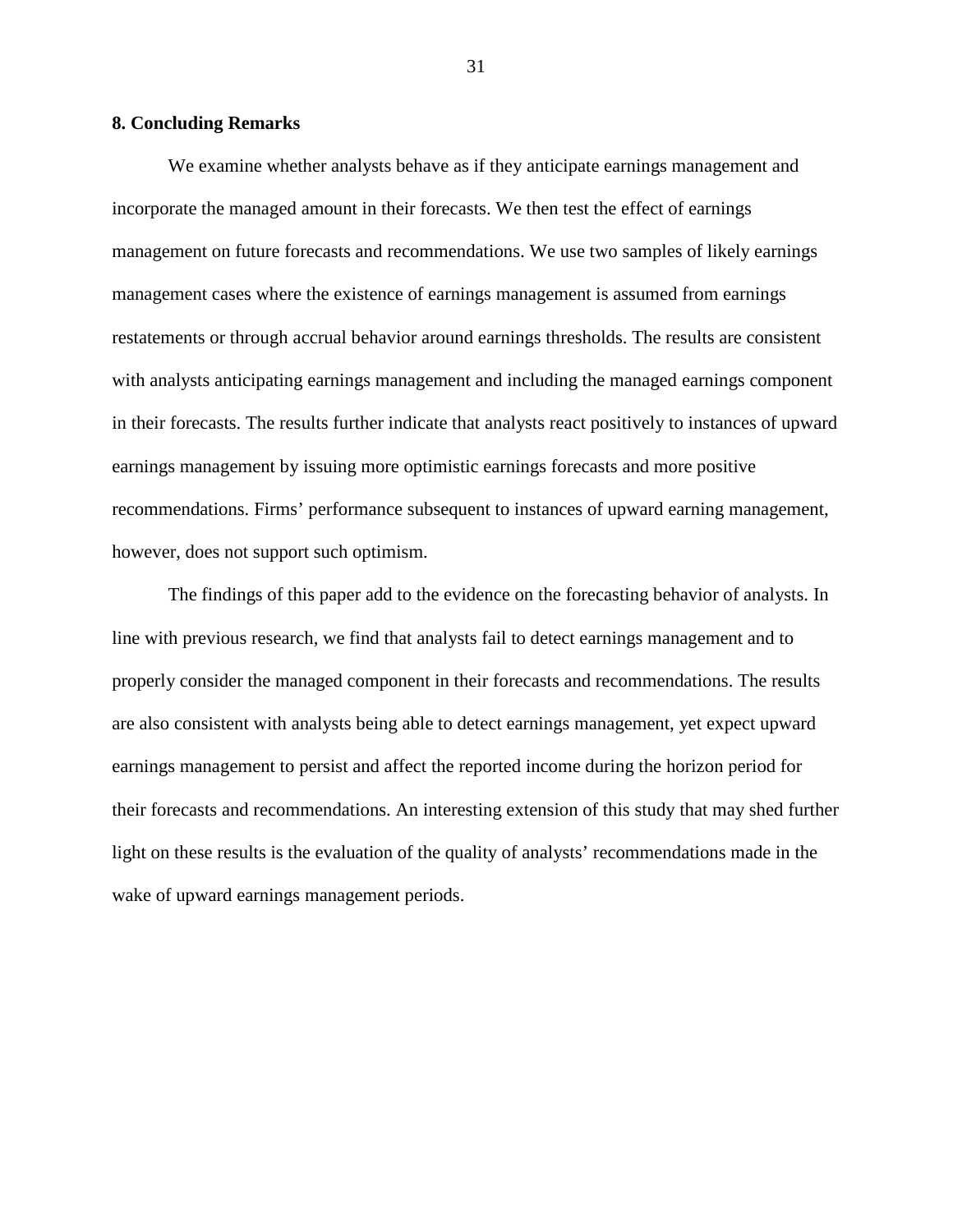## 8. Concluding Remarks

We examine whether analysts behave as if they anticipate earnings management and incorporate the managed amount in their forecasts. We then test the effect of earnings management on future forecasts and recommendations. We use two samples of likely earnings management cases where the existence of earnings management is assumed from earnings restatements or through accrual behavior around earnings thresholds. The results are consistent with analysts anticipating earnings management and including the managed earnings component in their forecasts. The results further indicate that analysts react positively to instances of upward earnings management by issuing more optimistic earnings forecasts and more positive recommendations. Firms' performance subsequent to instances of upward earning management, however, does not support such optimism.

The findings of this paper add to the evidence on the forecasting behavior of analysts. In line with previous research, we find that analysts fail to detect earnings management and to properly consider the managed component in their forecasts and recommendations. The results are also consistent with analysts being able to detect earnings management, yet expect upward earnings management to persist and affect the reported income during the horizon period for their forecasts and recommendations. An interesting extension of this study that may shed further light on these results is the evaluation of the quality of analysts' recommendations made in the wake of upward earnings management periods.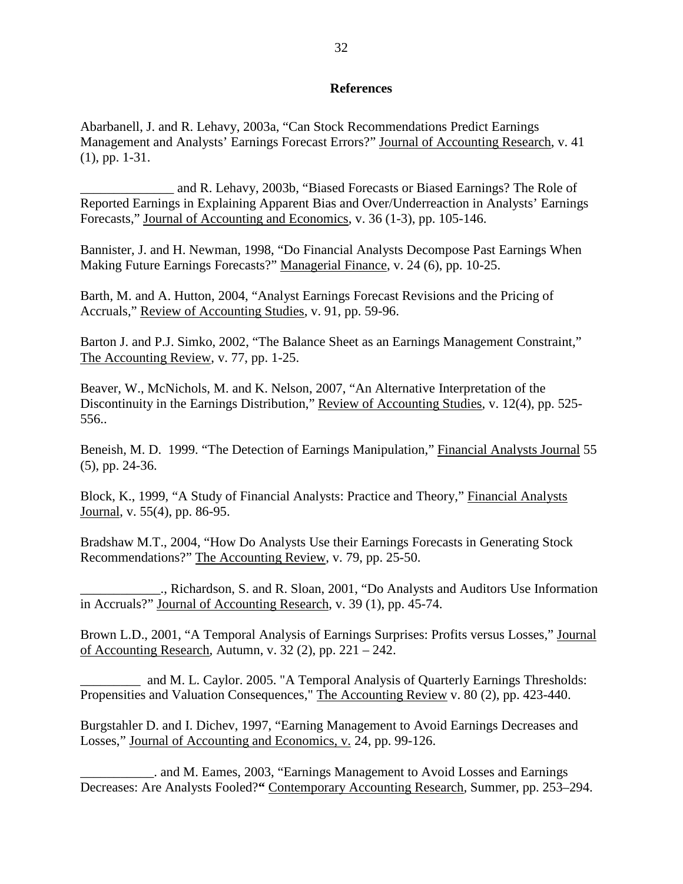# References

Abarbanell, J. and R. Lehavy, 2003a, "Can Stock Recommendations Predict Earnings Management and Analysts' Earnings Forecast Errors?" Journal of Accounting Research, v. 41 (1), pp. 1-31.

______________ and R. Lehavy, 2003b, "Biased Forecasts or Biased Earnings? The Role of Reported Earnings in Explaining Apparent Bias and Over/Underreaction in Analysts' Earnings Forecasts," Journal of Accounting and Economics, v. 36 (1-3), pp. 105-146.

Bannister, J. and H. Newman, 1998, "Do Financial Analysts Decompose Past Earnings When Making Future Earnings Forecasts?" Managerial Finance, v. 24 (6), pp. 10-25.

Barth, M. and A. Hutton, 2004, "Analyst Earnings Forecast Revisions and the Pricing of Accruals," Review of Accounting Studies, v. 91, pp. 59-96.

Barton J. and P.J. Simko, 2002, "The Balance Sheet as an Earnings Management Constraint," The Accounting Review, v. 77, pp. 1-25.

Beaver, W., McNichols, M. and K. Nelson, 2007, "An Alternative Interpretation of the Discontinuity in the Earnings Distribution," Review of Accounting Studies, v. 12(4), pp. 525-556..

Beneish, M. D. 1999. "The Detection of Earnings Manipulation," Financial Analysts Journal 55 (5), pp. 24-36.

Block, K., 1999, "A Study of Financial Analysts: Practice and Theory," Financial Analysts Journal, v. 55(4), pp. 86-95.

Bradshaw M.T., 2004, "How Do Analysts Use their Earnings Forecasts in Generating Stock Recommendations?" The Accounting Review, v. 79, pp. 25-50.

____________., Richardson, S. and R. Sloan, 2001, "Do Analysts and Auditors Use Information in Accruals?" Journal of Accounting Research, v. 39 (1), pp. 45-74.

Brown L.D., 2001, "A Temporal Analysis of Earnings Surprises: Profits versus Losses," Journal of Accounting Research, Autumn, v. 32 (2), pp. 221 – 242.

_________ and M. L. Caylor. 2005. "A Temporal Analysis of Quarterly Earnings Thresholds: Propensities and Valuation Consequences," The Accounting Review v. 80 (2), pp. 423-440.

Burgstahler D. and I. Dichev, 1997, "Earning Management to Avoid Earnings Decreases and Losses," Journal of Accounting and Economics, v. 24, pp. 99-126.

___________. and M. Eames, 2003, "Earnings Management to Avoid Losses and Earnings Decreases: Are Analysts Fooled?" Contemporary Accounting Research, Summer, pp. 253–294.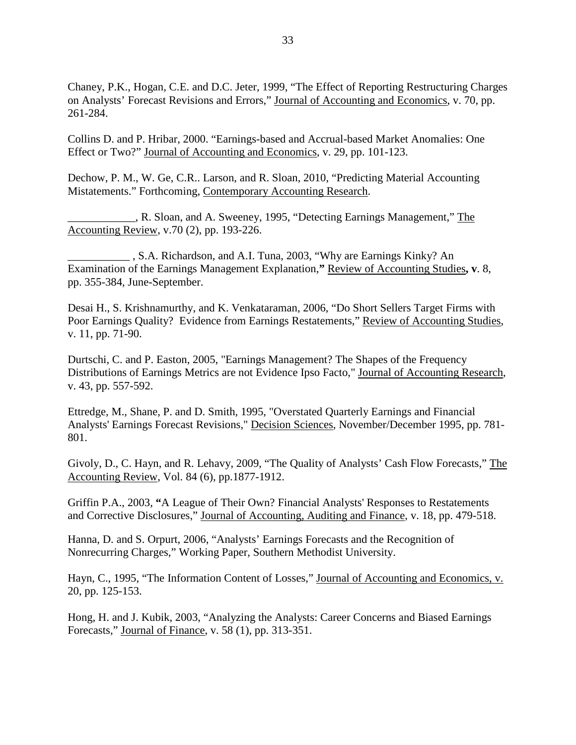Chaney, P.K., Hogan, C.E. and D.C. Jeter, 1999, "The Effect of Reporting Restructuring Charges on Analysts' Forecast Revisions and Errors," Journal of Accounting and Economics, v. 70, pp. 261-284.

Collins D. and P. Hribar, 2000. "Earnings-based and Accrual-based Market Anomalies: One Effect or Two?" Journal of Accounting and Economics, v. 29, pp. 101-123.

Dechow, P. M., W. Ge, C.R.. Larson, and R. Sloan, 2010, "Predicting Material Accounting Mistatements." Forthcoming, Contemporary Accounting Research.

____________, R. Sloan, and A. Sweeney, 1995, "Detecting Earnings Management," The Accounting Review, v.70 (2), pp. 193-226.

___________ , S.A. Richardson, and A.I. Tuna, 2003, "Why are Earnings Kinky? An Examination of the Earnings Management Explanation," Review of Accounting Studies, **v**. 8, pp. 355-384, June-September.

Desai H., S. Krishnamurthy, and K. Venkataraman, 2006, "Do Short Sellers Target Firms with Poor Earnings Quality? Evidence from Earnings Restatements," Review of Accounting Studies, v. 11, pp. 71-90.

Durtschi, C. and P. Easton, 2005, "Earnings Management? The Shapes of the Frequency Distributions of Earnings Metrics are not Evidence Ipso Facto," Journal of Accounting Research, v. 43, pp. 557-592.

Ettredge, M., Shane, P. and D. Smith, 1995, "Overstated Quarterly Earnings and Financial Analysts' Earnings Forecast Revisions," Decision Sciences, November/December 1995, pp. 781-801.

Givoly, D., C. Hayn, and R. Lehavy, 2009, "The Quality of Analysts' Cash Flow Forecasts," The Accounting Review, Vol. 84 (6), pp.1877-1912.

Griffin P.A., 2003, "A League of Their Own? Financial Analysts' Responses to Restatements and Corrective Disclosures," Journal of Accounting, Auditing and Finance, v. 18, pp. 479-518.

Hanna, D. and S. Orpurt, 2006, "Analysts' Earnings Forecasts and the Recognition of Nonrecurring Charges," Working Paper, Southern Methodist University.

Hayn, C., 1995, "The Information Content of Losses," Journal of Accounting and Economics, v. 20, pp. 125-153.

Hong, H. and J. Kubik, 2003, "Analyzing the Analysts: Career Concerns and Biased Earnings Forecasts," Journal of Finance, v. 58 (1), pp. 313-351.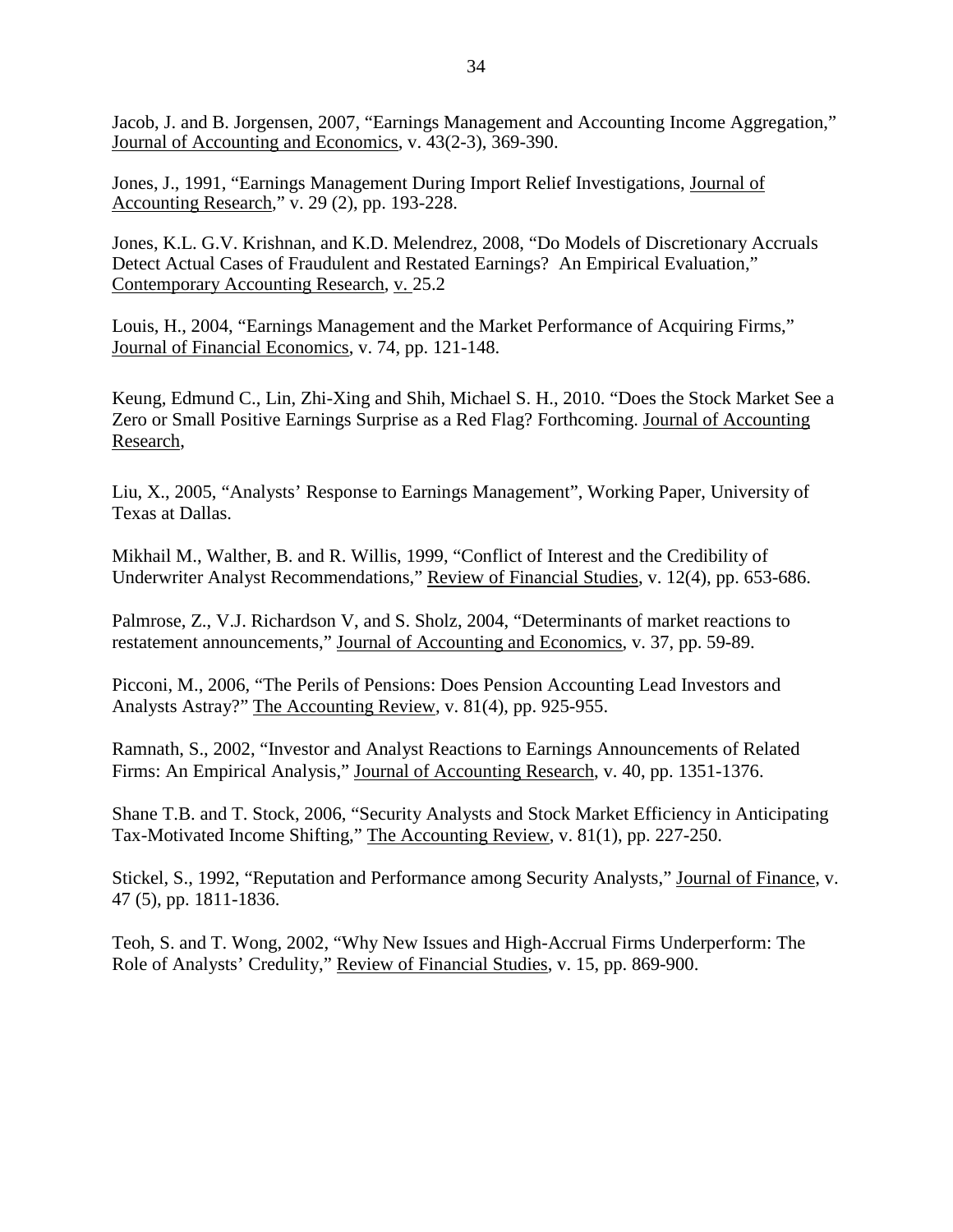Jacob, J. and B. Jorgensen, 2007, "Earnings Management and Accounting Income Aggregation," Journal of Accounting and Economics, v. 43(2-3), 369-390.

Jones, J., 1991, "Earnings Management During Import Relief Investigations, Journal of Accounting Research," v. 29 (2), pp. 193-228.

Jones, K.L. G.V. Krishnan, and K.D. Melendrez, 2008, "Do Models of Discretionary Accruals Detect Actual Cases of Fraudulent and Restated Earnings? An Empirical Evaluation," Contemporary Accounting Research, v. 25.2

Louis, H., 2004, "Earnings Management and the Market Performance of Acquiring Firms," Journal of Financial Economics, v. 74, pp. 121-148.

Keung, Edmund C., Lin, Zhi-Xing and Shih, Michael S. H., 2010. "Does the Stock Market See a Zero or Small Positive Earnings Surprise as a Red Flag? Forthcoming. Journal of Accounting Research,

Liu, X., 2005, "Analysts' Response to Earnings Management", Working Paper, University of Texas at Dallas.

Mikhail M., Walther, B. and R. Willis, 1999, "Conflict of Interest and the Credibility of Underwriter Analyst Recommendations," Review of Financial Studies, v. 12(4), pp. 653-686.

Palmrose, Z., V.J. Richardson V, and S. Sholz, 2004, "Determinants of market reactions to restatement announcements," Journal of Accounting and Economics, v. 37, pp. 59-89.

Picconi, M., 2006, "The Perils of Pensions: Does Pension Accounting Lead Investors and Analysts Astray?" The Accounting Review, v. 81(4), pp. 925-955.

Ramnath, S., 2002, "Investor and Analyst Reactions to Earnings Announcements of Related Firms: An Empirical Analysis," Journal of Accounting Research, v. 40, pp. 1351-1376.

Shane T.B. and T. Stock, 2006, "Security Analysts and Stock Market Efficiency in Anticipating Tax-Motivated Income Shifting," The Accounting Review, v. 81(1), pp. 227-250.

Stickel, S., 1992, "Reputation and Performance among Security Analysts," Journal of Finance, v. 47 (5), pp. 1811-1836.

Teoh, S. and T. Wong, 2002, "Why New Issues and High-Accrual Firms Underperform: The Role of Analysts' Credulity," Review of Financial Studies, v. 15, pp. 869-900.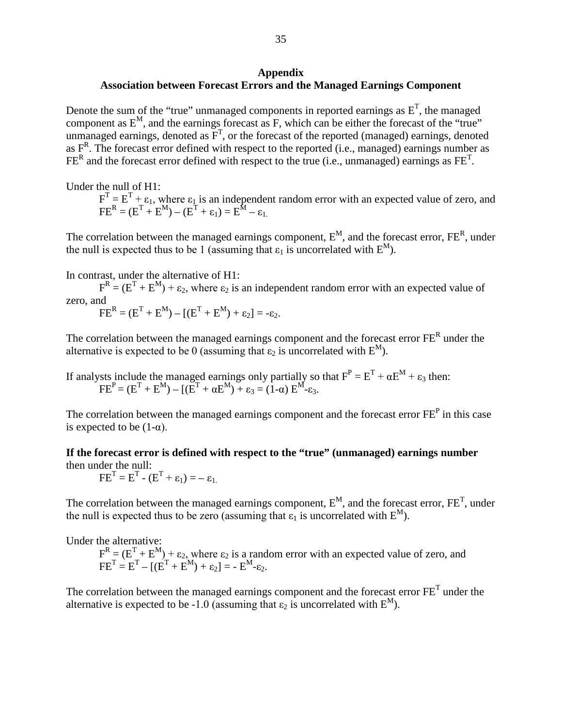## Appendix

## Association between Forecast Errors and the Managed Earnings Component

Denote the sum of the "true" unmanaged components in reported earnings as $E^T$, the managed component as $E^M$, and the earnings forecast as F, which can be either the forecast of the "true" unmanaged earnings, denoted as $F^T$, or the forecast of the reported (managed) earnings, denoted as $F^R$. The forecast error defined with respect to the reported (i.e., managed) earnings number as $FE^R$ and the forecast error defined with respect to the true (i.e., unmanaged) earnings as $FE^T$.

Under the null of H1:

$F^T = E^T + \varepsilon_1$, where $\varepsilon_1$ is an independent random error with an expected value of zero, and

$FE^R = (E^T + E^M) – (E^T + \varepsilon_1) = E^M – \varepsilon_1$.

The correlation between the managed earnings component, $E^M$, and the forecast error, $FE^R$, under the null is expected thus to be 1 (assuming that $\varepsilon_1$ is uncorrelated with $E^M$).

In contrast, under the alternative of H1:

$F^R = (E^T + E^M) + \varepsilon_2$, where $\varepsilon_2$ is an independent random error with an expected value of zero, and

$FE^R = (E^T + E^M) – [(E^T + E^M) + \varepsilon_2] = -\varepsilon_2$.

The correlation between the managed earnings component and the forecast error $FE^R$ under the alternative is expected to be 0 (assuming that $\varepsilon_2$ is uncorrelated with $E^M$).

If analysts include the managed earnings only partially so that $F^P = E^T + \alpha E^M + \varepsilon_3$ then:

$FE^P = (E^T + E^M) – [(E^T + \alpha E^M) + \varepsilon_3 = (1-\alpha) E^M - \varepsilon_3$.

The correlation between the managed earnings component and the forecast error $FE^P$ in this case is expected to be $(1-\alpha)$.

**If the forecast error is defined with respect to the "true" (unmanaged) earnings number** then under the null:

$FE^T = E^T - (E^T + \varepsilon_1) = – \varepsilon_1$.

The correlation between the managed earnings component, $E^M$, and the forecast error, $FE^T$, under the null is expected thus to be zero (assuming that $\varepsilon_1$ is uncorrelated with $E^M$).

Under the alternative:

$F^R = (E^T + E^M) + \varepsilon_2$, where $\varepsilon_2$ is a random error with an expected value of zero, and

$FE^T = E^T – [(E^T + E^M) + \varepsilon_2] = - E^M - \varepsilon_2$.

The correlation between the managed earnings component and the forecast error $FE^T$ under the alternative is expected to be -1.0 (assuming that $\varepsilon_2$ is uncorrelated with $E^M$).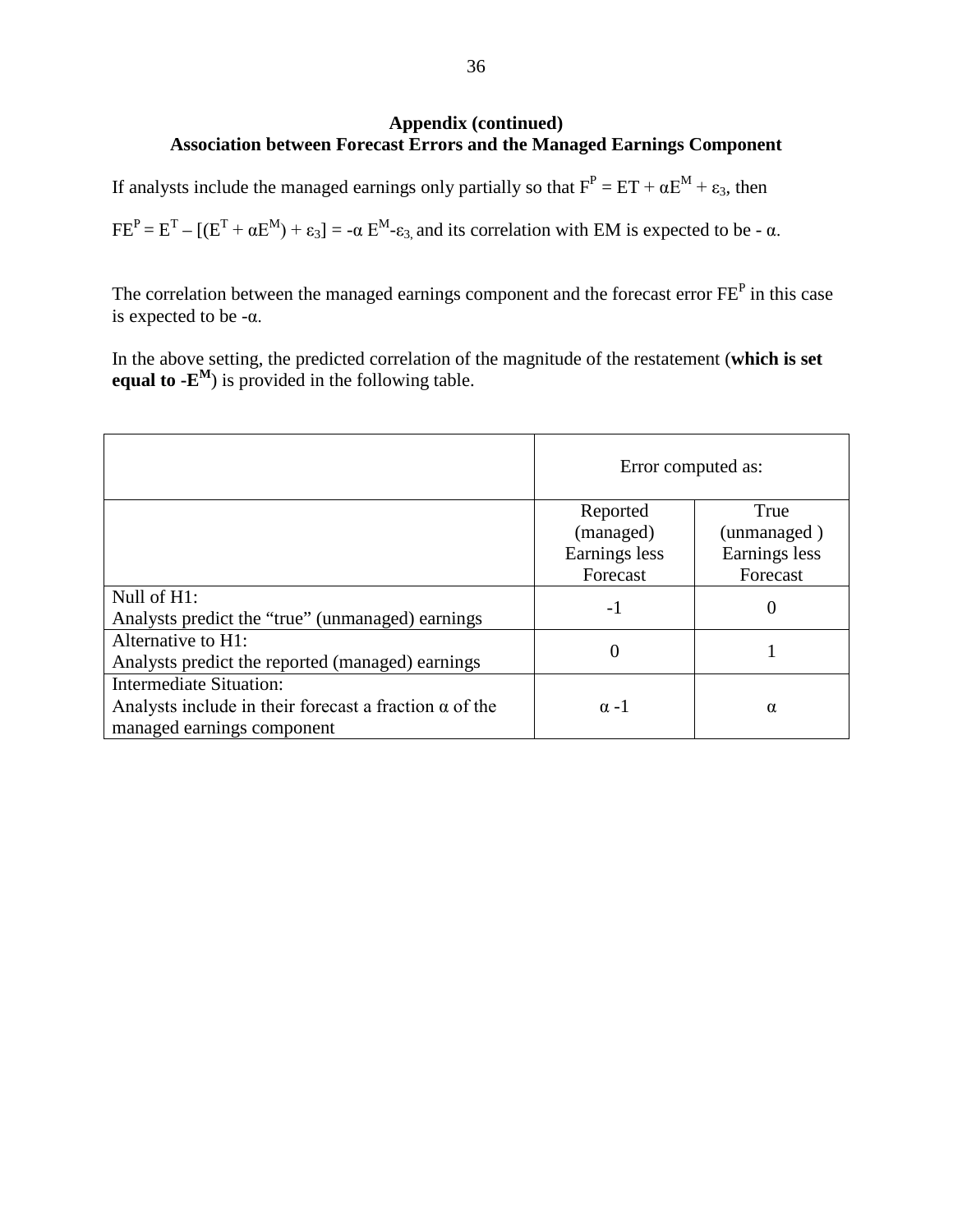**Appendix (continued)**
**Association between Forecast Errors and the Managed Earnings Component**

If analysts include the managed earnings only partially so that $F^P = ET + \alpha E^M + \varepsilon_3$, then

$FE^P = E^T – [(E^T + \alpha E^M) + \varepsilon_3] = -\alpha E^M - \varepsilon_3$, and its correlation with EM is expected to be $-\alpha$.

The correlation between the managed earnings component and the forecast error $FE^P$ in this case is expected to be $-\alpha$.

In the above setting, the predicted correlation of the magnitude of the restatement (**which is set equal to $-E^M$**) is provided in the following table.

| | Error computed as: | |
|---|---|---|
| | Reported (managed) Earnings less Forecast | True (unmanaged ) Earnings less Forecast |
| Null of H1:<br>Analysts predict the “true” (unmanaged) earnings | -1 | 0 |
| Alternative to H1:<br>Analysts predict the reported (managed) earnings | 0 | 1 |
| Intermediate Situation:<br>Analysts include in their forecast a fraction $\alpha$ of the managed earnings component | $\alpha$ -1 | $\alpha$ |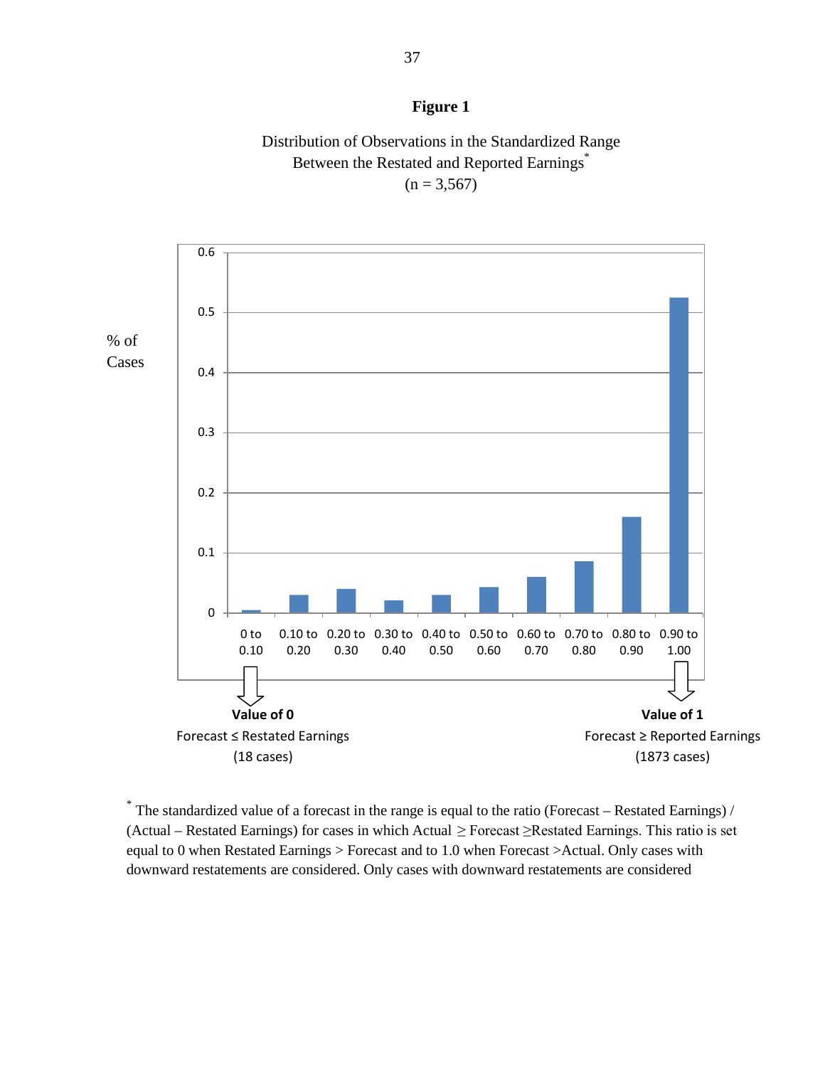**Figure 1**

Distribution of Observations in the Standardized Range Between the Restated and Reported Earnings*
(n = 3,567)

% of Cases

| 0 to 0.10 | 0.10 to 0.20 | 0.20 to 0.30 | 0.30 to 0.40 | 0.40 to 0.50 | 0.50 to 0.60 | 0.60 to 0.70 | 0.70 to 0.80 | 0.80 to 0.90 | 0.90 to 1.00 |
|---|---|---|---|---|---|---|---|---|---|

**Value of 0**
Forecast ≤ Restated Earnings
(18 cases)

**Value of 1**
Forecast ≥ Reported Earnings
(1873 cases)

\* The standardized value of a forecast in the range is equal to the ratio (Forecast – Restated Earnings) / (Actual – Restated Earnings) for cases in which Actual ≥ Forecast ≥Restated Earnings. This ratio is set equal to 0 when Restated Earnings > Forecast and to 1.0 when Forecast >Actual. Only cases with downward restatements are considered. Only cases with downward restatements are considered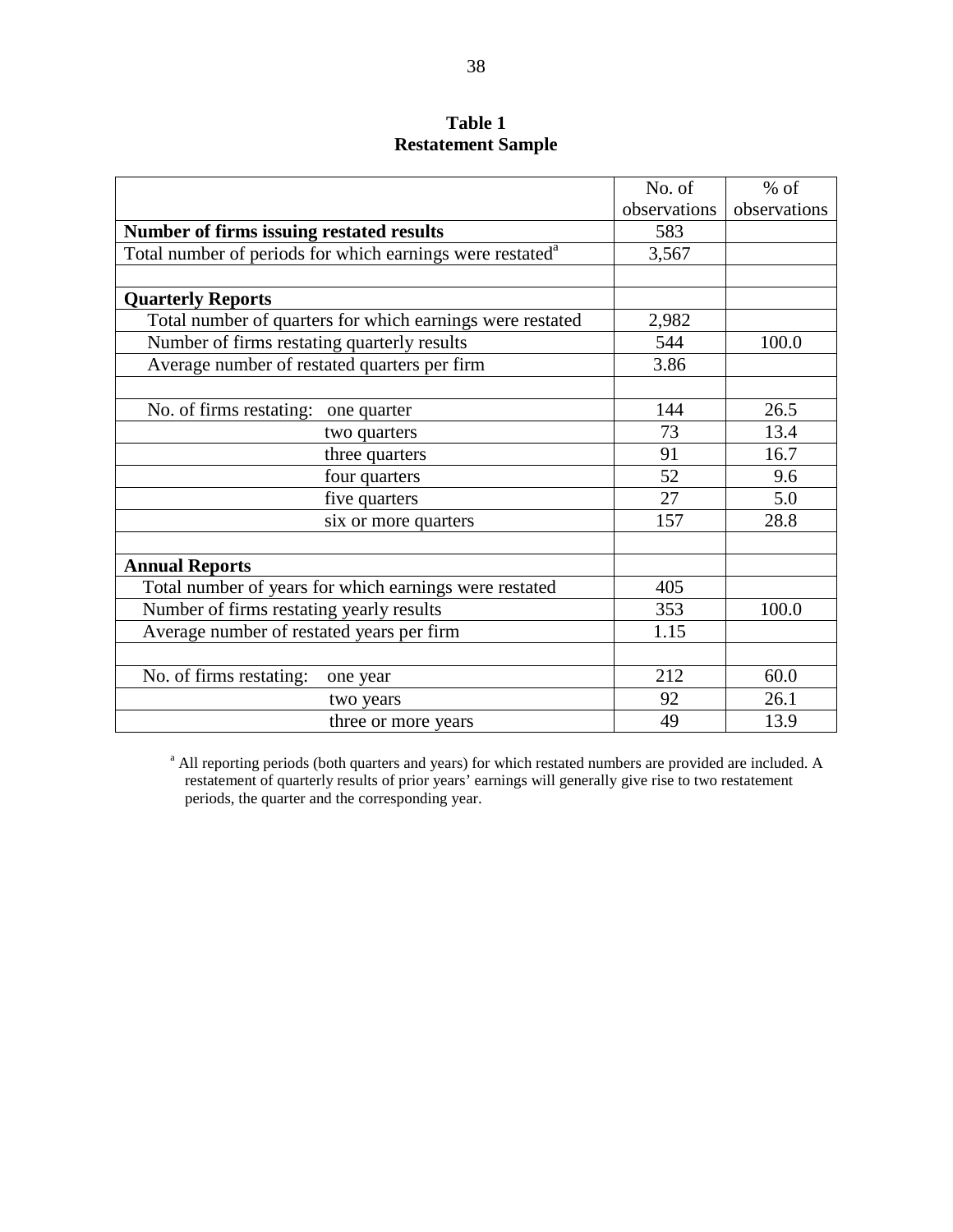**Table 1**
**Restatement Sample**

| | No. of observations | % of observations |
|---|---|---|
| **Number of firms issuing restated results** | 583 | |
| Total number of periods for which earnings were restated[a] | 3,567 | |
| | | |
| **Quarterly Reports** | | |
| Total number of quarters for which earnings were restated | 2,982 | |
| Number of firms restating quarterly results | 544 | 100.0 |
| Average number of restated quarters per firm | 3.86 | |
| | | |
| No. of firms restating: one quarter | 144 | 26.5 |
| two quarters | 73 | 13.4 |
| three quarters | 91 | 16.7 |
| four quarters | 52 | 9.6 |
| five quarters | 27 | 5.0 |
| six or more quarters | 157 | 28.8 |
| | | |
| **Annual Reports** | | |
| Total number of years for which earnings were restated | 405 | |
| Number of firms restating yearly results | 353 | 100.0 |
| Average number of restated years per firm | 1.15 | |
| | | |
| No. of firms restating: one year | 212 | 60.0 |
| two years | 92 | 26.1 |
| three or more years | 49 | 13.9 |

[a] All reporting periods (both quarters and years) for which restated numbers are provided are included. A restatement of quarterly results of prior years' earnings will generally give rise to two restatement periods, the quarter and the corresponding year.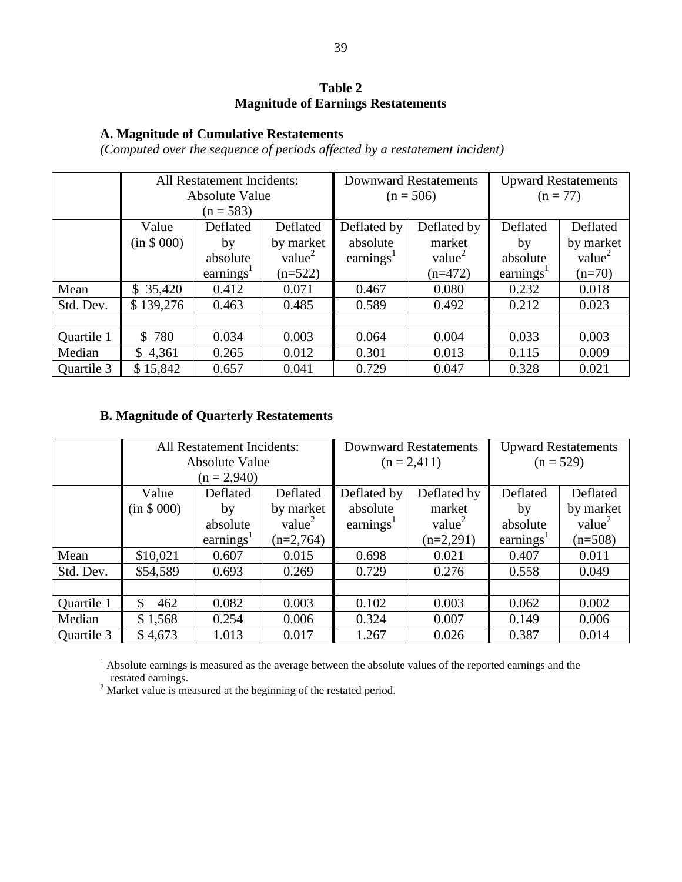**Table 2**
**Magnitude of Earnings Restatements**

### A. Magnitude of Cumulative Restatements

*(Computed over the sequence of periods affected by a restatement incident)*

| | All Restatement Incidents: Absolute Value (n = 583) | | | Downward Restatements (n = 506) | | Upward Restatements (n = 77) | |
|---|---|---|---|---|---|---|---|
| | Value (in $ 000) | Deflated by absolute earnings[1] | Deflated by market value[2] (n=522) | Deflated by absolute earnings[1] | Deflated by market value[2] (n=472) | Deflated by absolute earnings[1] | Deflated by market value[2] (n=70) |
| Mean | $ 35,420 | 0.412 | 0.071 | 0.467 | 0.080 | 0.232 | 0.018 |
| Std. Dev. | $ 139,276 | 0.463 | 0.485 | 0.589 | 0.492 | 0.212 | 0.023 |
| | | | | | | | |
| Quartile 1 | $ 780 | 0.034 | 0.003 | 0.064 | 0.004 | 0.033 | 0.003 |
| Median | $ 4,361 | 0.265 | 0.012 | 0.301 | 0.013 | 0.115 | 0.009 |
| Quartile 3 | $ 15,842 | 0.657 | 0.041 | 0.729 | 0.047 | 0.328 | 0.021 |

### B. Magnitude of Quarterly Restatements

| | All Restatement Incidents: Absolute Value (n = 2,940) | | | Downward Restatements (n = 2,411) | | Upward Restatements (n = 529) | |
|---|---|---|---|---|---|---|---|
| | Value (in $ 000) | Deflated by absolute earnings[1] | Deflated by market value[2] (n=2,764) | Deflated by absolute earnings[1] | Deflated by market value[2] (n=2,291) | Deflated by absolute earnings[1] | Deflated by market value[2] (n=508) |
| Mean | $10,021 | 0.607 | 0.015 | 0.698 | 0.021 | 0.407 | 0.011 |
| Std. Dev. | $54,589 | 0.693 | 0.269 | 0.729 | 0.276 | 0.558 | 0.049 |
| | | | | | | | |
| Quartile 1 | $ 462 | 0.082 | 0.003 | 0.102 | 0.003 | 0.062 | 0.002 |
| Median | $ 1,568 | 0.254 | 0.006 | 0.324 | 0.007 | 0.149 | 0.006 |
| Quartile 3 | $ 4,673 | 1.013 | 0.017 | 1.267 | 0.026 | 0.387 | 0.014 |

[1] Absolute earnings is measured as the average between the absolute values of the reported earnings and the restated earnings.

[2] Market value is measured at the beginning of the restated period.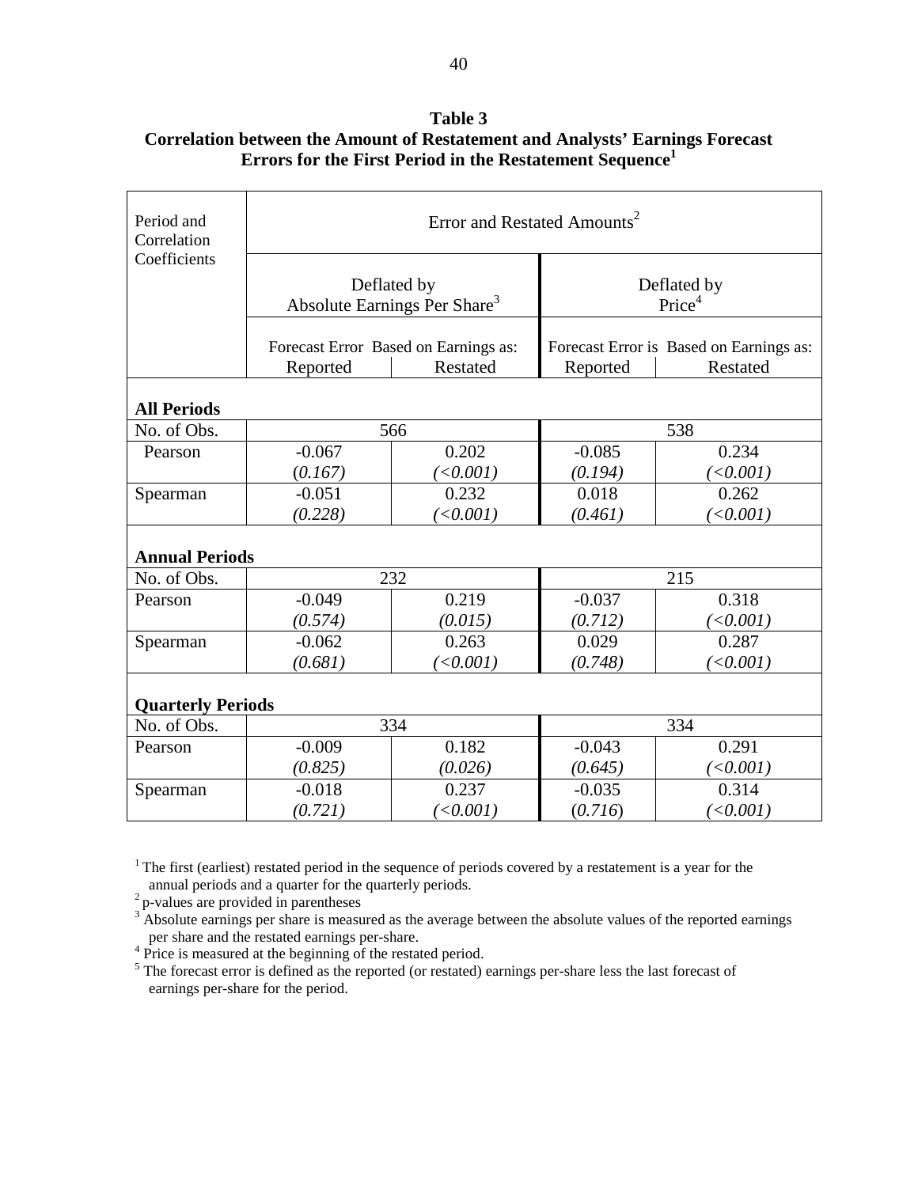**Table 3**
**Correlation between the Amount of Restatement and Analysts' Earnings Forecast Errors for the First Period in the Restatement Sequence[1]**

| Period and Correlation Coefficients | Error and Restated Amounts[2] | | | |
|---|---|---|---|---|
| | Deflated by Absolute Earnings Per Share[3] | | Deflated by Price[4] | |
| | Forecast Error Based on Earnings as: | | Forecast Error is Based on Earnings as: | |
| | Reported | Restated | Reported | Restated |
| **All Periods** | | | | |
| No. of Obs. | 566 | | 538 | |
| Pearson | -0.067 | 0.202 | -0.085 | 0.234 |
| | *(0.167)* | *(<0.001)* | *(0.194)* | *(<0.001)* |
| Spearman | -0.051 | 0.232 | 0.018 | 0.262 |
| | *(0.228)* | *(<0.001)* | *(0.461)* | *(<0.001)* |
| **Annual Periods** | | | | |
| No. of Obs. | 232 | | 215 | |
| Pearson | -0.049 | 0.219 | -0.037 | 0.318 |
| | *(0.574)* | *(0.015)* | *(0.712)* | *(<0.001)* |
| Spearman | -0.062 | 0.263 | 0.029 | 0.287 |
| | *(0.681)* | *(<0.001)* | *(0.748)* | *(<0.001)* |
| **Quarterly Periods** | | | | |
| No. of Obs. | 334 | | 334 | |
| Pearson | -0.009 | 0.182 | -0.043 | 0.291 |
| | *(0.825)* | *(0.026)* | *(0.645)* | *(<0.001)* |
| Spearman | -0.018 | 0.237 | -0.035 | 0.314 |
| | *(0.721)* | *(<0.001)* | *(0.716)* | *(<0.001)* |

[1] The first (earliest) restated period in the sequence of periods covered by a restatement is a year for the annual periods and a quarter for the quarterly periods.
[2] p-values are provided in parentheses
[3] Absolute earnings per share is measured as the average between the absolute values of the reported earnings per share and the restated earnings per-share.
[4] Price is measured at the beginning of the restated period.
[5] The forecast error is defined as the reported (or restated) earnings per-share less the last forecast of earnings per-share for the period.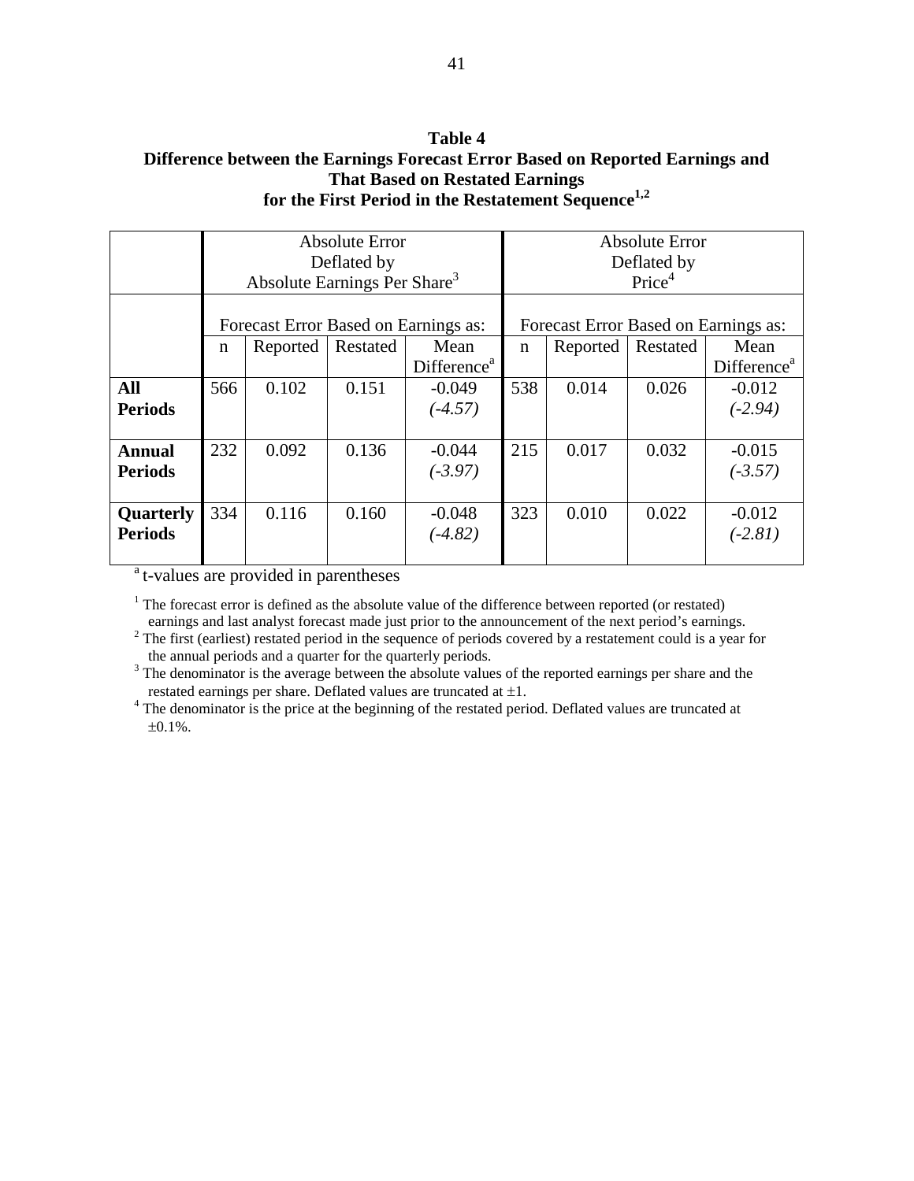**Table 4**
**Difference between the Earnings Forecast Error Based on Reported Earnings and That Based on Restated Earnings for the First Period in the Restatement Sequence[1,2]**

| | Absolute Error Deflated by Absolute Earnings Per Share[3] | | | | Absolute Error Deflated by Price[4] | | | |
|---|---|---|---|---|---|---|---|---|
| | Forecast Error Based on Earnings as: | | | | Forecast Error Based on Earnings as: | | | |
| | n | Reported | Restated | Mean Difference[a] | n | Reported | Restated | Mean Difference[a] |
| **All Periods** | 566 | 0.102 | 0.151 | -0.049 *(-4.57)* | 538 | 0.014 | 0.026 | -0.012 *(-2.94)* |
| **Annual Periods** | 232 | 0.092 | 0.136 | -0.044 *(-3.97)* | 215 | 0.017 | 0.032 | -0.015 *(-3.57)* |
| **Quarterly Periods** | 334 | 0.116 | 0.160 | -0.048 *(-4.82)* | 323 | 0.010 | 0.022 | -0.012 *(-2.81)* |

[a] t-values are provided in parentheses

[1] The forecast error is defined as the absolute value of the difference between reported (or restated) earnings and last analyst forecast made just prior to the announcement of the next period's earnings.

[2] The first (earliest) restated period in the sequence of periods covered by a restatement could is a year for the annual periods and a quarter for the quarterly periods.

[3] The denominator is the average between the absolute values of the reported earnings per share and the restated earnings per share. Deflated values are truncated at $\pm 1$.

[4] The denominator is the price at the beginning of the restated period. Deflated values are truncated at $\pm 0.1\%$.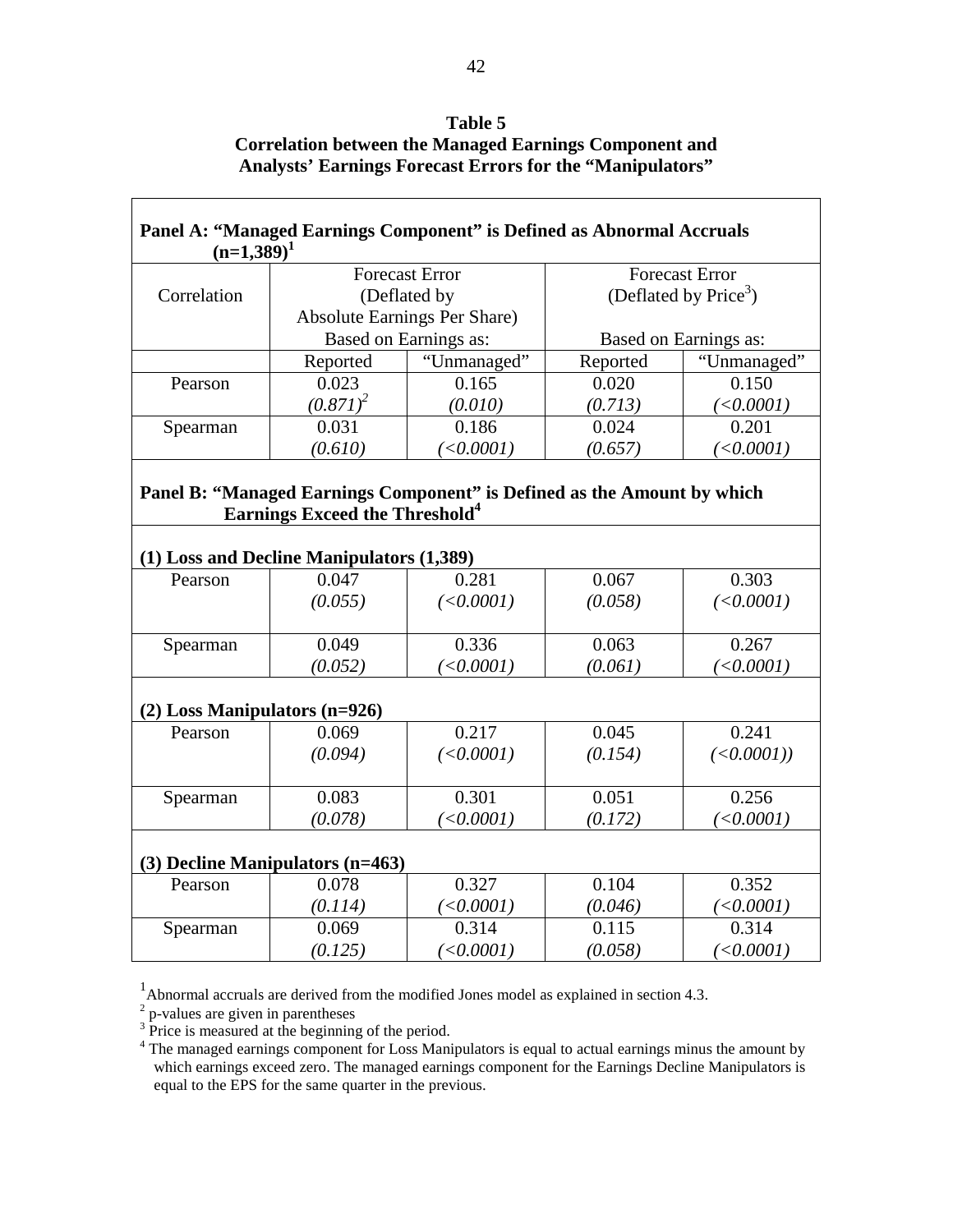**Table 5**
**Correlation between the Managed Earnings Component and Analysts' Earnings Forecast Errors for the "Manipulators"**

| **Panel A: "Managed Earnings Component" is Defined as Abnormal Accruals (n=1,389)[1]** | | | | |
|---|---|---|---|---|
| Correlation | Forecast Error (Deflated by Absolute Earnings Per Share) Based on Earnings as: | | Forecast Error (Deflated by Price[3]) Based on Earnings as: | |
| | Reported | "Unmanaged" | Reported | "Unmanaged" |
| Pearson | 0.023 *(0.871)*[2] | 0.165 *(0.010)* | 0.020 *(0.713)* | 0.150 *(<0.0001)* |
| Spearman | 0.031 *(0.610)* | 0.186 *(<0.0001)* | 0.024 *(0.657)* | 0.201 *(<0.0001)* |
| **Panel B: "Managed Earnings Component" is Defined as the Amount by which Earnings Exceed the Threshold[4]** | | | | |
| **(1) Loss and Decline Manipulators (1,389)** | | | | |
| Pearson | 0.047 *(0.055)* | 0.281 *(<0.0001)* | 0.067 *(0.058)* | 0.303 *(<0.0001)* |
| Spearman | 0.049 *(0.052)* | 0.336 *(<0.0001)* | 0.063 *(0.061)* | 0.267 *(<0.0001)* |
| **(2) Loss Manipulators (n=926)** | | | | |
| Pearson | 0.069 *(0.094)* | 0.217 *(<0.0001)* | 0.045 *(0.154)* | 0.241 *(<0.0001))* |
| Spearman | 0.083 *(0.078)* | 0.301 *(<0.0001)* | 0.051 *(0.172)* | 0.256 *(<0.0001)* |
| **(3) Decline Manipulators (n=463)** | | | | |
| Pearson | 0.078 *(0.114)* | 0.327 *(<0.0001)* | 0.104 *(0.046)* | 0.352 *(<0.0001)* |
| Spearman | 0.069 *(0.125)* | 0.314 *(<0.0001)* | 0.115 *(0.058)* | 0.314 *(<0.0001)* |

[1] Abnormal accruals are derived from the modified Jones model as explained in section 4.3.
[2] p-values are given in parentheses
[3] Price is measured at the beginning of the period.
[4] The managed earnings component for Loss Manipulators is equal to actual earnings minus the amount by which earnings exceed zero. The managed earnings component for the Earnings Decline Manipulators is equal to the EPS for the same quarter in the previous.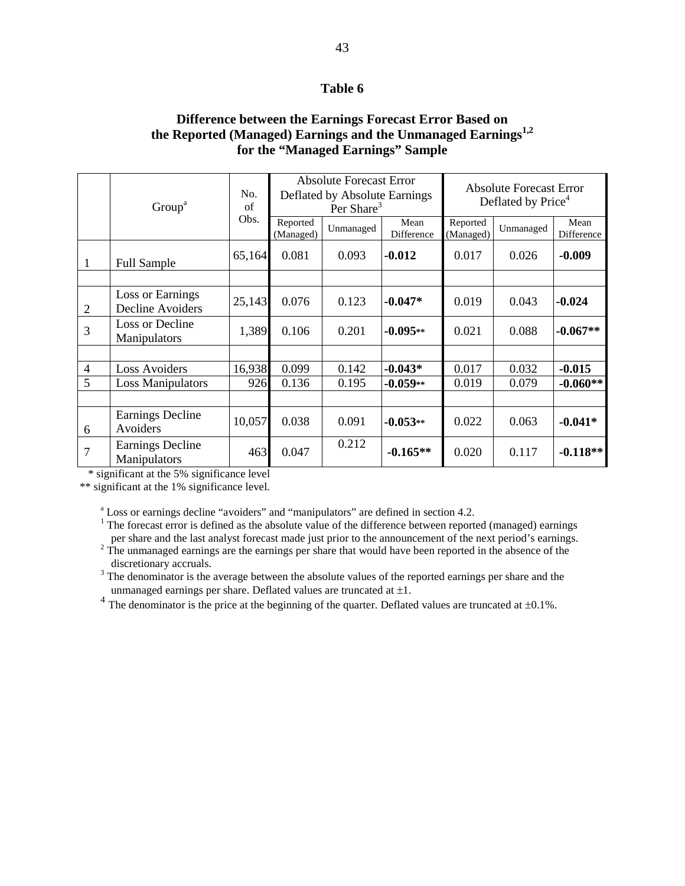# Table 6

## Difference between the Earnings Forecast Error Based on the Reported (Managed) Earnings and the Unmanaged Earnings[1,2] for the "Managed Earnings" Sample

| | Group[a] | No. of Obs. | Absolute Forecast Error Deflated by Absolute Earnings Per Share[3] | | | Absolute Forecast Error Deflated by Price[4] | | |
|---|---|---|---|---|---|---|---|---|
| | | | Reported (Managed) | Unmanaged | Mean Difference | Reported (Managed) | Unmanaged | Mean Difference |
| 1 | Full Sample | 65,164 | 0.081 | 0.093 | **-0.012** | 0.017 | 0.026 | **-0.009** |
| | | | | | | | | |
| 2 | Loss or Earnings Decline Avoiders | 25,143 | 0.076 | 0.123 | **-0.047*** | 0.019 | 0.043 | **-0.024** |
| 3 | Loss or Decline Manipulators | 1,389 | 0.106 | 0.201 | **-0.095**** | 0.021 | 0.088 | **-0.067**** |
| | | | | | | | | |
| 4 | Loss Avoiders | 16,938 | 0.099 | 0.142 | **-0.043*** | 0.017 | 0.032 | **-0.015** |
| 5 | Loss Manipulators | 926 | 0.136 | 0.195 | **-0.059**** | 0.019 | 0.079 | **-0.060**** |
| | | | | | | | | |
| 6 | Earnings Decline Avoiders | 10,057 | 0.038 | 0.091 | **-0.053**** | 0.022 | 0.063 | **-0.041*** |
| 7 | Earnings Decline Manipulators | 463 | 0.047 | 0.212 | **-0.165**** | 0.020 | 0.117 | **-0.118**** |

\* significant at the 5% significance level
\*\* significant at the 1% significance level.

[a] Loss or earnings decline "avoiders" and "manipulators" are defined in section 4.2.
[1] The forecast error is defined as the absolute value of the difference between reported (managed) earnings per share and the last analyst forecast made just prior to the announcement of the next period's earnings.
[2] The unmanaged earnings are the earnings per share that would have been reported in the absence of the discretionary accruals.
[3] The denominator is the average between the absolute values of the reported earnings per share and the unmanaged earnings per share. Deflated values are truncated at ±1.
[4] The denominator is the price at the beginning of the quarter. Deflated values are truncated at ±0.1%.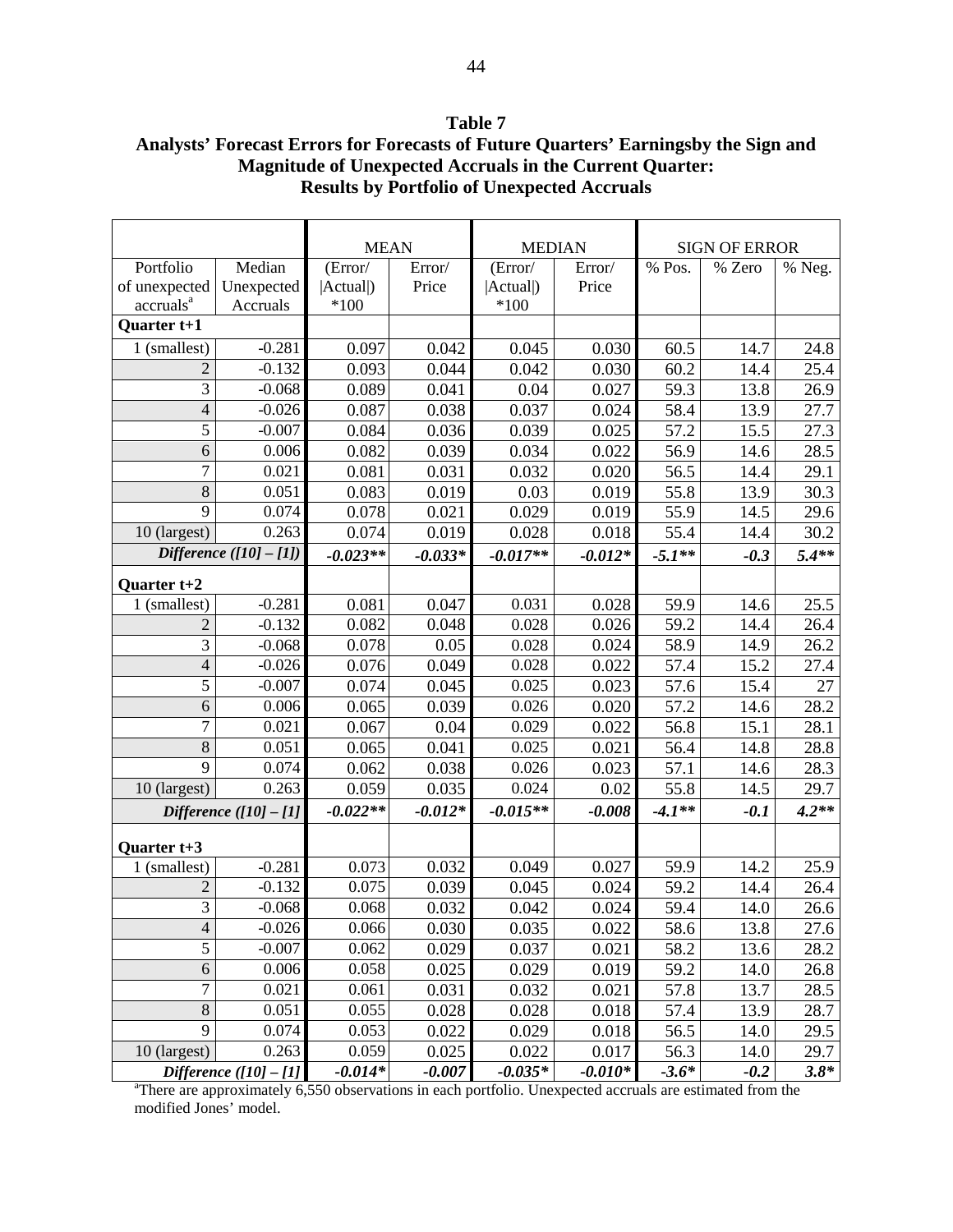**Table 7**
**Analysts' Forecast Errors for Forecasts of Future Quarters' Earningsby the Sign and Magnitude of Unexpected Accruals in the Current Quarter: Results by Portfolio of Unexpected Accruals**

| | | MEAN | | MEDIAN | | SIGN OF ERROR | | |
|---|---|---|---|---|---|---|---|---|
| Portfolio of unexpected accruals[a] | Median Unexpected Accruals | (Error/ \|Actual\|) *100 | Error/ Price | (Error/ \|Actual\|) *100 | Error/ Price | % Pos. | % Zero | % Neg. |
| **Quarter t+1** | | | | | | | | |
| 1 (smallest) | -0.281 | 0.097 | 0.042 | 0.045 | 0.030 | 60.5 | 14.7 | 24.8 |
| 2 | -0.132 | 0.093 | 0.044 | 0.042 | 0.030 | 60.2 | 14.4 | 25.4 |
| 3 | -0.068 | 0.089 | 0.041 | 0.04 | 0.027 | 59.3 | 13.8 | 26.9 |
| 4 | -0.026 | 0.087 | 0.038 | 0.037 | 0.024 | 58.4 | 13.9 | 27.7 |
| 5 | -0.007 | 0.084 | 0.036 | 0.039 | 0.025 | 57.2 | 15.5 | 27.3 |
| 6 | 0.006 | 0.082 | 0.039 | 0.034 | 0.022 | 56.9 | 14.6 | 28.5 |
| 7 | 0.021 | 0.081 | 0.031 | 0.032 | 0.020 | 56.5 | 14.4 | 29.1 |
| 8 | 0.051 | 0.083 | 0.019 | 0.03 | 0.019 | 55.8 | 13.9 | 30.3 |
| 9 | 0.074 | 0.078 | 0.021 | 0.029 | 0.019 | 55.9 | 14.5 | 29.6 |
| 10 (largest) | 0.263 | 0.074 | 0.019 | 0.028 | 0.018 | 55.4 | 14.4 | 30.2 |
| ***Difference ([10] – [1])*** | | ***-0.023\*\**** | ***-0.033\**** | ***-0.017\*\**** | ***-0.012\**** | ***-5.1\*\**** | ***-0.3*** | ***5.4\*\**** |
| **Quarter t+2** | | | | | | | | |
| 1 (smallest) | -0.281 | 0.081 | 0.047 | 0.031 | 0.028 | 59.9 | 14.6 | 25.5 |
| 2 | -0.132 | 0.082 | 0.048 | 0.028 | 0.026 | 59.2 | 14.4 | 26.4 |
| 3 | -0.068 | 0.078 | 0.05 | 0.028 | 0.024 | 58.9 | 14.9 | 26.2 |
| 4 | -0.026 | 0.076 | 0.049 | 0.028 | 0.022 | 57.4 | 15.2 | 27.4 |
| 5 | -0.007 | 0.074 | 0.045 | 0.025 | 0.023 | 57.6 | 15.4 | 27 |
| 6 | 0.006 | 0.065 | 0.039 | 0.026 | 0.020 | 57.2 | 14.6 | 28.2 |
| 7 | 0.021 | 0.067 | 0.04 | 0.029 | 0.022 | 56.8 | 15.1 | 28.1 |
| 8 | 0.051 | 0.065 | 0.041 | 0.025 | 0.021 | 56.4 | 14.8 | 28.8 |
| 9 | 0.074 | 0.062 | 0.038 | 0.026 | 0.023 | 57.1 | 14.6 | 28.3 |
| 10 (largest) | 0.263 | 0.059 | 0.035 | 0.024 | 0.02 | 55.8 | 14.5 | 29.7 |
| ***Difference ([10] – [1]*** | | ***-0.022\*\**** | ***-0.012\**** | ***-0.015\*\**** | ***-0.008*** | ***-4.1\*\**** | ***-0.1*** | ***4.2\*\**** |
| **Quarter t+3** | | | | | | | | |
| 1 (smallest) | -0.281 | 0.073 | 0.032 | 0.049 | 0.027 | 59.9 | 14.2 | 25.9 |
| 2 | -0.132 | 0.075 | 0.039 | 0.045 | 0.024 | 59.2 | 14.4 | 26.4 |
| 3 | -0.068 | 0.068 | 0.032 | 0.042 | 0.024 | 59.4 | 14.0 | 26.6 |
| 4 | -0.026 | 0.066 | 0.030 | 0.035 | 0.022 | 58.6 | 13.8 | 27.6 |
| 5 | -0.007 | 0.062 | 0.029 | 0.037 | 0.021 | 58.2 | 13.6 | 28.2 |
| 6 | 0.006 | 0.058 | 0.025 | 0.029 | 0.019 | 59.2 | 14.0 | 26.8 |
| 7 | 0.021 | 0.061 | 0.031 | 0.032 | 0.021 | 57.8 | 13.7 | 28.5 |
| 8 | 0.051 | 0.055 | 0.028 | 0.028 | 0.018 | 57.4 | 13.9 | 28.7 |
| 9 | 0.074 | 0.053 | 0.022 | 0.029 | 0.018 | 56.5 | 14.0 | 29.5 |
| 10 (largest) | 0.263 | 0.059 | 0.025 | 0.022 | 0.017 | 56.3 | 14.0 | 29.7 |
| ***Difference ([10] – [1]*** | | ***-0.014\**** | ***-0.007*** | ***-0.035\**** | ***-0.010\**** | ***-3.6\**** | ***-0.2*** | ***3.8\**** |

[a]There are approximately 6,550 observations in each portfolio. Unexpected accruals are estimated from the modified Jones' model.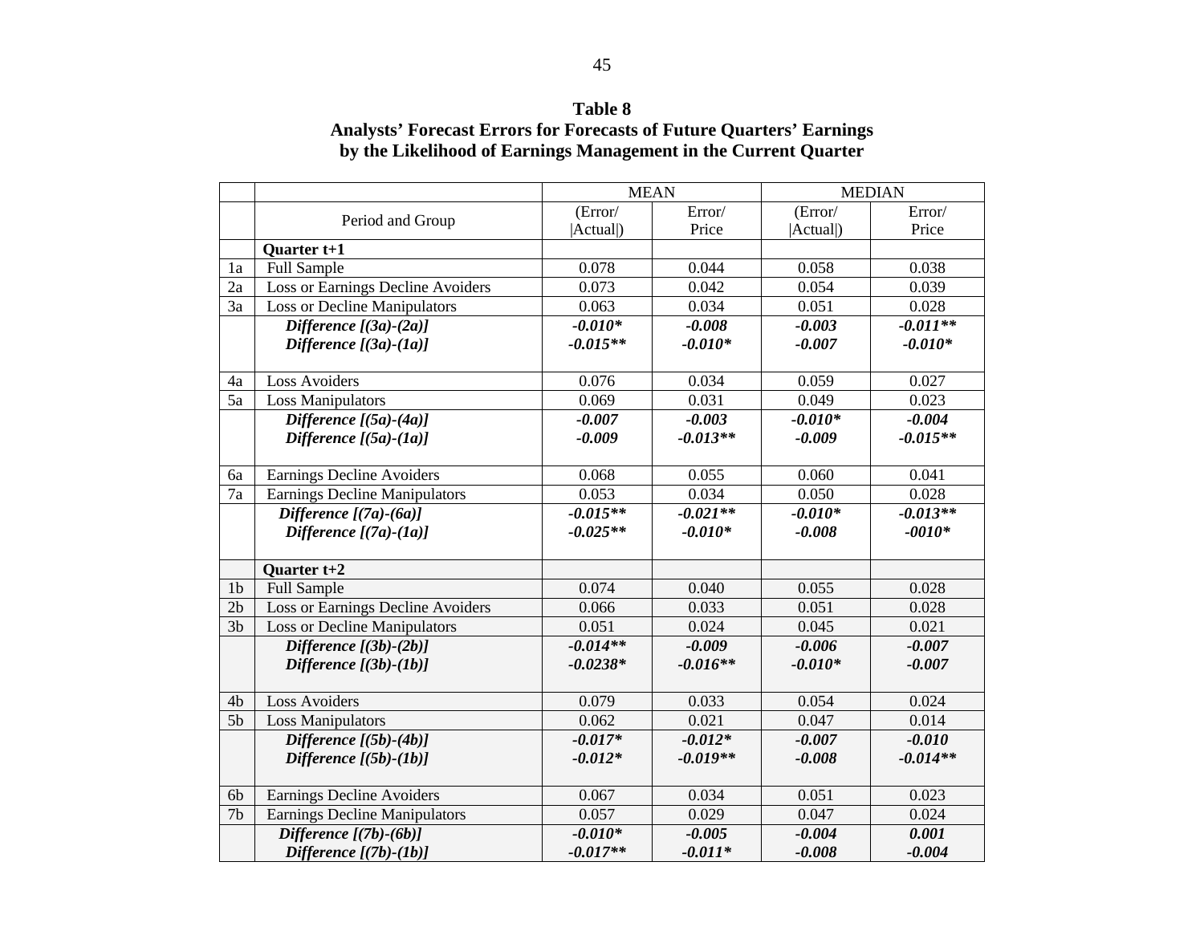**Table 8**
**Analysts' Forecast Errors for Forecasts of Future Quarters' Earnings by the Likelihood of Earnings Management in the Current Quarter**

| | | MEAN | | MEDIAN | |
|---|---|---|---|---|---|
| | Period and Group | (Error/ \|Actual\|) | Error/ Price | (Error/ \|Actual\|) | Error/ Price |
| | **Quarter t+1** | | | | |
| 1a | Full Sample | 0.078 | 0.044 | 0.058 | 0.038 |
| 2a | Loss or Earnings Decline Avoiders | 0.073 | 0.042 | 0.054 | 0.039 |
| 3a | Loss or Decline Manipulators | 0.063 | 0.034 | 0.051 | 0.028 |
| | ***Difference [(3a)-(2a)]*** | ***-0.010**** | ***-0.008*** | ***-0.003*** | ***-0.011***** |
| | ***Difference [(3a)-(1a)]*** | ***-0.015***** | ***-0.010**** | ***-0.007*** | ***-0.010**** |
| 4a | Loss Avoiders | 0.076 | 0.034 | 0.059 | 0.027 |
| 5a | Loss Manipulators | 0.069 | 0.031 | 0.049 | 0.023 |
| | ***Difference [(5a)-(4a)]*** | ***-0.007*** | ***-0.003*** | ***-0.010**** | ***-0.004*** |
| | ***Difference [(5a)-(1a)]*** | ***-0.009*** | ***-0.013***** | ***-0.009*** | ***-0.015***** |
| 6a | Earnings Decline Avoiders | 0.068 | 0.055 | 0.060 | 0.041 |
| 7a | Earnings Decline Manipulators | 0.053 | 0.034 | 0.050 | 0.028 |
| | ***Difference [(7a)-(6a)]*** | ***-0.015***** | ***-0.021***** | ***-0.010**** | ***-0.013***** |
| | ***Difference [(7a)-(1a)]*** | ***-0.025***** | ***-0.010**** | ***-0.008*** | ***-0010**** |
| | **Quarter t+2** | | | | |
| 1b | Full Sample | 0.074 | 0.040 | 0.055 | 0.028 |
| 2b | Loss or Earnings Decline Avoiders | 0.066 | 0.033 | 0.051 | 0.028 |
| 3b | Loss or Decline Manipulators | 0.051 | 0.024 | 0.045 | 0.021 |
| | ***Difference [(3b)-(2b)]*** | ***-0.014***** | ***-0.009*** | ***-0.006*** | ***-0.007*** |
| | ***Difference [(3b)-(1b)]*** | ***-0.0238**** | ***-0.016***** | ***-0.010**** | ***-0.007*** |
| 4b | Loss Avoiders | 0.079 | 0.033 | 0.054 | 0.024 |
| 5b | Loss Manipulators | 0.062 | 0.021 | 0.047 | 0.014 |
| | ***Difference [(5b)-(4b)]*** | ***-0.017**** | ***-0.012**** | ***-0.007*** | ***-0.010*** |
| | ***Difference [(5b)-(1b)]*** | ***-0.012**** | ***-0.019***** | ***-0.008*** | ***-0.014***** |
| 6b | Earnings Decline Avoiders | 0.067 | 0.034 | 0.051 | 0.023 |
| 7b | Earnings Decline Manipulators | 0.057 | 0.029 | 0.047 | 0.024 |
| | ***Difference [(7b)-(6b)]*** | ***-0.010**** | ***-0.005*** | ***-0.004*** | ***0.001*** |
| | ***Difference [(7b)-(1b)]*** | ***-0.017***** | ***-0.011**** | ***-0.008*** | ***-0.004*** |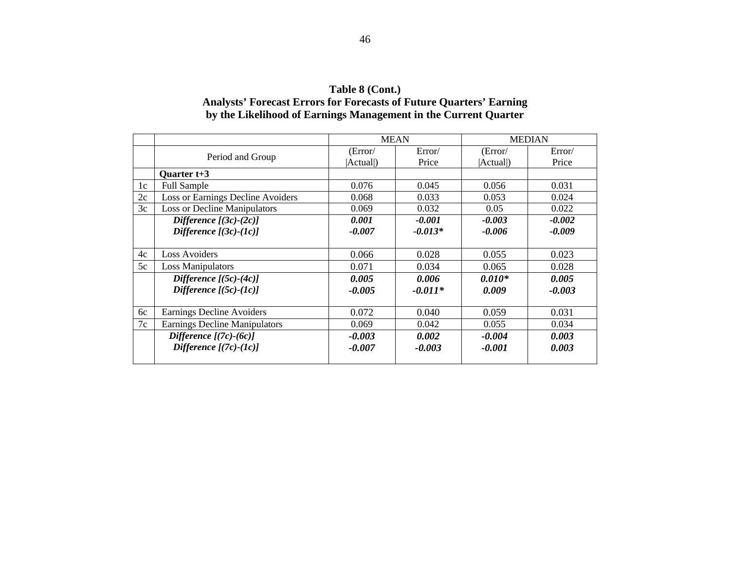**Table 8 (Cont.)**
**Analysts' Forecast Errors for Forecasts of Future Quarters' Earning**
**by the Likelihood of Earnings Management in the Current Quarter**

| | | MEAN | | MEDIAN | |
|---|---|---|---|---|---|
| | Period and Group | (Error/ \|Actual\|) | Error/ Price | (Error/ \|Actual\|) | Error/ Price |
| | **Quarter t+3** | | | | |
| 1c | Full Sample | 0.076 | 0.045 | 0.056 | 0.031 |
| 2c | Loss or Earnings Decline Avoiders | 0.068 | 0.033 | 0.053 | 0.024 |
| 3c | Loss or Decline Manipulators | 0.069 | 0.032 | 0.05 | 0.022 |
| | ***Difference [(3c)-(2c)]*** | ***0.001*** | ***-0.001*** | ***-0.003*** | ***-0.002*** |
| | ***Difference [(3c)-(1c)]*** | ***-0.007*** | ***-0.013**** | ***-0.006*** | ***-0.009*** |
| 4c | Loss Avoiders | 0.066 | 0.028 | 0.055 | 0.023 |
| 5c | Loss Manipulators | 0.071 | 0.034 | 0.065 | 0.028 |
| | ***Difference [(5c)-(4c)]*** | ***0.005*** | ***0.006*** | ***0.010**** | ***0.005*** |
| | ***Difference [(5c)-(1c)]*** | ***-0.005*** | ***-0.011**** | ***0.009*** | ***-0.003*** |
| 6c | Earnings Decline Avoiders | 0.072 | 0.040 | 0.059 | 0.031 |
| 7c | Earnings Decline Manipulators | 0.069 | 0.042 | 0.055 | 0.034 |
| | ***Difference [(7c)-(6c)]*** | ***-0.003*** | ***0.002*** | ***-0.004*** | ***0.003*** |
| | ***Difference [(7c)-(1c)]*** | ***-0.007*** | ***-0.003*** | ***-0.001*** | ***0.003*** |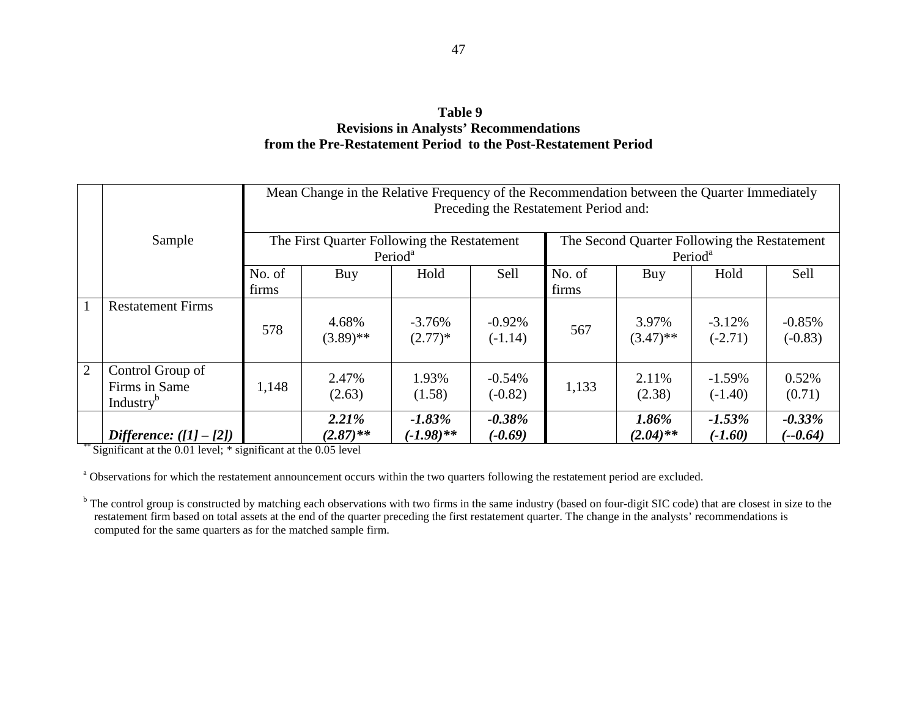**Table 9**
**Revisions in Analysts' Recommendations**
**from the Pre-Restatement Period to the Post-Restatement Period**

| | Sample | Mean Change in the Relative Frequency of the Recommendation between the Quarter Immediately Preceding the Restatement Period and: | | | | | | | |
|---|---|---|---|---|---|---|---|---|---|
| | | The First Quarter Following the Restatement Period[a] | | | | The Second Quarter Following the Restatement Period[a] | | | |
| | | No. of firms | Buy | Hold | Sell | No. of firms | Buy | Hold | Sell |
| 1 | Restatement Firms | 578 | 4.68% (3.89)** | -3.76% (2.77)* | -0.92% (-1.14) | 567 | 3.97% (3.47)** | -3.12% (-2.71) | -0.85% (-0.83) |
| 2 | Control Group of Firms in Same Industry[b] | 1,148 | 2.47% (2.63) | 1.93% (1.58) | -0.54% (-0.82) | 1,133 | 2.11% (2.38) | -1.59% (-1.40) | 0.52% (0.71) |
| | ***Difference: ([1] – [2])*** | | ***2.21% (2.87)**** | ***-1.83% (-1.98)**** | ***-0.38% (-0.69)*** | | ***1.86% (2.04)**** | ***-1.53% (-1.60)*** | ***-0.33% (--0.64)*** |

** Significant at the 0.01 level; * significant at the 0.05 level

[a] Observations for which the restatement announcement occurs within the two quarters following the restatement period are excluded.

[b] The control group is constructed by matching each observations with two firms in the same industry (based on four-digit SIC code) that are closest in size to the restatement firm based on total assets at the end of the quarter preceding the first restatement quarter. The change in the analysts' recommendations is computed for the same quarters as for the matched sample firm.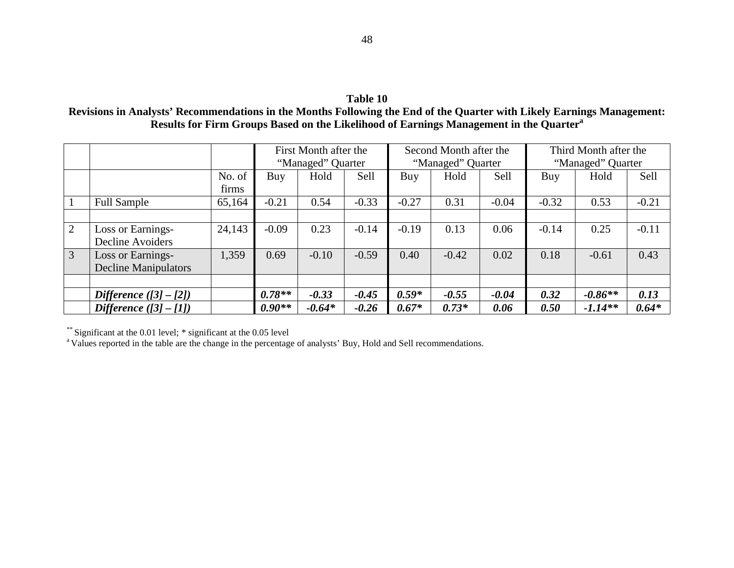**Table 10**
**Revisions in Analysts' Recommendations in the Months Following the End of the Quarter with Likely Earnings Management: Results for Firm Groups Based on the Likelihood of Earnings Management in the Quarter[a]**

| | | | First Month after the "Managed" Quarter | | | Second Month after the "Managed" Quarter | | | Third Month after the "Managed" Quarter | | |
|---|---|---|---|---|---|---|---|---|---|---|---|
| | | No. of firms | Buy | Hold | Sell | Buy | Hold | Sell | Buy | Hold | Sell |
| 1 | Full Sample | 65,164 | -0.21 | 0.54 | -0.33 | -0.27 | 0.31 | -0.04 | -0.32 | 0.53 | -0.21 |
| | | | | | | | | | | | |
| 2 | Loss or Earnings-Decline Avoiders | 24,143 | -0.09 | 0.23 | -0.14 | -0.19 | 0.13 | 0.06 | -0.14 | 0.25 | -0.11 |
| 3 | Loss or Earnings-Decline Manipulators | 1,359 | 0.69 | -0.10 | -0.59 | 0.40 | -0.42 | 0.02 | 0.18 | -0.61 | 0.43 |
| | | | | | | | | | | | |
| | ***Difference ([3] – [2])*** | | ***0.78*** | ***-0.33*** | ***-0.45*** | ***0.59**** | ***-0.55*** | ***-0.04*** | ***0.32*** | ***-0.86*** | ***0.13*** |
| | ***Difference ([3] – [1])*** | | ***0.90*** | ***-0.64**** | ***-0.26*** | ***0.67**** | ***0.73**** | ***0.06*** | ***0.50*** | ***-1.14*** | ***0.64**** |

Note: starred values in the difference rows: 0.78**, 0.59*, -0.86**, 0.90**, -0.64*, 0.67*, 0.73*, -1.14**, 0.64*.

** Significant at the 0.01 level; * significant at the 0.05 level

[a] Values reported in the table are the change in the percentage of analysts' Buy, Hold and Sell recommendations.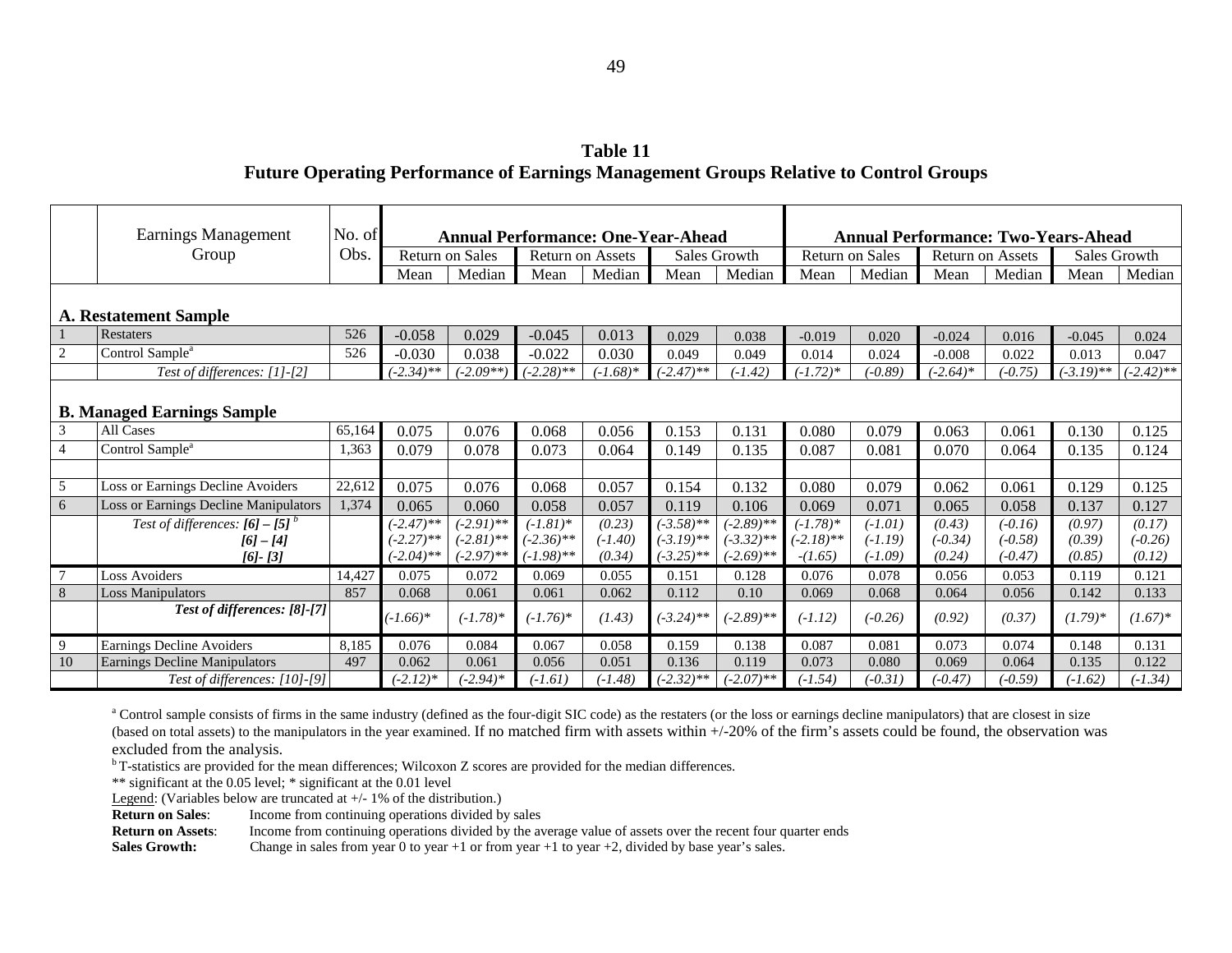**Table 11**
**Future Operating Performance of Earnings Management Groups Relative to Control Groups**

| | Earnings Management Group | No. of Obs. | Annual Performance: One-Year-Ahead | | | | | | Annual Performance: Two-Years-Ahead | | | | | |
|---|---|---|---|---|---|---|---|---|---|---|---|---|---|---|
| | | | Return on Sales | | Return on Assets | | Sales Growth | | Return on Sales | | Return on Assets | | Sales Growth | |
| | | | Mean | Median | Mean | Median | Mean | Median | Mean | Median | Mean | Median | Mean | Median |
| | **A. Restatement Sample** | | | | | | | | | | | | | |
| 1 | Restaters | 526 | -0.058 | 0.029 | -0.045 | 0.013 | 0.029 | 0.038 | -0.019 | 0.020 | -0.024 | 0.016 | -0.045 | 0.024 |
| 2 | Control Sample[a] | 526 | -0.030 | 0.038 | -0.022 | 0.030 | 0.049 | 0.049 | 0.014 | 0.024 | -0.008 | 0.022 | 0.013 | 0.047 |
| | *Test of differences: [1]-[2]* | | *(-2.34)*** | *(-2.09**)* | *(-2.28)*** | *(-1.68)** | *(-2.47)*** | *(-1.42)* | *(-1.72)** | *(-0.89)* | *(-2.64)** | *(-0.75)* | *(-3.19)*** | *(-2.42)*** |
| | **B. Managed Earnings Sample** | | | | | | | | | | | | | |
| 3 | All Cases | 65,164 | 0.075 | 0.076 | 0.068 | 0.056 | 0.153 | 0.131 | 0.080 | 0.079 | 0.063 | 0.061 | 0.130 | 0.125 |
| 4 | Control Sample[a] | 1,363 | 0.079 | 0.078 | 0.073 | 0.064 | 0.149 | 0.135 | 0.087 | 0.081 | 0.070 | 0.064 | 0.135 | 0.124 |
| 5 | Loss or Earnings Decline Avoiders | 22,612 | 0.075 | 0.076 | 0.068 | 0.057 | 0.154 | 0.132 | 0.080 | 0.079 | 0.062 | 0.061 | 0.129 | 0.125 |
| 6 | Loss or Earnings Decline Manipulators | 1,374 | 0.065 | 0.060 | 0.058 | 0.057 | 0.119 | 0.106 | 0.069 | 0.071 | 0.065 | 0.058 | 0.137 | 0.127 |
| | *Test of differences: [6] – [5]* [b] | | *(-2.47)*** | *(-2.91)*** | *(-1.81)** | *(0.23)* | *(-3.58)*** | *(-2.89)*** | *(-1.78)** | *(-1.01)* | *(0.43)* | *(-0.16)* | *(0.97)* | *(0.17)* |
| | *[6] – [4]* | | *(-2.27)*** | *(-2.81)*** | *(-2.36)*** | *(-1.40)* | *(-3.19)*** | *(-3.32)*** | *(-2.18)*** | *(-1.19)* | *(-0.34)* | *(-0.58)* | *(0.39)* | *(-0.26)* |
| | *[6]- [3]* | | *(-2.04)*** | *(-2.97)*** | *(-1.98)*** | *(0.34)* | *(-3.25)*** | *(-2.69)*** | *-(1.65)* | *(-1.09)* | *(0.24)* | *(-0.47)* | *(0.85)* | *(0.12)* |
| 7 | Loss Avoiders | 14,427 | 0.075 | 0.072 | 0.069 | 0.055 | 0.151 | 0.128 | 0.076 | 0.078 | 0.056 | 0.053 | 0.119 | 0.121 |
| 8 | Loss Manipulators | 857 | 0.068 | 0.061 | 0.061 | 0.062 | 0.112 | 0.10 | 0.069 | 0.068 | 0.064 | 0.056 | 0.142 | 0.133 |
| | *Test of differences: [8]-[7]* | | *(-1.66)** | *(-1.78)** | *(-1.76)** | *(1.43)* | *(-3.24)*** | *(-2.89)*** | *(-1.12)* | *(-0.26)* | *(0.92)* | *(0.37)* | *(1.79)** | *(1.67)** |
| 9 | Earnings Decline Avoiders | 8,185 | 0.076 | 0.084 | 0.067 | 0.058 | 0.159 | 0.138 | 0.087 | 0.081 | 0.073 | 0.074 | 0.148 | 0.131 |
| 10 | Earnings Decline Manipulators | 497 | 0.062 | 0.061 | 0.056 | 0.051 | 0.136 | 0.119 | 0.073 | 0.080 | 0.069 | 0.064 | 0.135 | 0.122 |
| | *Test of differences: [10]-[9]* | | *(-2.12)** | *(-2.94)** | *(-1.61)* | *(-1.48)* | *(-2.32)*** | *(-2.07)*** | *(-1.54)* | *(-0.31)* | *(-0.47)* | *(-0.59)* | *(-1.62)* | *(-1.34)* |

[a] Control sample consists of firms in the same industry (defined as the four-digit SIC code) as the restaters (or the loss or earnings decline manipulators) that are closest in size (based on total assets) to the manipulators in the year examined. If no matched firm with assets within +/-20% of the firm's assets could be found, the observation was excluded from the analysis.

[b] T-statistics are provided for the mean differences; Wilcoxon Z scores are provided for the median differences.

** significant at the 0.05 level; * significant at the 0.01 level

Legend: (Variables below are truncated at +/- 1% of the distribution.)

**Return on Sales**: Income from continuing operations divided by sales

**Return on Assets**: Income from continuing operations divided by the average value of assets over the recent four quarter ends

**Sales Growth:** Change in sales from year 0 to year +1 or from year +1 to year +2, divided by base year's sales.